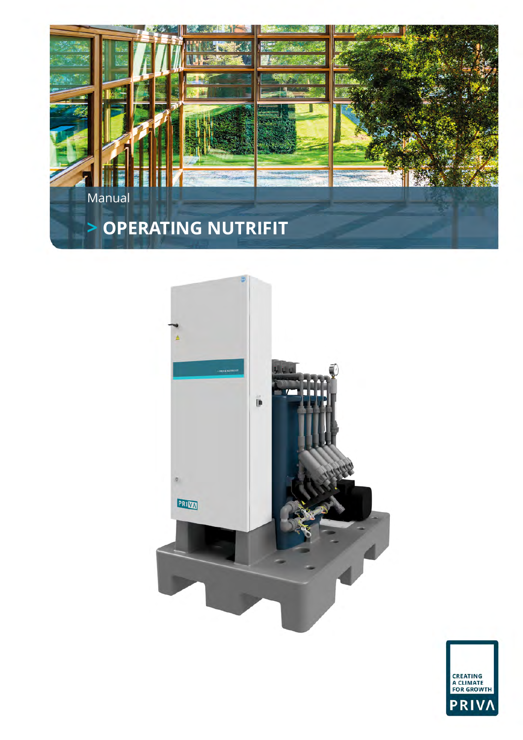Manual

# > OPERATING NUTRIFIT

CREATING
A CLIMATE
FOR GROWTH

PRIVA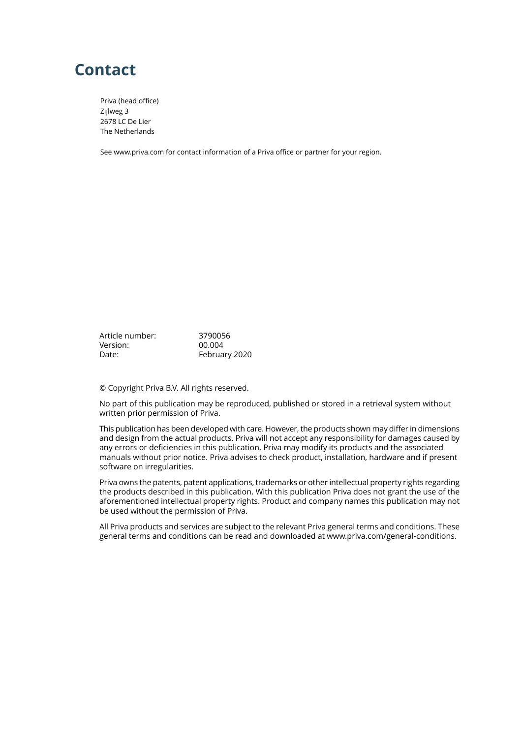# Contact

Priva (head office)
Zijlweg 3
2678 LC De Lier
The Netherlands

See www.priva.com for contact information of a Priva office or partner for your region.

| | |
|---|---|
| Article number: | 3790056 |
| Version: | 00.004 |
| Date: | February 2020 |

© Copyright Priva B.V. All rights reserved.

No part of this publication may be reproduced, published or stored in a retrieval system without written prior permission of Priva.

This publication has been developed with care. However, the products shown may differ in dimensions and design from the actual products. Priva will not accept any responsibility for damages caused by any errors or deficiencies in this publication. Priva may modify its products and the associated manuals without prior notice. Priva advises to check product, installation, hardware and if present software on irregularities.

Priva owns the patents, patent applications, trademarks or other intellectual property rights regarding the products described in this publication. With this publication Priva does not grant the use of the aforementioned intellectual property rights. Product and company names this publication may not be used without the permission of Priva.

All Priva products and services are subject to the relevant Priva general terms and conditions. These general terms and conditions can be read and downloaded at www.priva.com/general-conditions.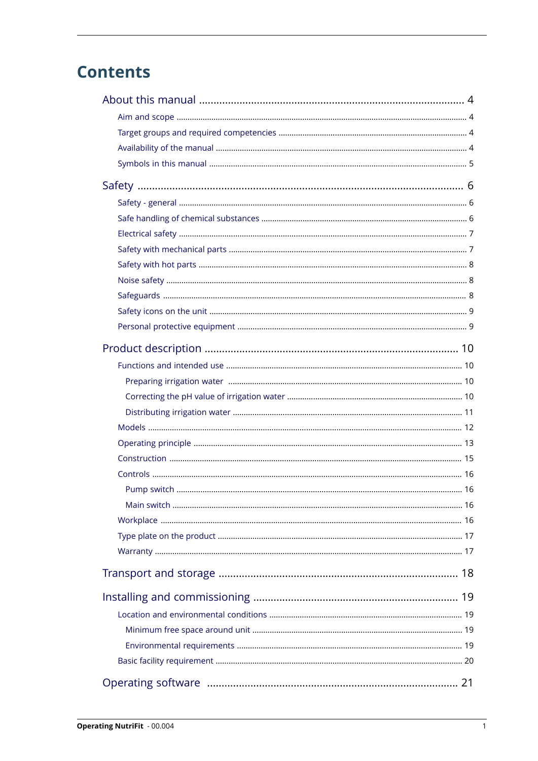# Contents

About this manual ........................................................................................ 4

- Aim and scope ........................................................................................ 4
- Target groups and required competencies ........................................................................................ 4
- Availability of the manual ........................................................................................ 4
- Symbols in this manual ........................................................................................ 5

Safety ........................................................................................ 6

- Safety - general ........................................................................................ 6
- Safe handling of chemical substances ........................................................................................ 6
- Electrical safety ........................................................................................ 7
- Safety with mechanical parts ........................................................................................ 7
- Safety with hot parts ........................................................................................ 8
- Noise safety ........................................................................................ 8
- Safeguards ........................................................................................ 8
- Safety icons on the unit ........................................................................................ 9
- Personal protective equipment ........................................................................................ 9

Product description ........................................................................................ 10

- Functions and intended use ........................................................................................ 10
    - Preparing irrigation water ........................................................................................ 10
    - Correcting the pH value of irrigation water ........................................................................................ 10
    - Distributing irrigation water ........................................................................................ 11
- Models ........................................................................................ 12
- Operating principle ........................................................................................ 13
- Construction ........................................................................................ 15
- Controls ........................................................................................ 16
    - Pump switch ........................................................................................ 16
    - Main switch ........................................................................................ 16
- Workplace ........................................................................................ 16
- Type plate on the product ........................................................................................ 17
- Warranty ........................................................................................ 17

Transport and storage ........................................................................................ 18

Installing and commissioning ........................................................................................ 19

- Location and environmental conditions ........................................................................................ 19
    - Minimum free space around unit ........................................................................................ 19
    - Environmental requirements ........................................................................................ 19
- Basic facility requirement ........................................................................................ 20

Operating software ........................................................................................ 21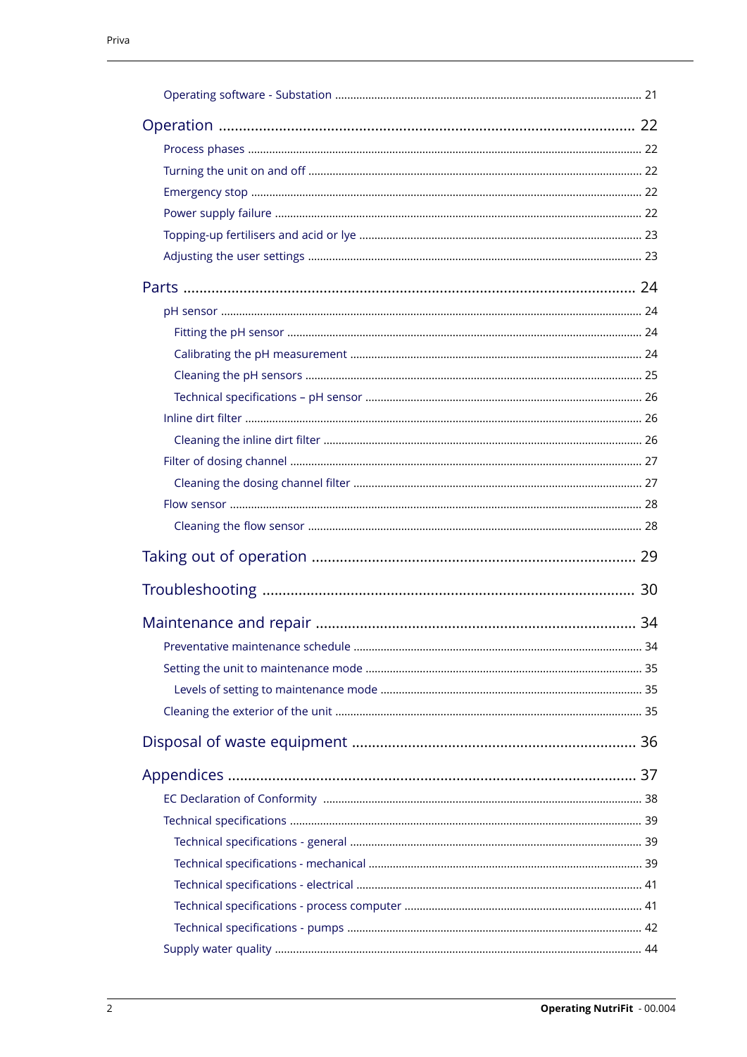Operating software - Substation ..................................................................................................... 21

Operation ........................................................................................................ 22

Process phases ..................................................................................................................................... 22

Turning the unit on and off ............................................................................................................... 22

Emergency stop .................................................................................................................................. 22

Power supply failure .......................................................................................................................... 22

Topping-up fertilisers and acid or lye ............................................................................................. 23

Adjusting the user settings ............................................................................................................... 23

Parts ................................................................................................................. 24

pH sensor ............................................................................................................................................ 24

Fitting the pH sensor ..................................................................................................................... 24

Calibrating the pH measurement ................................................................................................ 24

Cleaning the pH sensors ............................................................................................................... 25

Technical specifications – pH sensor ........................................................................................... 26

Inline dirt filter ................................................................................................................................... 26

Cleaning the inline dirt filter ......................................................................................................... 26

Filter of dosing channel .................................................................................................................... 27

Cleaning the dosing channel filter ............................................................................................... 27

Flow sensor ........................................................................................................................................ 28

Cleaning the flow sensor .............................................................................................................. 28

Taking out of operation ................................................................................ 29

Troubleshooting ............................................................................................ 30

Maintenance and repair ............................................................................... 34

Preventative maintenance schedule ............................................................................................... 34

Setting the unit to maintenance mode ........................................................................................... 35

Levels of setting to maintenance mode ...................................................................................... 35

Cleaning the exterior of the unit ..................................................................................................... 35

Disposal of waste equipment ...................................................................... 36

Appendices ..................................................................................................... 37

EC Declaration of Conformity ........................................................................................................ 38

Technical specifications .................................................................................................................... 39

Technical specifications - general ................................................................................................ 39

Technical specifications - mechanical .......................................................................................... 39

Technical specifications - electrical .............................................................................................. 41

Technical specifications - process computer .............................................................................. 41

Technical specifications - pumps ................................................................................................. 42

Supply water quality ......................................................................................................................... 44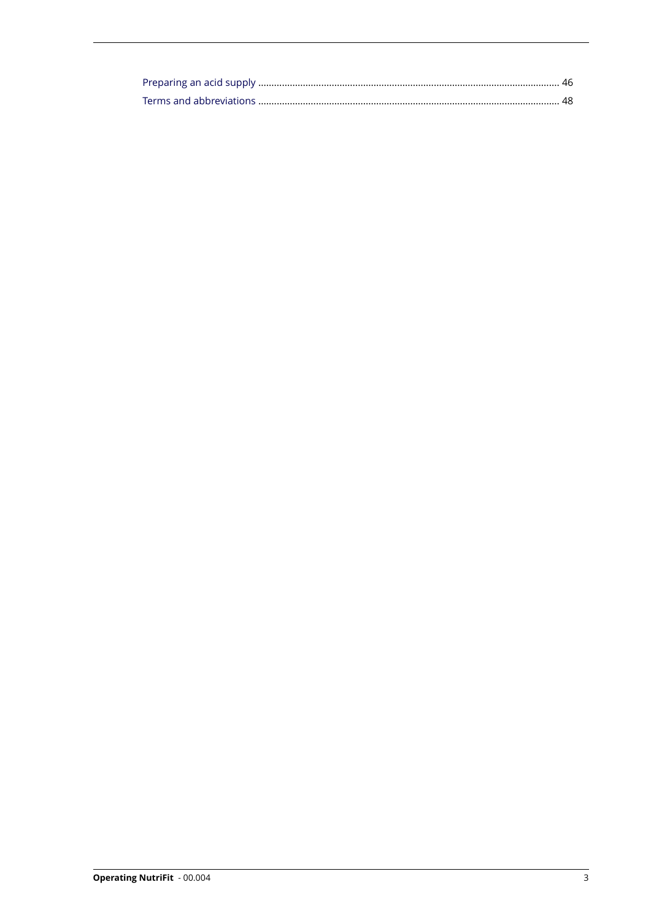Preparing an acid supply .................................................................................................................. 46

Terms and abbreviations .................................................................................................................. 48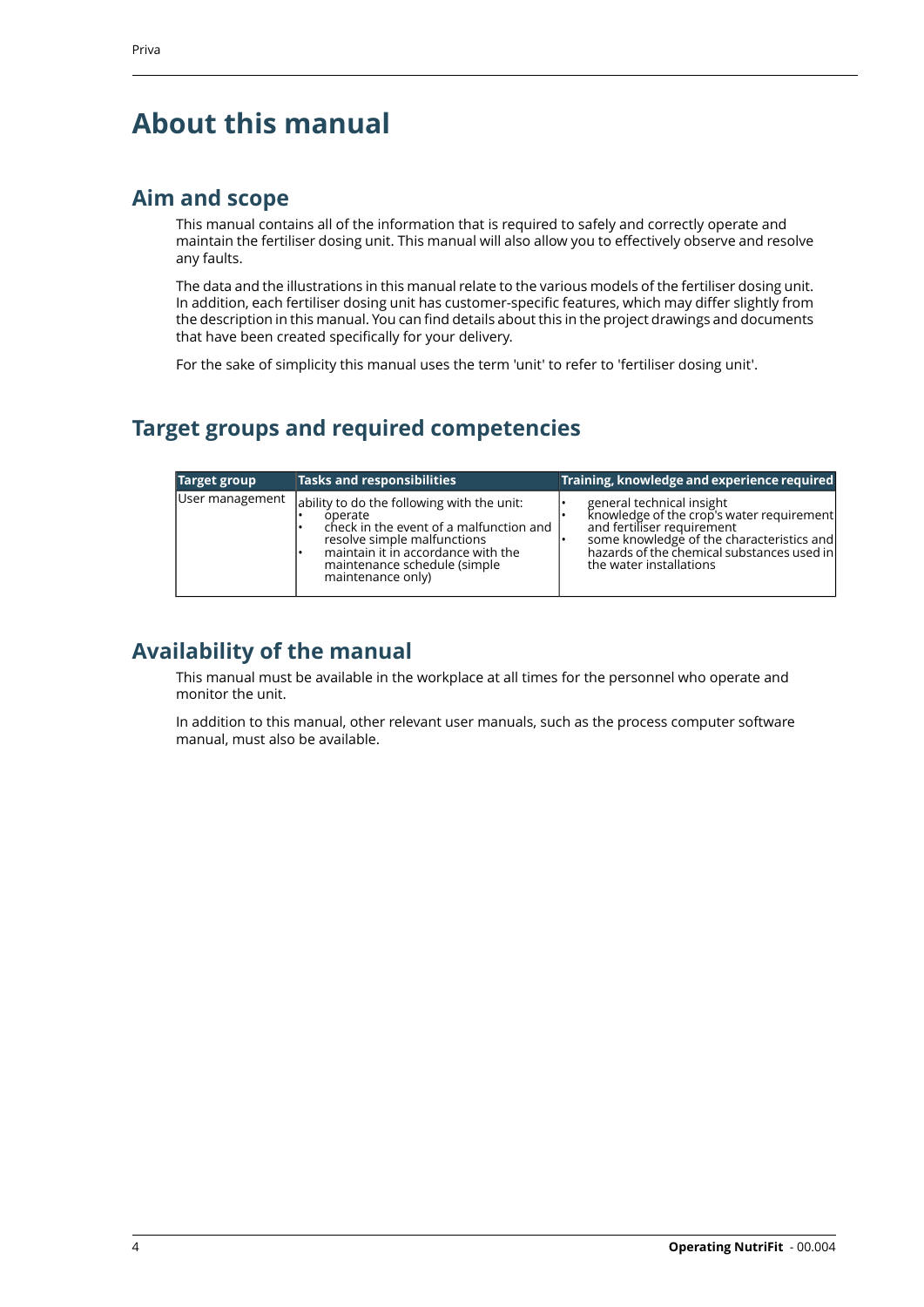# About this manual

## Aim and scope

This manual contains all of the information that is required to safely and correctly operate and maintain the fertiliser dosing unit. This manual will also allow you to effectively observe and resolve any faults.

The data and the illustrations in this manual relate to the various models of the fertiliser dosing unit. In addition, each fertiliser dosing unit has customer-specific features, which may differ slightly from the description in this manual. You can find details about this in the project drawings and documents that have been created specifically for your delivery.

For the sake of simplicity this manual uses the term 'unit' to refer to 'fertiliser dosing unit'.

## Target groups and required competencies

| Target group | Tasks and responsibilities | Training, knowledge and experience required |
|---|---|---|
| User management | ability to do the following with the unit:<br>• operate<br>• check in the event of a malfunction and resolve simple malfunctions<br>• maintain it in accordance with the maintenance schedule (simple maintenance only) | • general technical insight<br>• knowledge of the crop's water requirement and fertiliser requirement<br>• some knowledge of the characteristics and hazards of the chemical substances used in the water installations |

## Availability of the manual

This manual must be available in the workplace at all times for the personnel who operate and monitor the unit.

In addition to this manual, other relevant user manuals, such as the process computer software manual, must also be available.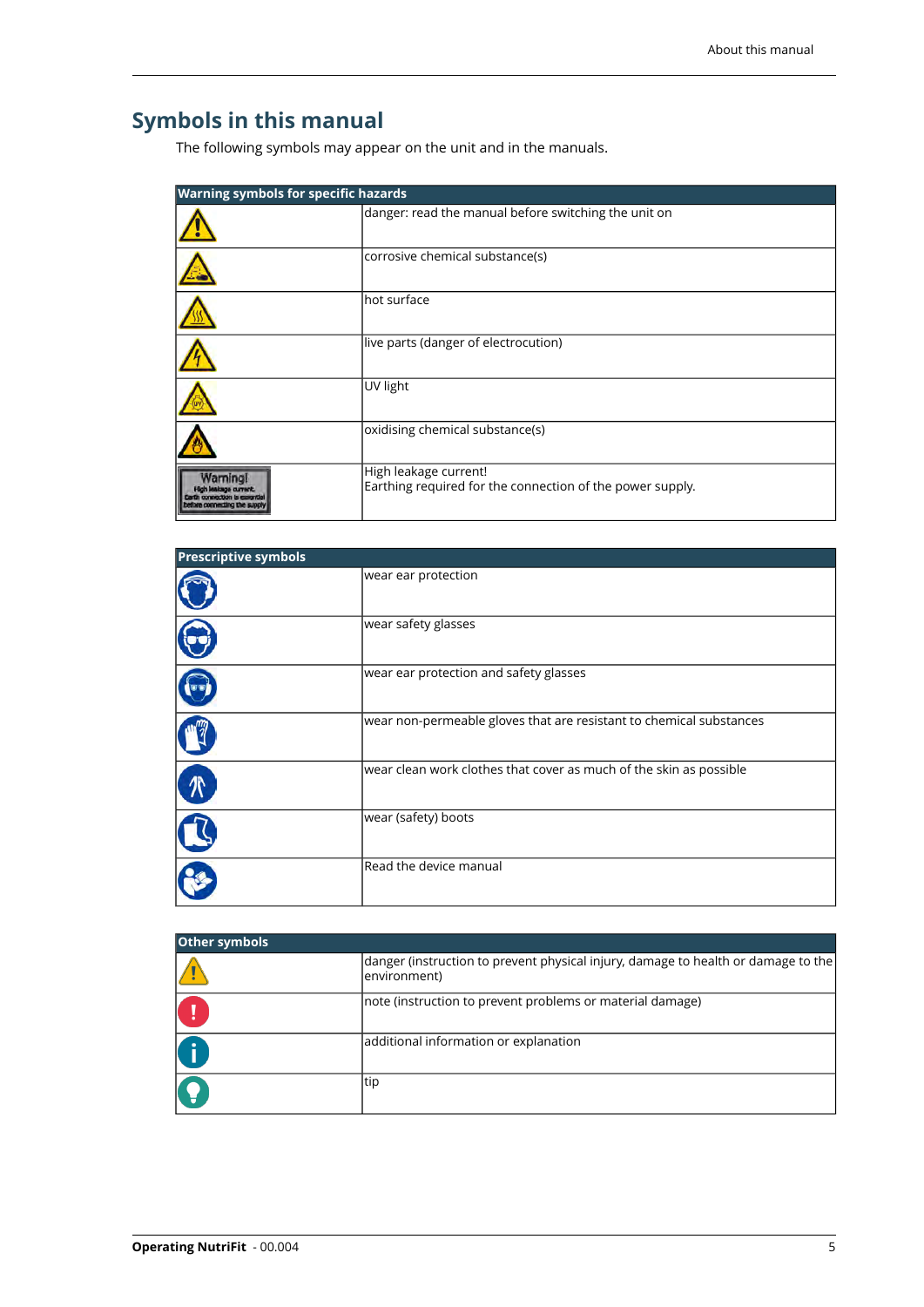## Symbols in this manual

The following symbols may appear on the unit and in the manuals.

| Warning symbols for specific hazards | |
|---|---|
| | danger: read the manual before switching the unit on |
| | corrosive chemical substance(s) |
| | hot surface |
| | live parts (danger of electrocution) |
| | UV light |
| | oxidising chemical substance(s) |
| Warning! High leakage current. Earth connection is essential before connecting the supply | High leakage current!<br>Earthing required for the connection of the power supply. |

| Prescriptive symbols | |
|---|---|
| | wear ear protection |
| | wear safety glasses |
| | wear ear protection and safety glasses |
| | wear non-permeable gloves that are resistant to chemical substances |
| | wear clean work clothes that cover as much of the skin as possible |
| | wear (safety) boots |
| | Read the device manual |

| Other symbols | |
|---|---|
| | danger (instruction to prevent physical injury, damage to health or damage to the environment) |
| | note (instruction to prevent problems or material damage) |
| | additional information or explanation |
| | tip |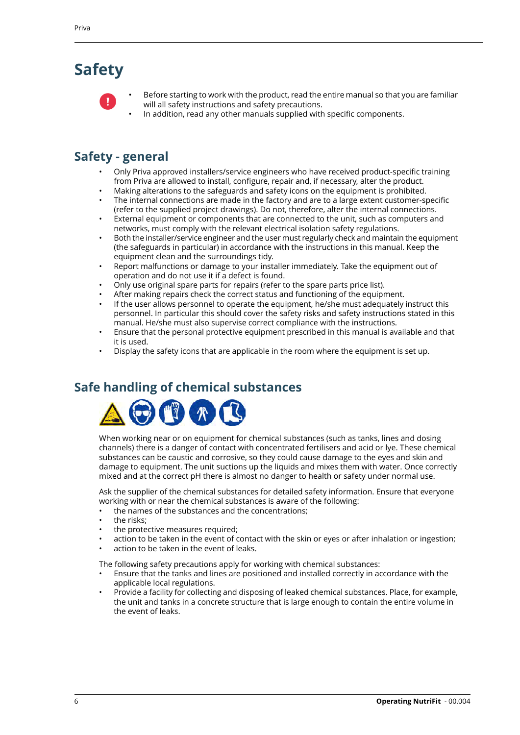# Safety

- Before starting to work with the product, read the entire manual so that you are familiar will all safety instructions and safety precautions.
- In addition, read any other manuals supplied with specific components.

## Safety - general

- Only Priva approved installers/service engineers who have received product-specific training from Priva are allowed to install, configure, repair and, if necessary, alter the product.
- Making alterations to the safeguards and safety icons on the equipment is prohibited.
- The internal connections are made in the factory and are to a large extent customer-specific (refer to the supplied project drawings). Do not, therefore, alter the internal connections.
- External equipment or components that are connected to the unit, such as computers and networks, must comply with the relevant electrical isolation safety regulations.
- Both the installer/service engineer and the user must regularly check and maintain the equipment (the safeguards in particular) in accordance with the instructions in this manual. Keep the equipment clean and the surroundings tidy.
- Report malfunctions or damage to your installer immediately. Take the equipment out of operation and do not use it if a defect is found.
- Only use original spare parts for repairs (refer to the spare parts price list).
- After making repairs check the correct status and functioning of the equipment.
- If the user allows personnel to operate the equipment, he/she must adequately instruct this personnel. In particular this should cover the safety risks and safety instructions stated in this manual. He/she must also supervise correct compliance with the instructions.
- Ensure that the personal protective equipment prescribed in this manual is available and that it is used.
- Display the safety icons that are applicable in the room where the equipment is set up.

## Safe handling of chemical substances

When working near or on equipment for chemical substances (such as tanks, lines and dosing channels) there is a danger of contact with concentrated fertilisers and acid or lye. These chemical substances can be caustic and corrosive, so they could cause damage to the eyes and skin and damage to equipment. The unit suctions up the liquids and mixes them with water. Once correctly mixed and at the correct pH there is almost no danger to health or safety under normal use.

Ask the supplier of the chemical substances for detailed safety information. Ensure that everyone working with or near the chemical substances is aware of the following:

- the names of the substances and the concentrations;
- the risks;
- the protective measures required;
- action to be taken in the event of contact with the skin or eyes or after inhalation or ingestion;
- action to be taken in the event of leaks.

The following safety precautions apply for working with chemical substances:

- Ensure that the tanks and lines are positioned and installed correctly in accordance with the applicable local regulations.
- Provide a facility for collecting and disposing of leaked chemical substances. Place, for example, the unit and tanks in a concrete structure that is large enough to contain the entire volume in the event of leaks.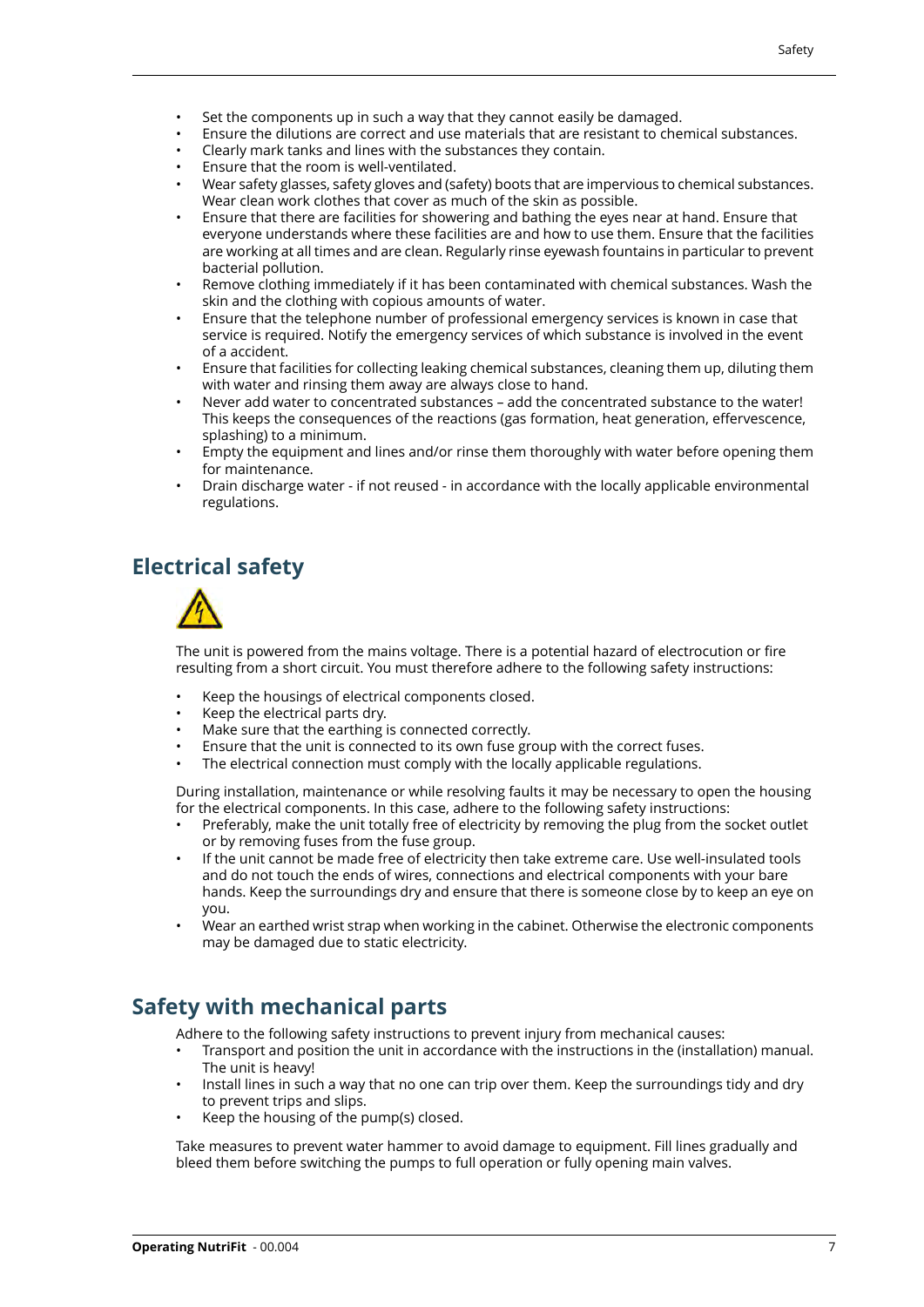- Set the components up in such a way that they cannot easily be damaged.
- Ensure the dilutions are correct and use materials that are resistant to chemical substances.
- Clearly mark tanks and lines with the substances they contain.
- Ensure that the room is well-ventilated.
- Wear safety glasses, safety gloves and (safety) boots that are impervious to chemical substances. Wear clean work clothes that cover as much of the skin as possible.
- Ensure that there are facilities for showering and bathing the eyes near at hand. Ensure that everyone understands where these facilities are and how to use them. Ensure that the facilities are working at all times and are clean. Regularly rinse eyewash fountains in particular to prevent bacterial pollution.
- Remove clothing immediately if it has been contaminated with chemical substances. Wash the skin and the clothing with copious amounts of water.
- Ensure that the telephone number of professional emergency services is known in case that service is required. Notify the emergency services of which substance is involved in the event of a accident.
- Ensure that facilities for collecting leaking chemical substances, cleaning them up, diluting them with water and rinsing them away are always close to hand.
- Never add water to concentrated substances – add the concentrated substance to the water! This keeps the consequences of the reactions (gas formation, heat generation, effervescence, splashing) to a minimum.
- Empty the equipment and lines and/or rinse them thoroughly with water before opening them for maintenance.
- Drain discharge water - if not reused - in accordance with the locally applicable environmental regulations.

## Electrical safety

The unit is powered from the mains voltage. There is a potential hazard of electrocution or fire resulting from a short circuit. You must therefore adhere to the following safety instructions:

- Keep the housings of electrical components closed.
- Keep the electrical parts dry.
- Make sure that the earthing is connected correctly.
- Ensure that the unit is connected to its own fuse group with the correct fuses.
- The electrical connection must comply with the locally applicable regulations.

During installation, maintenance or while resolving faults it may be necessary to open the housing for the electrical components. In this case, adhere to the following safety instructions:

- Preferably, make the unit totally free of electricity by removing the plug from the socket outlet or by removing fuses from the fuse group.
- If the unit cannot be made free of electricity then take extreme care. Use well-insulated tools and do not touch the ends of wires, connections and electrical components with your bare hands. Keep the surroundings dry and ensure that there is someone close by to keep an eye on you.
- Wear an earthed wrist strap when working in the cabinet. Otherwise the electronic components may be damaged due to static electricity.

## Safety with mechanical parts

Adhere to the following safety instructions to prevent injury from mechanical causes:

- Transport and position the unit in accordance with the instructions in the (installation) manual. The unit is heavy!
- Install lines in such a way that no one can trip over them. Keep the surroundings tidy and dry to prevent trips and slips.
- Keep the housing of the pump(s) closed.

Take measures to prevent water hammer to avoid damage to equipment. Fill lines gradually and bleed them before switching the pumps to full operation or fully opening main valves.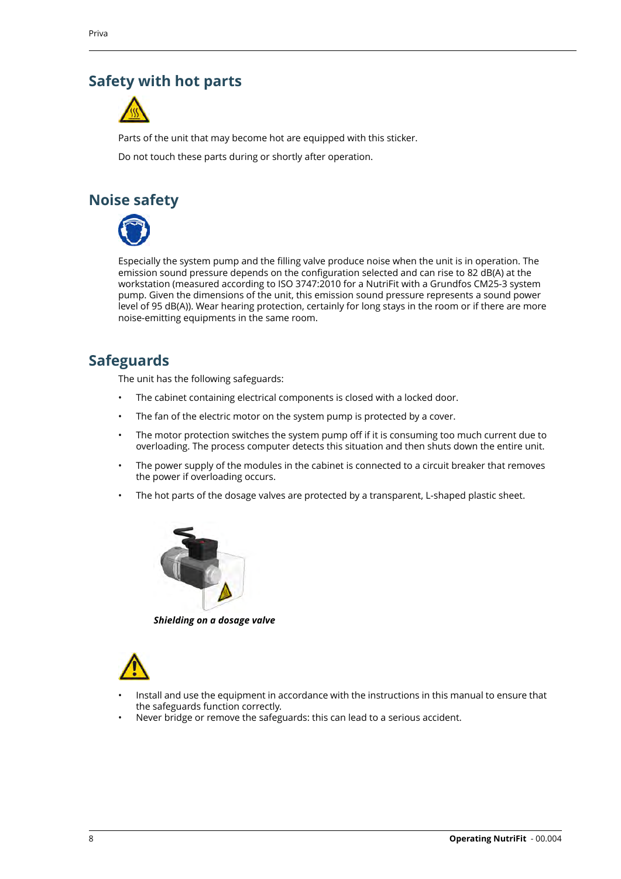## Safety with hot parts

Parts of the unit that may become hot are equipped with this sticker.

Do not touch these parts during or shortly after operation.

## Noise safety

Especially the system pump and the filling valve produce noise when the unit is in operation. The emission sound pressure depends on the configuration selected and can rise to 82 dB(A) at the workstation (measured according to ISO 3747:2010 for a NutriFit with a Grundfos CM25-3 system pump. Given the dimensions of the unit, this emission sound pressure represents a sound power level of 95 dB(A)). Wear hearing protection, certainly for long stays in the room or if there are more noise-emitting equipments in the same room.

## Safeguards

The unit has the following safeguards:

- The cabinet containing electrical components is closed with a locked door.
- The fan of the electric motor on the system pump is protected by a cover.
- The motor protection switches the system pump off if it is consuming too much current due to overloading. The process computer detects this situation and then shuts down the entire unit.
- The power supply of the modules in the cabinet is connected to a circuit breaker that removes the power if overloading occurs.
- The hot parts of the dosage valves are protected by a transparent, L-shaped plastic sheet.

***Shielding on a dosage valve***

- Install and use the equipment in accordance with the instructions in this manual to ensure that the safeguards function correctly.
- Never bridge or remove the safeguards: this can lead to a serious accident.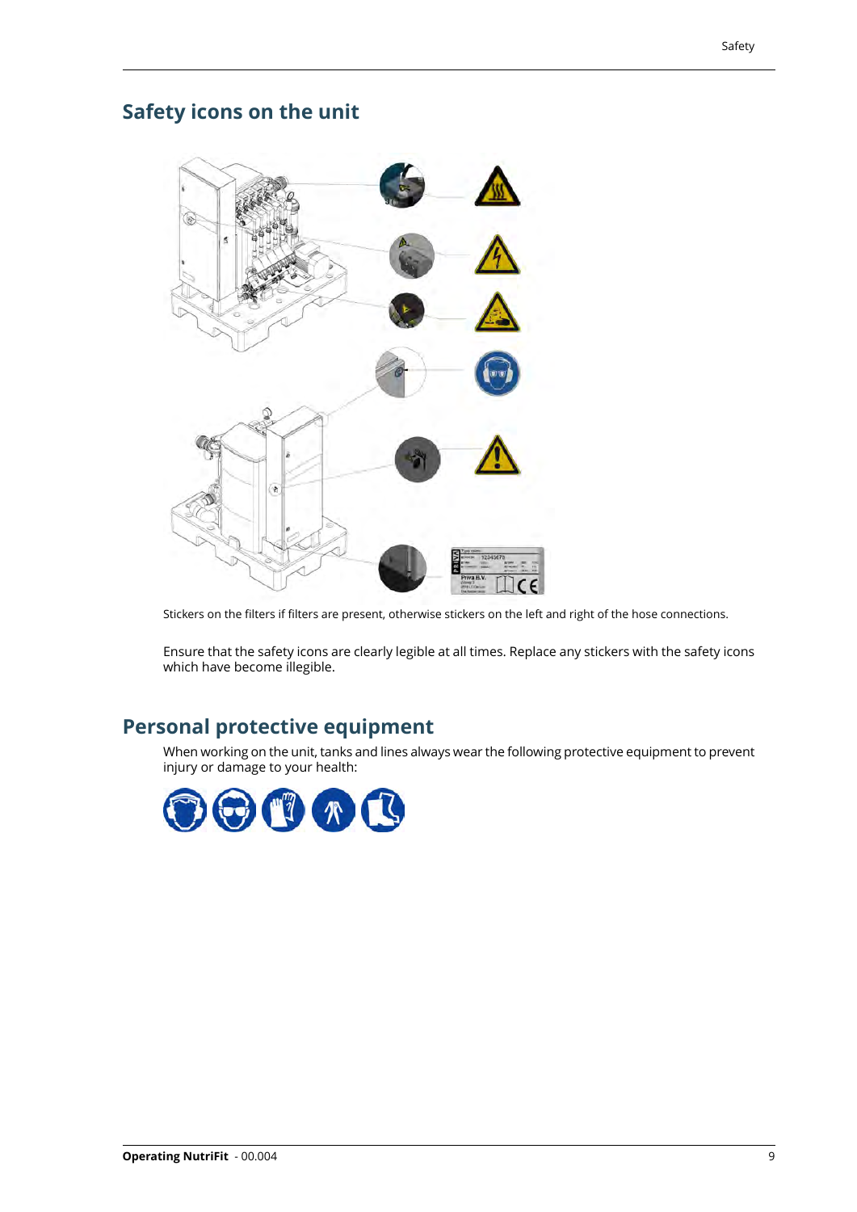## Safety icons on the unit

Stickers on the filters if filters are present, otherwise stickers on the left and right of the hose connections.

Ensure that the safety icons are clearly legible at all times. Replace any stickers with the safety icons which have become illegible.

## Personal protective equipment

When working on the unit, tanks and lines always wear the following protective equipment to prevent injury or damage to your health: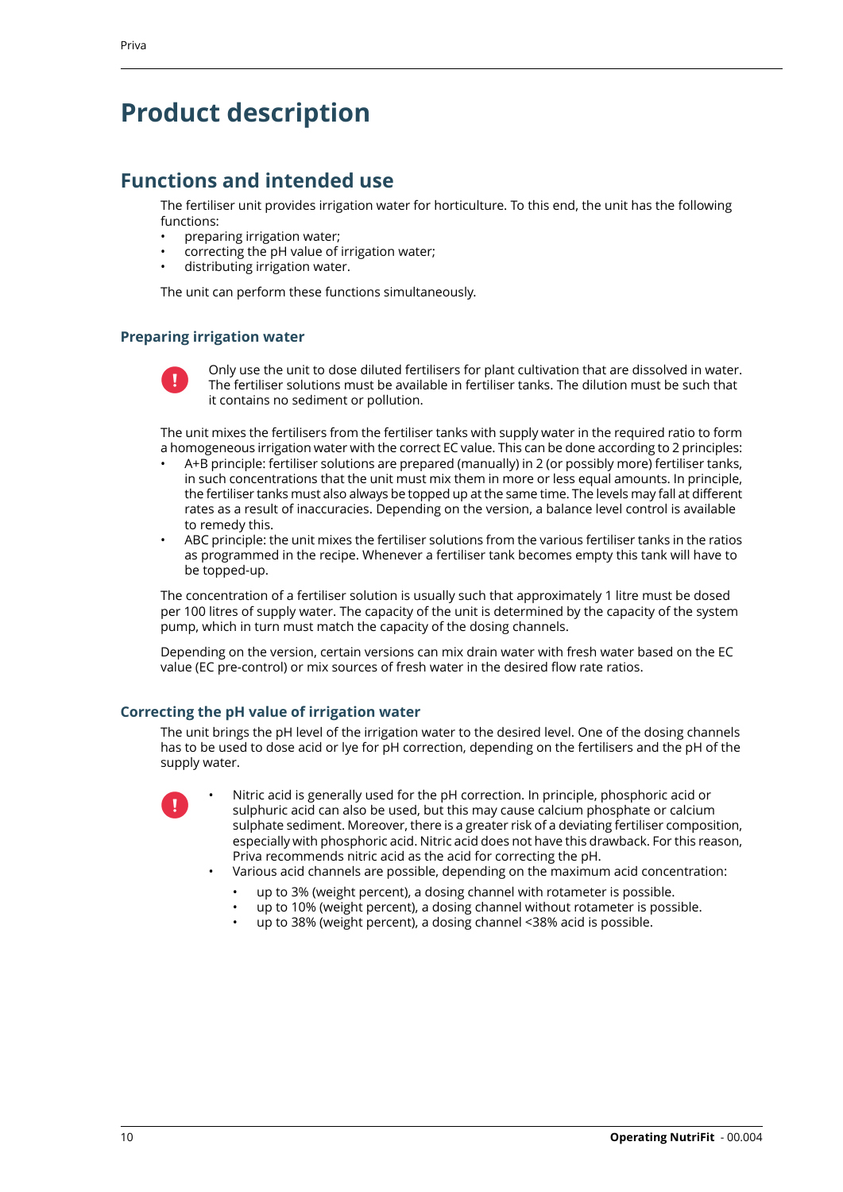# Product description

## Functions and intended use

The fertiliser unit provides irrigation water for horticulture. To this end, the unit has the following functions:

- preparing irrigation water;
- correcting the pH value of irrigation water;
- distributing irrigation water.

The unit can perform these functions simultaneously.

### Preparing irrigation water

**!** Only use the unit to dose diluted fertilisers for plant cultivation that are dissolved in water. The fertiliser solutions must be available in fertiliser tanks. The dilution must be such that it contains no sediment or pollution.

The unit mixes the fertilisers from the fertiliser tanks with supply water in the required ratio to form a homogeneous irrigation water with the correct EC value. This can be done according to 2 principles:

- A+B principle: fertiliser solutions are prepared (manually) in 2 (or possibly more) fertiliser tanks, in such concentrations that the unit must mix them in more or less equal amounts. In principle, the fertiliser tanks must also always be topped up at the same time. The levels may fall at different rates as a result of inaccuracies. Depending on the version, a balance level control is available to remedy this.
- ABC principle: the unit mixes the fertiliser solutions from the various fertiliser tanks in the ratios as programmed in the recipe. Whenever a fertiliser tank becomes empty this tank will have to be topped-up.

The concentration of a fertiliser solution is usually such that approximately 1 litre must be dosed per 100 litres of supply water. The capacity of the unit is determined by the capacity of the system pump, which in turn must match the capacity of the dosing channels.

Depending on the version, certain versions can mix drain water with fresh water based on the EC value (EC pre-control) or mix sources of fresh water in the desired flow rate ratios.

### Correcting the pH value of irrigation water

The unit brings the pH level of the irrigation water to the desired level. One of the dosing channels has to be used to dose acid or lye for pH correction, depending on the fertilisers and the pH of the supply water.

**!**

- Nitric acid is generally used for the pH correction. In principle, phosphoric acid or sulphuric acid can also be used, but this may cause calcium phosphate or calcium sulphate sediment. Moreover, there is a greater risk of a deviating fertiliser composition, especially with phosphoric acid. Nitric acid does not have this drawback. For this reason, Priva recommends nitric acid as the acid for correcting the pH.
- Various acid channels are possible, depending on the maximum acid concentration:
  - up to 3% (weight percent), a dosing channel with rotameter is possible.
  - up to 10% (weight percent), a dosing channel without rotameter is possible.
  - up to 38% (weight percent), a dosing channel <38% acid is possible.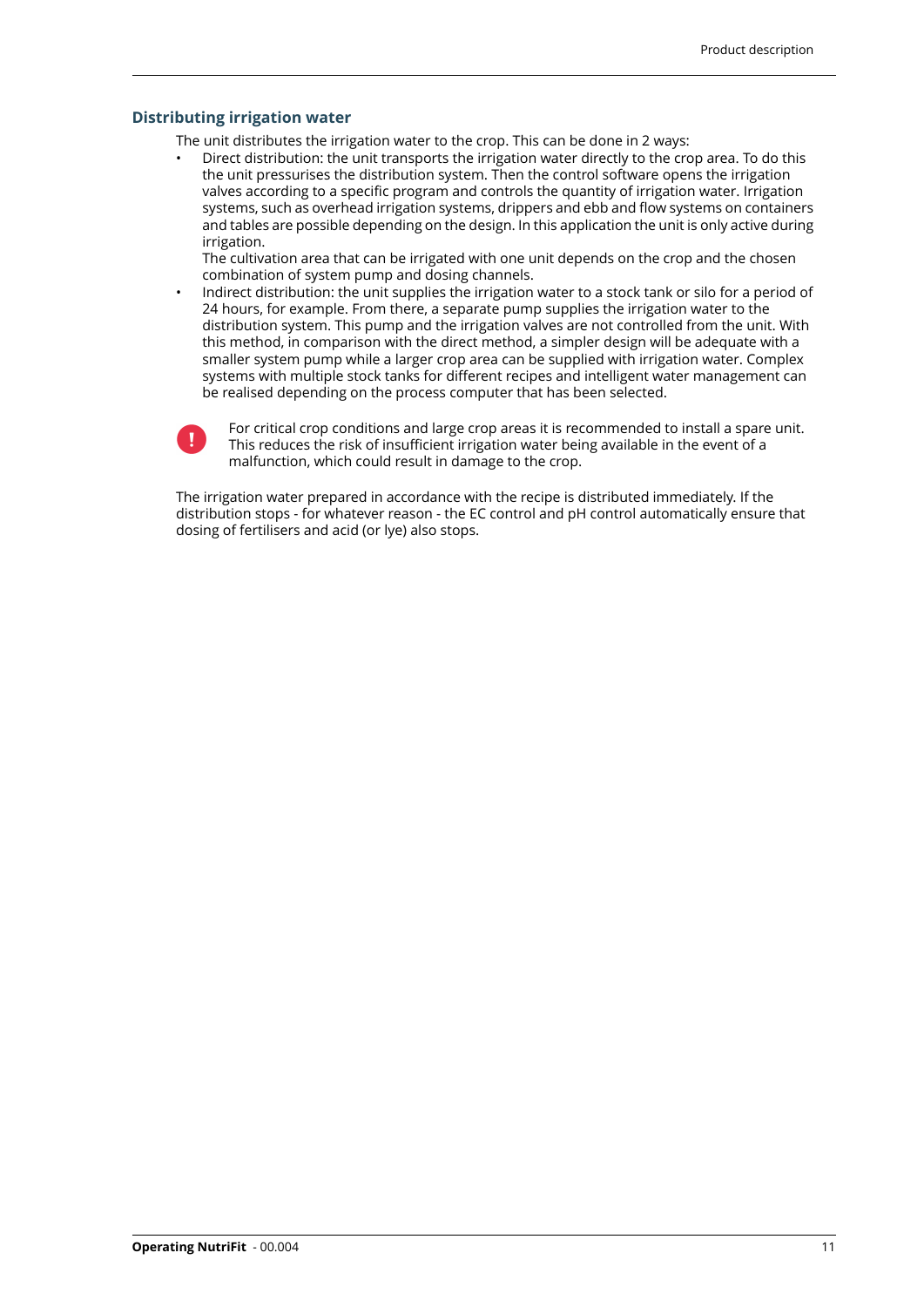## Distributing irrigation water

The unit distributes the irrigation water to the crop. This can be done in 2 ways:

- Direct distribution: the unit transports the irrigation water directly to the crop area. To do this the unit pressurises the distribution system. Then the control software opens the irrigation valves according to a specific program and controls the quantity of irrigation water. Irrigation systems, such as overhead irrigation systems, drippers and ebb and flow systems on containers and tables are possible depending on the design. In this application the unit is only active during irrigation.
  The cultivation area that can be irrigated with one unit depends on the crop and the chosen combination of system pump and dosing channels.
- Indirect distribution: the unit supplies the irrigation water to a stock tank or silo for a period of 24 hours, for example. From there, a separate pump supplies the irrigation water to the distribution system. This pump and the irrigation valves are not controlled from the unit. With this method, in comparison with the direct method, a simpler design will be adequate with a smaller system pump while a larger crop area can be supplied with irrigation water. Complex systems with multiple stock tanks for different recipes and intelligent water management can be realised depending on the process computer that has been selected.

> **!** For critical crop conditions and large crop areas it is recommended to install a spare unit. This reduces the risk of insufficient irrigation water being available in the event of a malfunction, which could result in damage to the crop.

The irrigation water prepared in accordance with the recipe is distributed immediately. If the distribution stops - for whatever reason - the EC control and pH control automatically ensure that dosing of fertilisers and acid (or lye) also stops.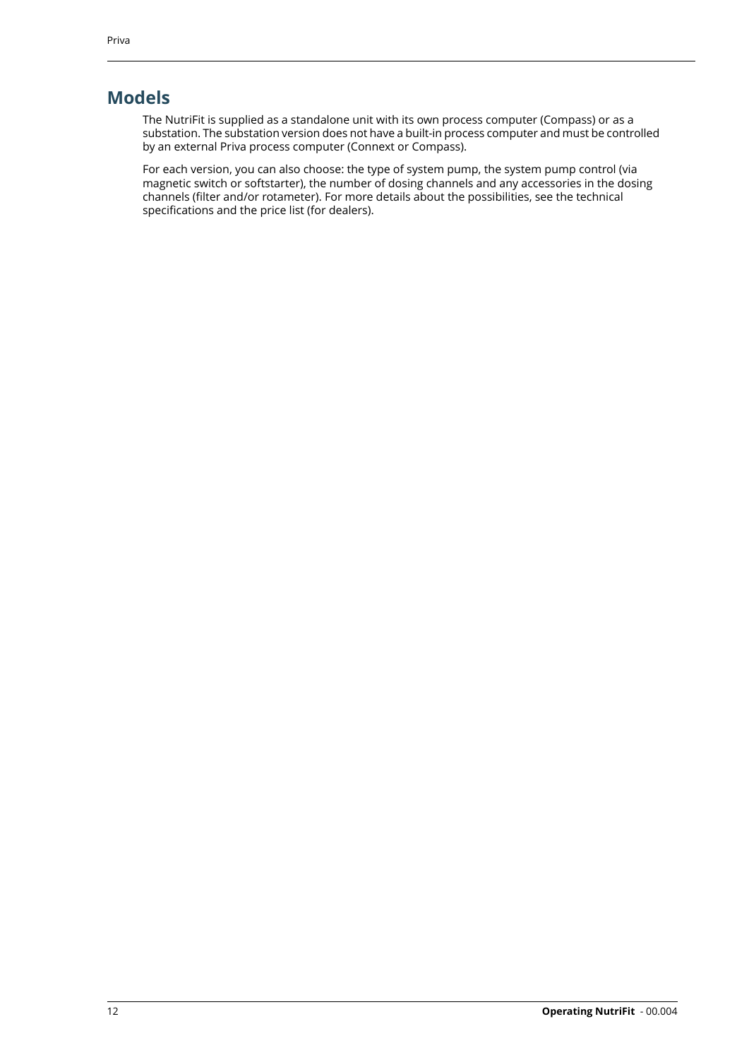# Models

The NutriFit is supplied as a standalone unit with its own process computer (Compass) or as a substation. The substation version does not have a built-in process computer and must be controlled by an external Priva process computer (Connext or Compass).

For each version, you can also choose: the type of system pump, the system pump control (via magnetic switch or softstarter), the number of dosing channels and any accessories in the dosing channels (filter and/or rotameter). For more details about the possibilities, see the technical specifications and the price list (for dealers).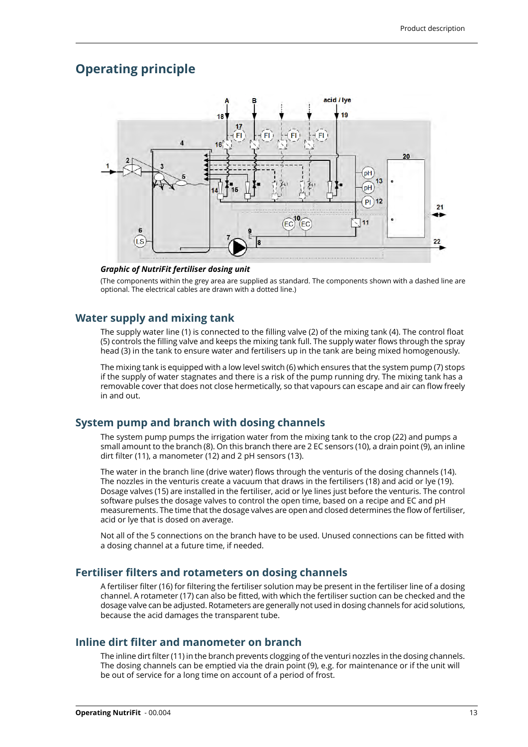# Operating principle

*Graphic of NutriFit fertiliser dosing unit*

(The components within the grey area are supplied as standard. The components shown with a dashed line are optional. The electrical cables are drawn with a dotted line.)

## Water supply and mixing tank

The supply water line (1) is connected to the filling valve (2) of the mixing tank (4). The control float (5) controls the filling valve and keeps the mixing tank full. The supply water flows through the spray head (3) in the tank to ensure water and fertilisers up in the tank are being mixed homogenously.

The mixing tank is equipped with a low level switch (6) which ensures that the system pump (7) stops if the supply of water stagnates and there is a risk of the pump running dry. The mixing tank has a removable cover that does not close hermetically, so that vapours can escape and air can flow freely in and out.

## System pump and branch with dosing channels

The system pump pumps the irrigation water from the mixing tank to the crop (22) and pumps a small amount to the branch (8). On this branch there are 2 EC sensors (10), a drain point (9), an inline dirt filter (11), a manometer (12) and 2 pH sensors (13).

The water in the branch line (drive water) flows through the venturis of the dosing channels (14). The nozzles in the venturis create a vacuum that draws in the fertilisers (18) and acid or lye (19). Dosage valves (15) are installed in the fertiliser, acid or lye lines just before the venturis. The control software pulses the dosage valves to control the open time, based on a recipe and EC and pH measurements. The time that the dosage valves are open and closed determines the flow of fertiliser, acid or lye that is dosed on average.

Not all of the 5 connections on the branch have to be used. Unused connections can be fitted with a dosing channel at a future time, if needed.

## Fertiliser filters and rotameters on dosing channels

A fertiliser filter (16) for filtering the fertiliser solution may be present in the fertiliser line of a dosing channel. A rotameter (17) can also be fitted, with which the fertiliser suction can be checked and the dosage valve can be adjusted. Rotameters are generally not used in dosing channels for acid solutions, because the acid damages the transparent tube.

## Inline dirt filter and manometer on branch

The inline dirt filter (11) in the branch prevents clogging of the venturi nozzles in the dosing channels. The dosing channels can be emptied via the drain point (9), e.g. for maintenance or if the unit will be out of service for a long time on account of a period of frost.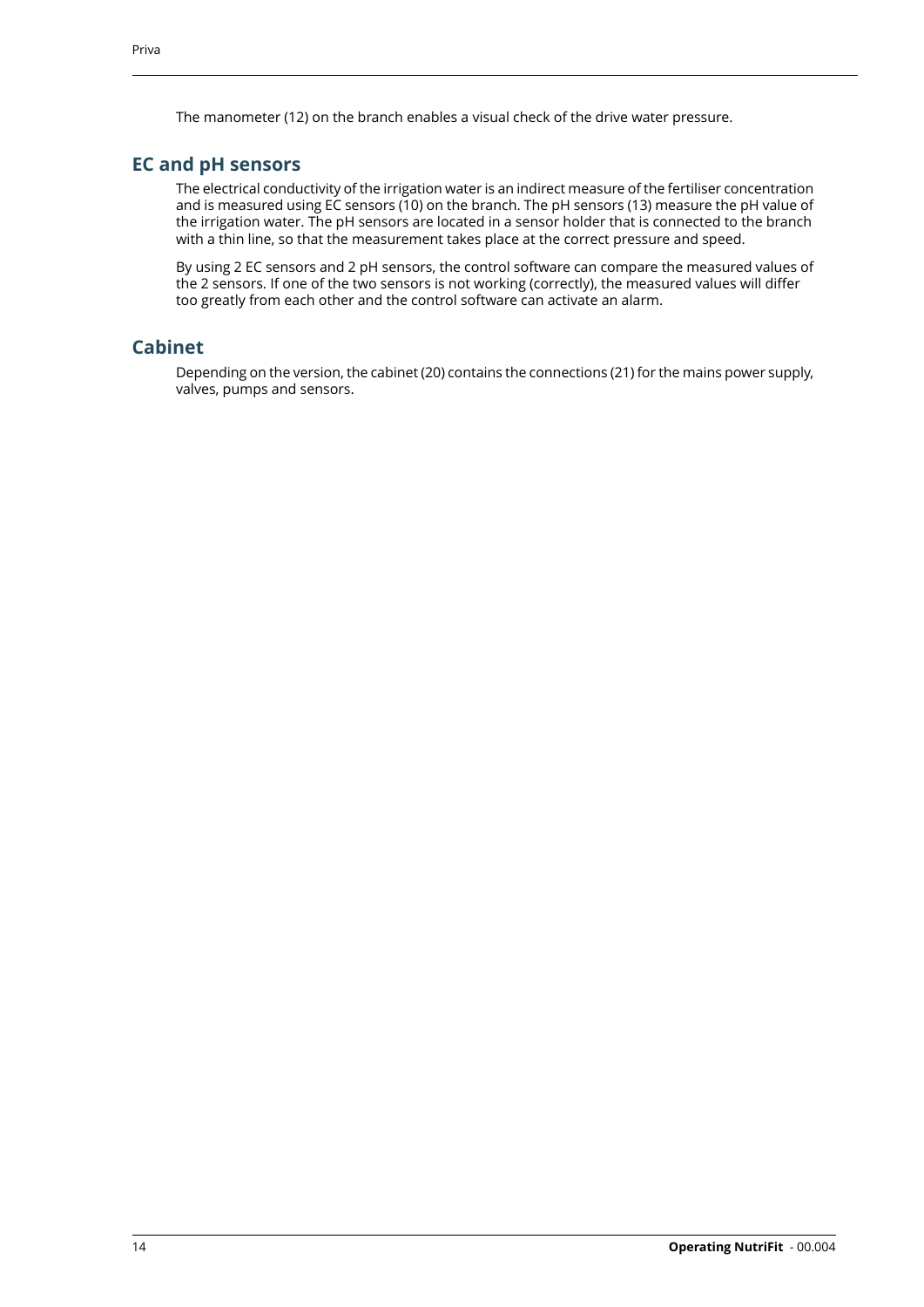The manometer (12) on the branch enables a visual check of the drive water pressure.

## EC and pH sensors

The electrical conductivity of the irrigation water is an indirect measure of the fertiliser concentration and is measured using EC sensors (10) on the branch. The pH sensors (13) measure the pH value of the irrigation water. The pH sensors are located in a sensor holder that is connected to the branch with a thin line, so that the measurement takes place at the correct pressure and speed.

By using 2 EC sensors and 2 pH sensors, the control software can compare the measured values of the 2 sensors. If one of the two sensors is not working (correctly), the measured values will differ too greatly from each other and the control software can activate an alarm.

## Cabinet

Depending on the version, the cabinet (20) contains the connections (21) for the mains power supply, valves, pumps and sensors.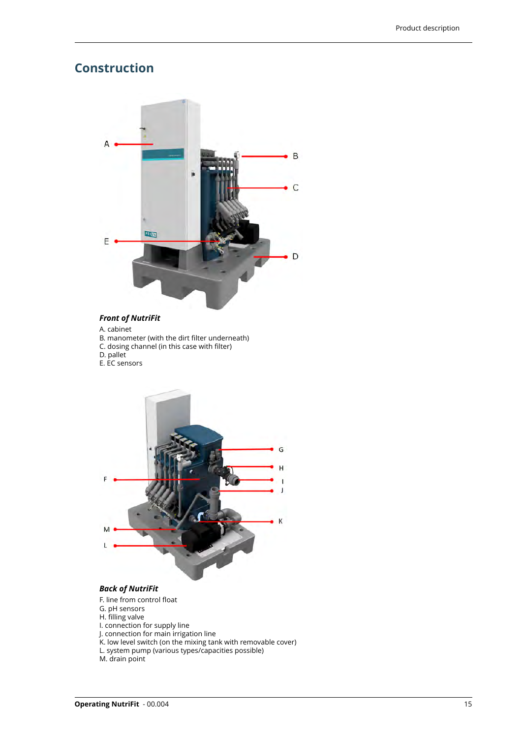## Construction

***Front of NutriFit***

A. cabinet
B. manometer (with the dirt filter underneath)
C. dosing channel (in this case with filter)
D. pallet
E. EC sensors

***Back of NutriFit***

F. line from control float
G. pH sensors
H. filling valve
I. connection for supply line
J. connection for main irrigation line
K. low level switch (on the mixing tank with removable cover)
L. system pump (various types/capacities possible)
M. drain point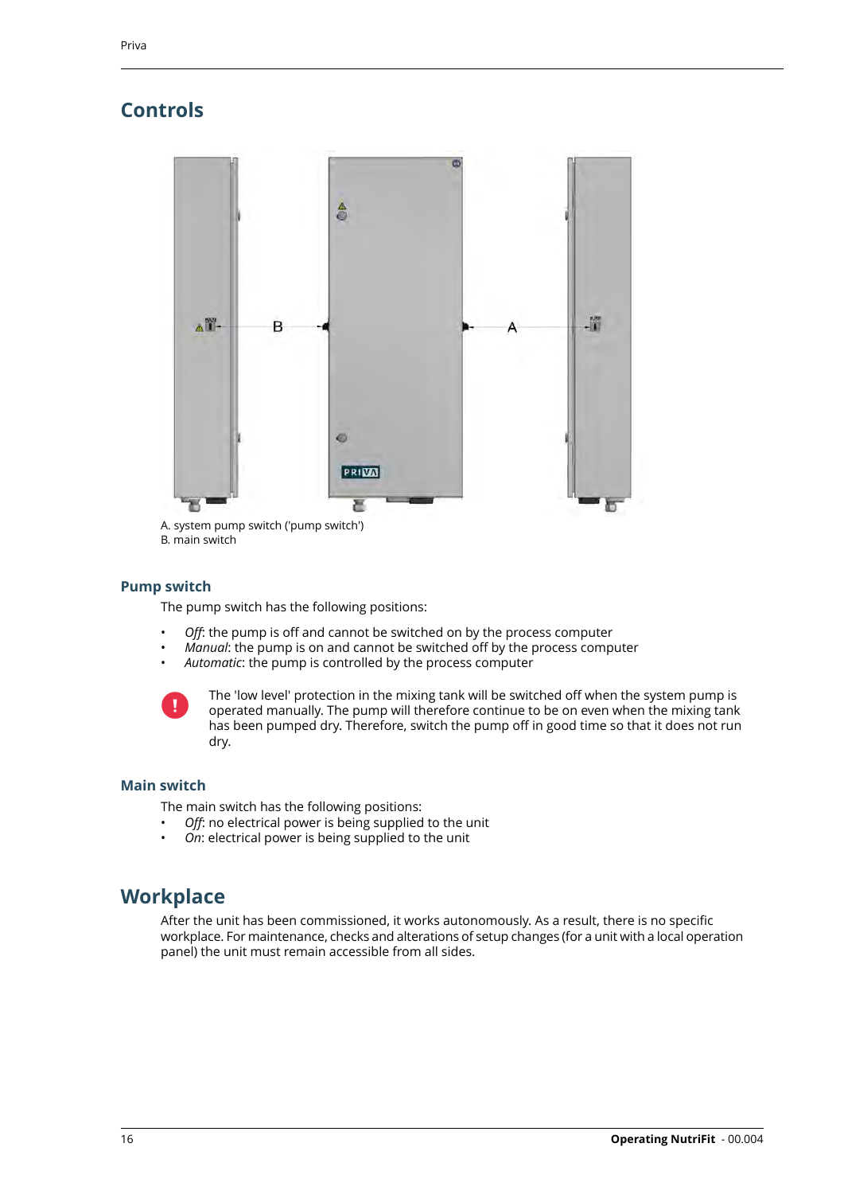# Controls

A. system pump switch ('pump switch')
B. main switch

## Pump switch

The pump switch has the following positions:

- *Off*: the pump is off and cannot be switched on by the process computer
- *Manual*: the pump is on and cannot be switched off by the process computer
- *Automatic*: the pump is controlled by the process computer

The 'low level' protection in the mixing tank will be switched off when the system pump is operated manually. The pump will therefore continue to be on even when the mixing tank has been pumped dry. Therefore, switch the pump off in good time so that it does not run dry.

## Main switch

The main switch has the following positions:

- *Off*: no electrical power is being supplied to the unit
- *On*: electrical power is being supplied to the unit

# Workplace

After the unit has been commissioned, it works autonomously. As a result, there is no specific workplace. For maintenance, checks and alterations of setup changes (for a unit with a local operation panel) the unit must remain accessible from all sides.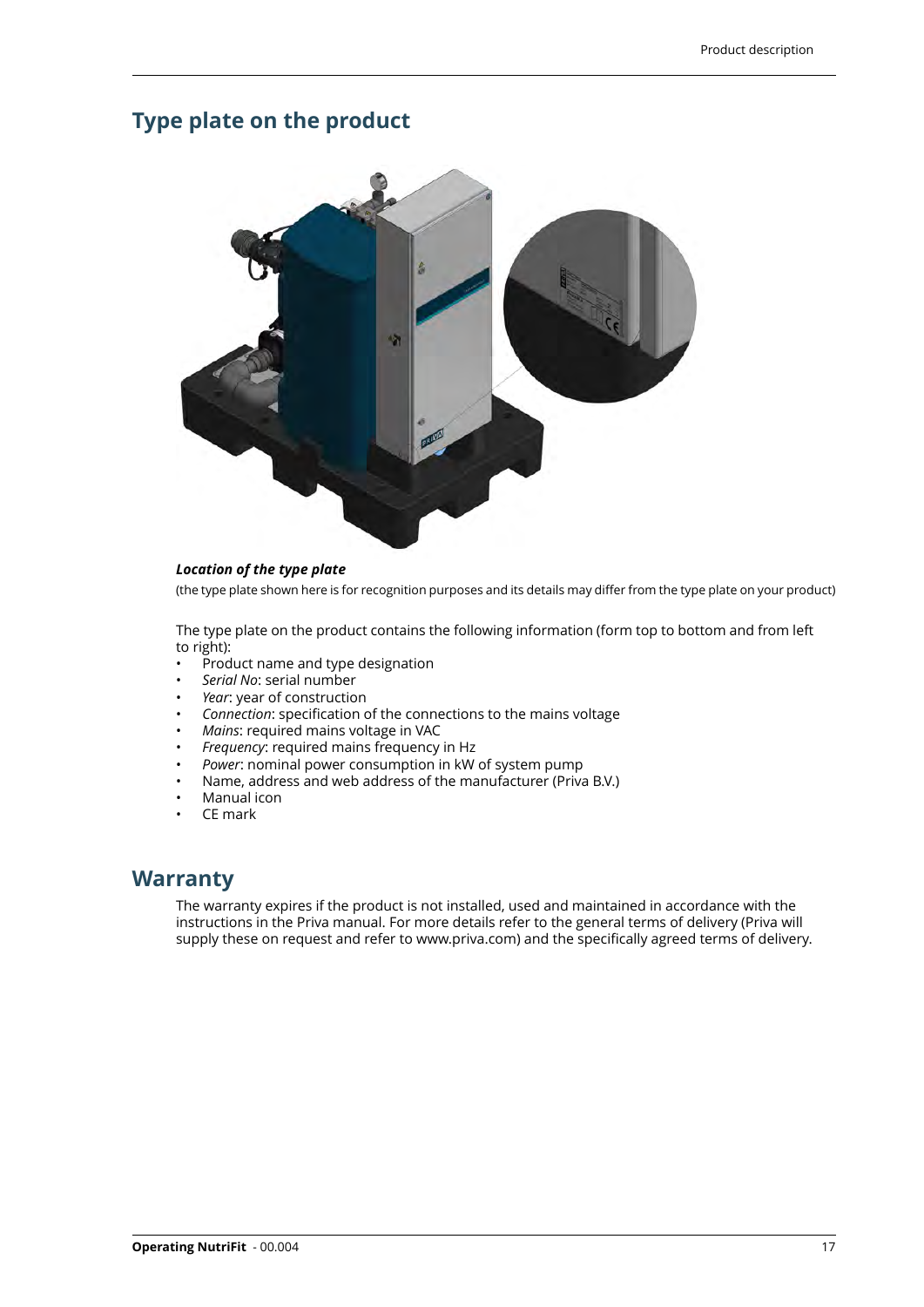## Type plate on the product

***Location of the type plate***

(the type plate shown here is for recognition purposes and its details may differ from the type plate on your product)

The type plate on the product contains the following information (form top to bottom and from left to right):

- Product name and type designation
- *Serial No*: serial number
- *Year*: year of construction
- *Connection*: specification of the connections to the mains voltage
- *Mains*: required mains voltage in VAC
- *Frequency*: required mains frequency in Hz
- *Power*: nominal power consumption in kW of system pump
- Name, address and web address of the manufacturer (Priva B.V.)
- Manual icon
- CE mark

## Warranty

The warranty expires if the product is not installed, used and maintained in accordance with the instructions in the Priva manual. For more details refer to the general terms of delivery (Priva will supply these on request and refer to www.priva.com) and the specifically agreed terms of delivery.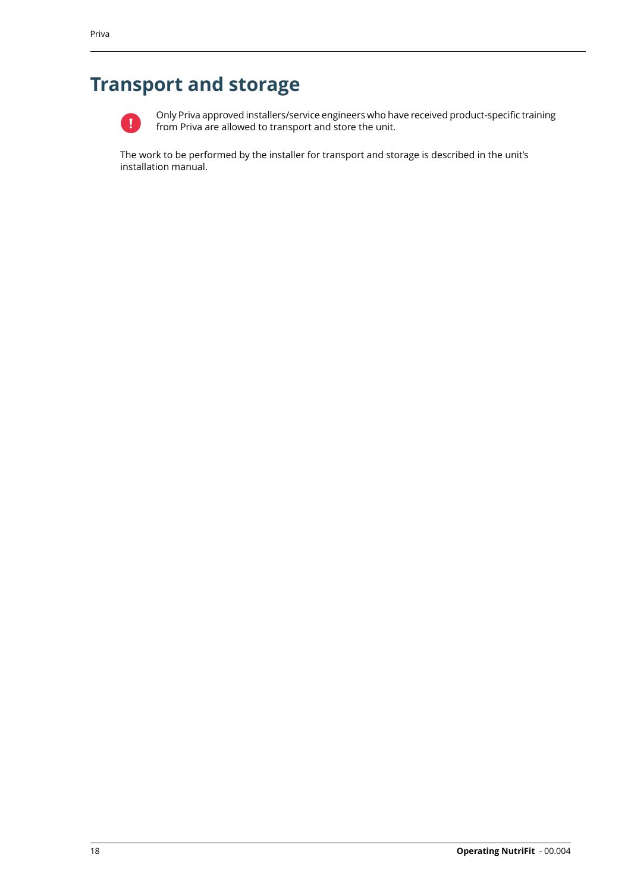# Transport and storage

Only Priva approved installers/service engineers who have received product-specific training from Priva are allowed to transport and store the unit.

The work to be performed by the installer for transport and storage is described in the unit's installation manual.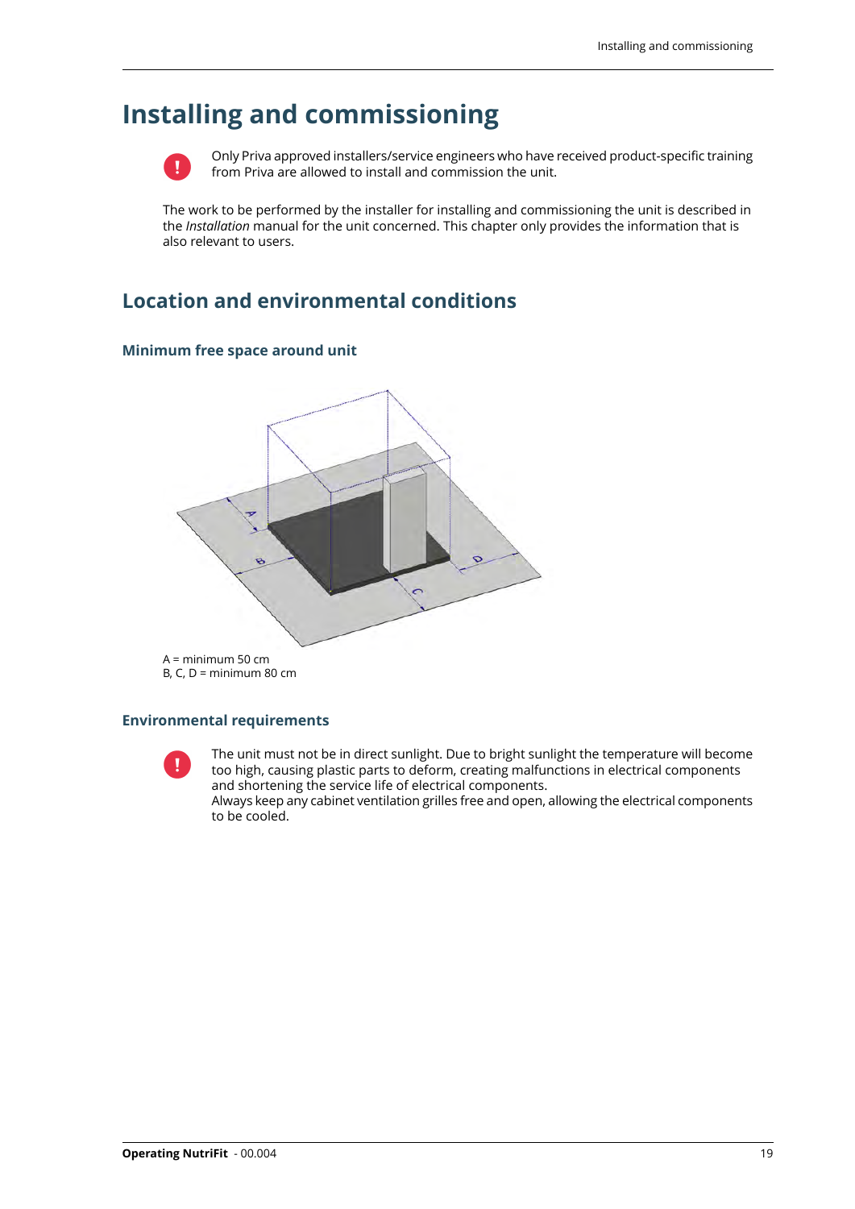# Installing and commissioning

Only Priva approved installers/service engineers who have received product-specific training from Priva are allowed to install and commission the unit.

The work to be performed by the installer for installing and commissioning the unit is described in the *Installation* manual for the unit concerned. This chapter only provides the information that is also relevant to users.

## Location and environmental conditions

### Minimum free space around unit

A = minimum 50 cm
B, C, D = minimum 80 cm

### Environmental requirements

The unit must not be in direct sunlight. Due to bright sunlight the temperature will become too high, causing plastic parts to deform, creating malfunctions in electrical components and shortening the service life of electrical components.
Always keep any cabinet ventilation grilles free and open, allowing the electrical components to be cooled.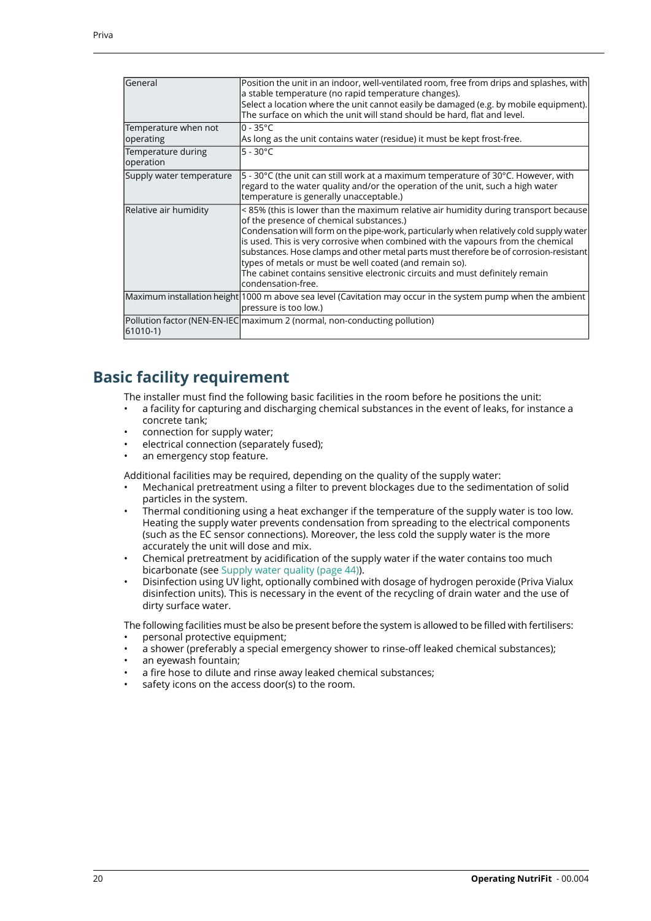| General | Position the unit in an indoor, well-ventilated room, free from drips and splashes, with a stable temperature (no rapid temperature changes).<br>Select a location where the unit cannot easily be damaged (e.g. by mobile equipment).<br>The surface on which the unit will stand should be hard, flat and level. |
|---|---|
| Temperature when not operating | 0 - 35°C<br>As long as the unit contains water (residue) it must be kept frost-free. |
| Temperature during operation | 5 - 30°C |
| Supply water temperature | 5 - 30°C (the unit can still work at a maximum temperature of 30°C. However, with regard to the water quality and/or the operation of the unit, such a high water temperature is generally unacceptable.) |
| Relative air humidity | < 85% (this is lower than the maximum relative air humidity during transport because of the presence of chemical substances.)<br>Condensation will form on the pipe-work, particularly when relatively cold supply water is used. This is very corrosive when combined with the vapours from the chemical substances. Hose clamps and other metal parts must therefore be of corrosion-resistant types of metals or must be well coated (and remain so).<br>The cabinet contains sensitive electronic circuits and must definitely remain condensation-free. |
| Maximum installation height | 1000 m above sea level (Cavitation may occur in the system pump when the ambient pressure is too low.) |
| Pollution factor (NEN-EN-IEC 61010-1) | maximum 2 (normal, non-conducting pollution) |

## Basic facility requirement

The installer must find the following basic facilities in the room before he positions the unit:

- a facility for capturing and discharging chemical substances in the event of leaks, for instance a concrete tank;
- connection for supply water;
- electrical connection (separately fused);
- an emergency stop feature.

Additional facilities may be required, depending on the quality of the supply water:

- Mechanical pretreatment using a filter to prevent blockages due to the sedimentation of solid particles in the system.
- Thermal conditioning using a heat exchanger if the temperature of the supply water is too low. Heating the supply water prevents condensation from spreading to the electrical components (such as the EC sensor connections). Moreover, the less cold the supply water is the more accurately the unit will dose and mix.
- Chemical pretreatment by acidification of the supply water if the water contains too much bicarbonate (see Supply water quality (page 44)).
- Disinfection using UV light, optionally combined with dosage of hydrogen peroxide (Priva Vialux disinfection units). This is necessary in the event of the recycling of drain water and the use of dirty surface water.

The following facilities must be also be present before the system is allowed to be filled with fertilisers:

- personal protective equipment;
- a shower (preferably a special emergency shower to rinse-off leaked chemical substances);
- an eyewash fountain;
- a fire hose to dilute and rinse away leaked chemical substances;
- safety icons on the access door(s) to the room.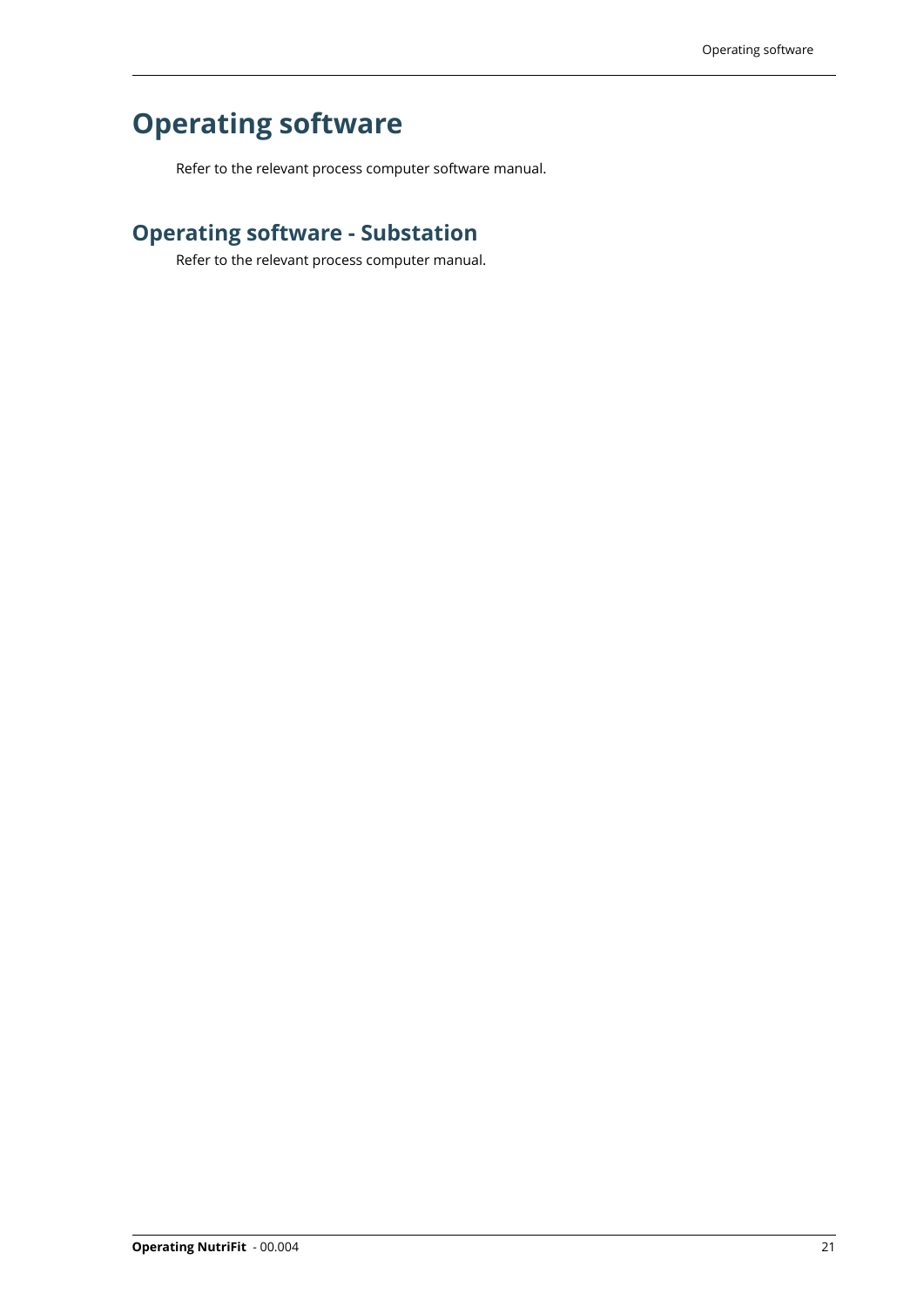# Operating software

Refer to the relevant process computer software manual.

## Operating software - Substation

Refer to the relevant process computer manual.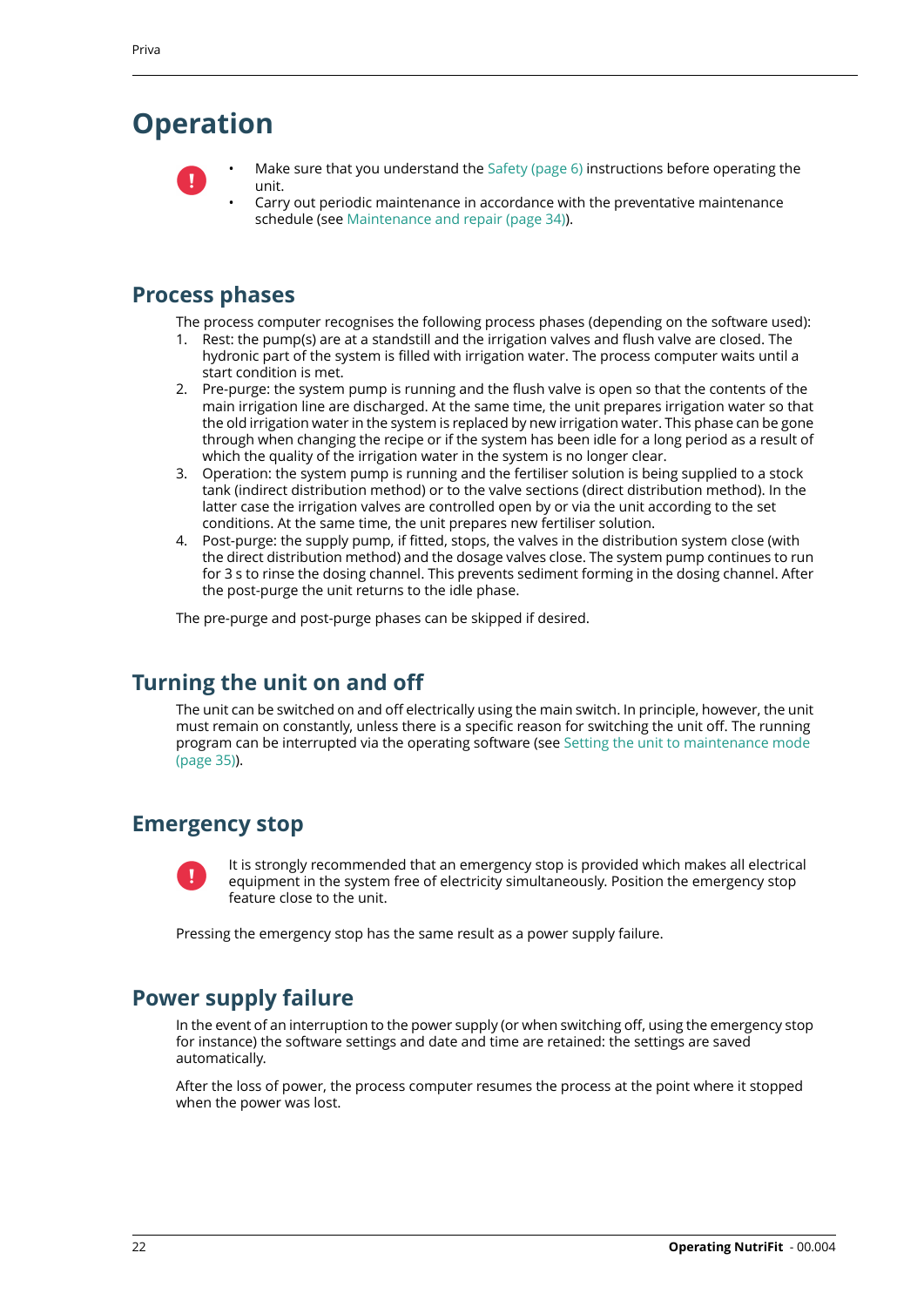# Operation

- Make sure that you understand the Safety (page 6) instructions before operating the unit.
- Carry out periodic maintenance in accordance with the preventative maintenance schedule (see Maintenance and repair (page 34)).

## Process phases

The process computer recognises the following process phases (depending on the software used):

1. Rest: the pump(s) are at a standstill and the irrigation valves and flush valve are closed. The hydronic part of the system is filled with irrigation water. The process computer waits until a start condition is met.
2. Pre-purge: the system pump is running and the flush valve is open so that the contents of the main irrigation line are discharged. At the same time, the unit prepares irrigation water so that the old irrigation water in the system is replaced by new irrigation water. This phase can be gone through when changing the recipe or if the system has been idle for a long period as a result of which the quality of the irrigation water in the system is no longer clear.
3. Operation: the system pump is running and the fertiliser solution is being supplied to a stock tank (indirect distribution method) or to the valve sections (direct distribution method). In the latter case the irrigation valves are controlled open by or via the unit according to the set conditions. At the same time, the unit prepares new fertiliser solution.
4. Post-purge: the supply pump, if fitted, stops, the valves in the distribution system close (with the direct distribution method) and the dosage valves close. The system pump continues to run for 3 s to rinse the dosing channel. This prevents sediment forming in the dosing channel. After the post-purge the unit returns to the idle phase.

The pre-purge and post-purge phases can be skipped if desired.

## Turning the unit on and off

The unit can be switched on and off electrically using the main switch. In principle, however, the unit must remain on constantly, unless there is a specific reason for switching the unit off. The running program can be interrupted via the operating software (see Setting the unit to maintenance mode (page 35)).

## Emergency stop

It is strongly recommended that an emergency stop is provided which makes all electrical equipment in the system free of electricity simultaneously. Position the emergency stop feature close to the unit.

Pressing the emergency stop has the same result as a power supply failure.

## Power supply failure

In the event of an interruption to the power supply (or when switching off, using the emergency stop for instance) the software settings and date and time are retained: the settings are saved automatically.

After the loss of power, the process computer resumes the process at the point where it stopped when the power was lost.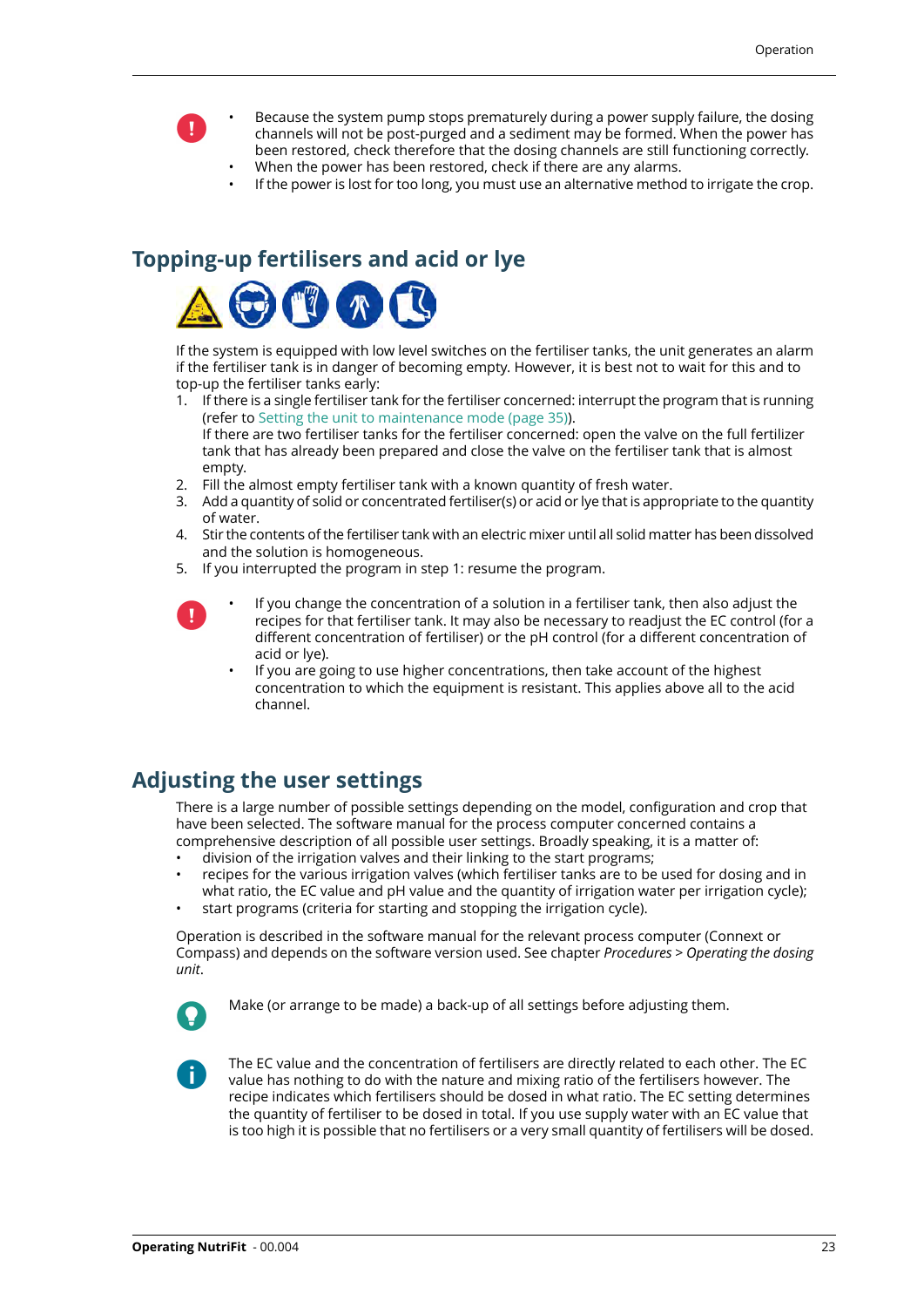- Because the system pump stops prematurely during a power supply failure, the dosing channels will not be post-purged and a sediment may be formed. When the power has been restored, check therefore that the dosing channels are still functioning correctly.
- When the power has been restored, check if there are any alarms.
- If the power is lost for too long, you must use an alternative method to irrigate the crop.

## Topping-up fertilisers and acid or lye

If the system is equipped with low level switches on the fertiliser tanks, the unit generates an alarm if the fertiliser tank is in danger of becoming empty. However, it is best not to wait for this and to top-up the fertiliser tanks early:

1. If there is a single fertiliser tank for the fertiliser concerned: interrupt the program that is running (refer to Setting the unit to maintenance mode (page 35)).
   If there are two fertiliser tanks for the fertiliser concerned: open the valve on the full fertilizer tank that has already been prepared and close the valve on the fertiliser tank that is almost empty.
2. Fill the almost empty fertiliser tank with a known quantity of fresh water.
3. Add a quantity of solid or concentrated fertiliser(s) or acid or lye that is appropriate to the quantity of water.
4. Stir the contents of the fertiliser tank with an electric mixer until all solid matter has been dissolved and the solution is homogeneous.
5. If you interrupted the program in step 1: resume the program.

- If you change the concentration of a solution in a fertiliser tank, then also adjust the recipes for that fertiliser tank. It may also be necessary to readjust the EC control (for a different concentration of fertiliser) or the pH control (for a different concentration of acid or lye).
- If you are going to use higher concentrations, then take account of the highest concentration to which the equipment is resistant. This applies above all to the acid channel.

## Adjusting the user settings

There is a large number of possible settings depending on the model, configuration and crop that have been selected. The software manual for the process computer concerned contains a comprehensive description of all possible user settings. Broadly speaking, it is a matter of:

- division of the irrigation valves and their linking to the start programs;
- recipes for the various irrigation valves (which fertiliser tanks are to be used for dosing and in what ratio, the EC value and pH value and the quantity of irrigation water per irrigation cycle);
- start programs (criteria for starting and stopping the irrigation cycle).

Operation is described in the software manual for the relevant process computer (Connext or Compass) and depends on the software version used. See chapter *Procedures* > *Operating the dosing unit*.

Make (or arrange to be made) a back-up of all settings before adjusting them.

The EC value and the concentration of fertilisers are directly related to each other. The EC value has nothing to do with the nature and mixing ratio of the fertilisers however. The recipe indicates which fertilisers should be dosed in what ratio. The EC setting determines the quantity of fertiliser to be dosed in total. If you use supply water with an EC value that is too high it is possible that no fertilisers or a very small quantity of fertilisers will be dosed.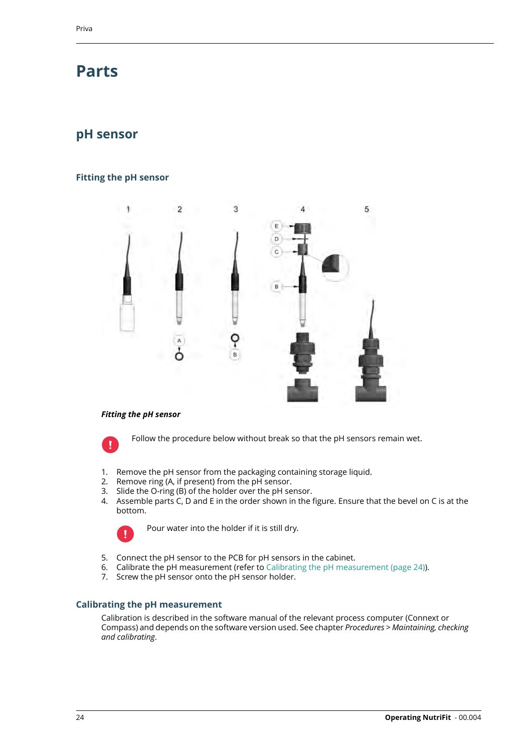# Parts

## pH sensor

### Fitting the pH sensor

*Fitting the pH sensor*

Follow the procedure below without break so that the pH sensors remain wet.

1. Remove the pH sensor from the packaging containing storage liquid.
2. Remove ring (A, if present) from the pH sensor.
3. Slide the O-ring (B) of the holder over the pH sensor.
4. Assemble parts C, D and E in the order shown in the figure. Ensure that the bevel on C is at the bottom.

   Pour water into the holder if it is still dry.

5. Connect the pH sensor to the PCB for pH sensors in the cabinet.
6. Calibrate the pH measurement (refer to Calibrating the pH measurement (page 24)).
7. Screw the pH sensor onto the pH sensor holder.

### Calibrating the pH measurement

Calibration is described in the software manual of the relevant process computer (Connext or Compass) and depends on the software version used. See chapter *Procedures* > *Maintaining, checking and calibrating*.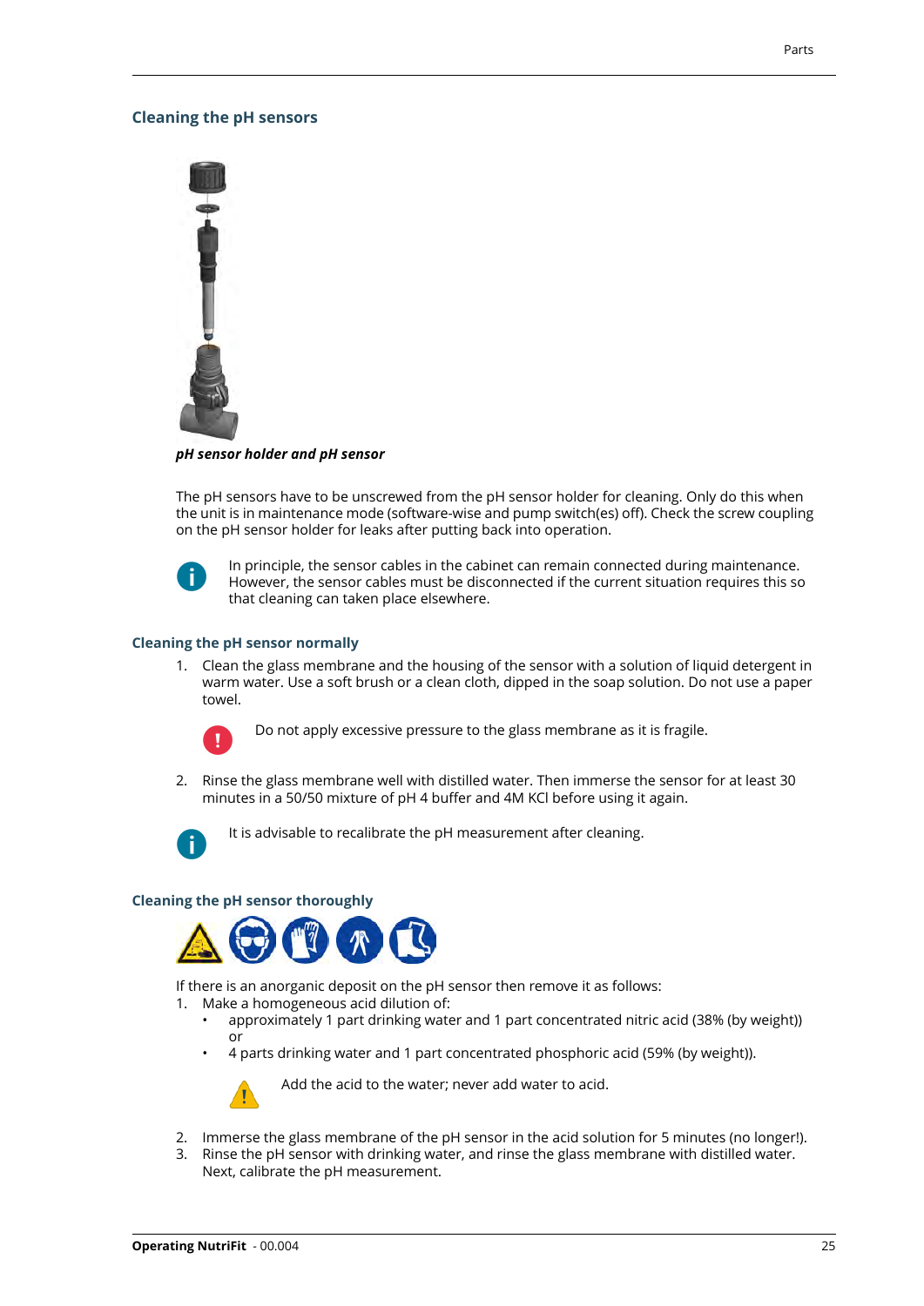## Cleaning the pH sensors

*pH sensor holder and pH sensor*

The pH sensors have to be unscrewed from the pH sensor holder for cleaning. Only do this when the unit is in maintenance mode (software-wise and pump switch(es) off). Check the screw coupling on the pH sensor holder for leaks after putting back into operation.

In principle, the sensor cables in the cabinet can remain connected during maintenance. However, the sensor cables must be disconnected if the current situation requires this so that cleaning can taken place elsewhere.

### Cleaning the pH sensor normally

1. Clean the glass membrane and the housing of the sensor with a solution of liquid detergent in warm water. Use a soft brush or a clean cloth, dipped in the soap solution. Do not use a paper towel.

   Do not apply excessive pressure to the glass membrane as it is fragile.

2. Rinse the glass membrane well with distilled water. Then immerse the sensor for at least 30 minutes in a 50/50 mixture of pH 4 buffer and 4M KCl before using it again.

It is advisable to recalibrate the pH measurement after cleaning.

### Cleaning the pH sensor thoroughly

If there is an anorganic deposit on the pH sensor then remove it as follows:

1. Make a homogeneous acid dilution of:
   - approximately 1 part drinking water and 1 part concentrated nitric acid (38% (by weight)) or
   - 4 parts drinking water and 1 part concentrated phosphoric acid (59% (by weight)).

   Add the acid to the water; never add water to acid.

2. Immerse the glass membrane of the pH sensor in the acid solution for 5 minutes (no longer!).
3. Rinse the pH sensor with drinking water, and rinse the glass membrane with distilled water. Next, calibrate the pH measurement.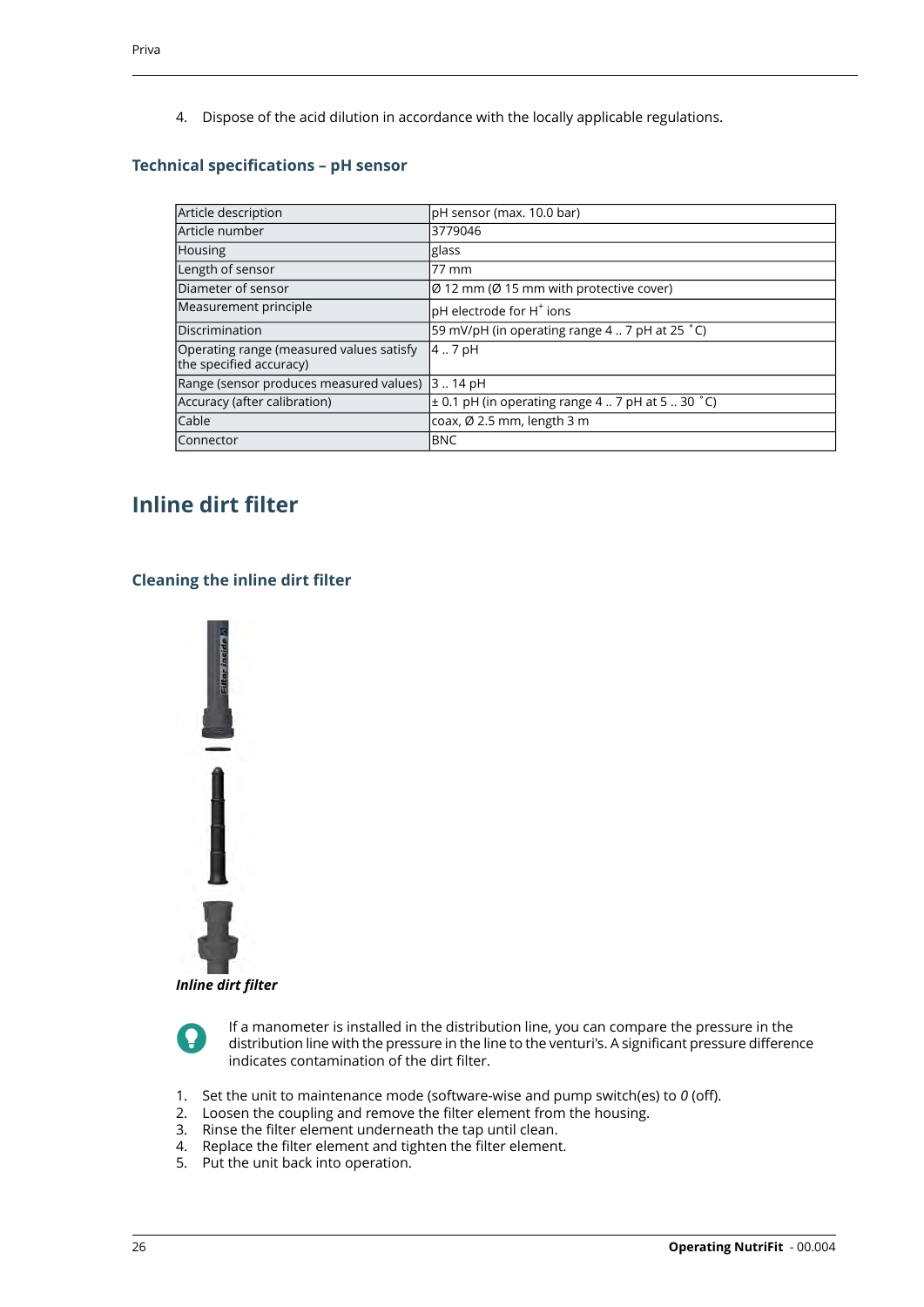4. Dispose of the acid dilution in accordance with the locally applicable regulations.

### Technical specifications – pH sensor

| Article description | pH sensor (max. 10.0 bar) |
|---|---|
| Article number | 3779046 |
| Housing | glass |
| Length of sensor | 77 mm |
| Diameter of sensor | Ø 12 mm (Ø 15 mm with protective cover) |
| Measurement principle | pH electrode for $H^+$ ions |
| Discrimination | 59 mV/pH (in operating range 4 .. 7 pH at 25 ˚C) |
| Operating range (measured values satisfy the specified accuracy) | 4 .. 7 pH |
| Range (sensor produces measured values) | 3 .. 14 pH |
| Accuracy (after calibration) | ± 0.1 pH (in operating range 4 .. 7 pH at 5 .. 30 ˚C) |
| Cable | coax, Ø 2.5 mm, length 3 m |
| Connector | BNC |

## Inline dirt filter

### Cleaning the inline dirt filter

***Inline dirt filter***

If a manometer is installed in the distribution line, you can compare the pressure in the distribution line with the pressure in the line to the venturi's. A significant pressure difference indicates contamination of the dirt filter.

1. Set the unit to maintenance mode (software-wise and pump switch(es) to *0* (off).
2. Loosen the coupling and remove the filter element from the housing.
3. Rinse the filter element underneath the tap until clean.
4. Replace the filter element and tighten the filter element.
5. Put the unit back into operation.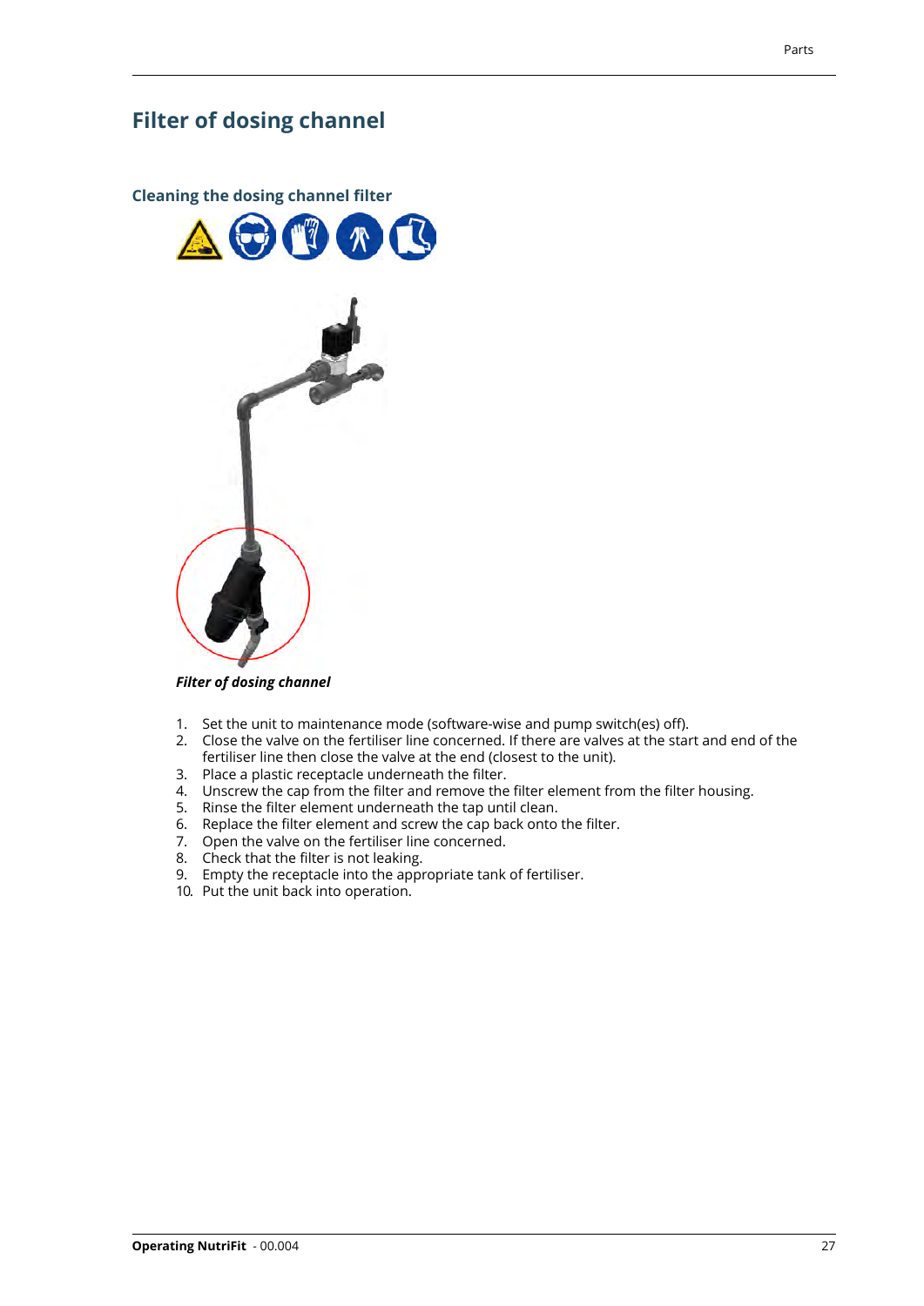# Filter of dosing channel

## Cleaning the dosing channel filter

*Filter of dosing channel*

1. Set the unit to maintenance mode (software-wise and pump switch(es) off).
2. Close the valve on the fertiliser line concerned. If there are valves at the start and end of the fertiliser line then close the valve at the end (closest to the unit).
3. Place a plastic receptacle underneath the filter.
4. Unscrew the cap from the filter and remove the filter element from the filter housing.
5. Rinse the filter element underneath the tap until clean.
6. Replace the filter element and screw the cap back onto the filter.
7. Open the valve on the fertiliser line concerned.
8. Check that the filter is not leaking.
9. Empty the receptacle into the appropriate tank of fertiliser.
10. Put the unit back into operation.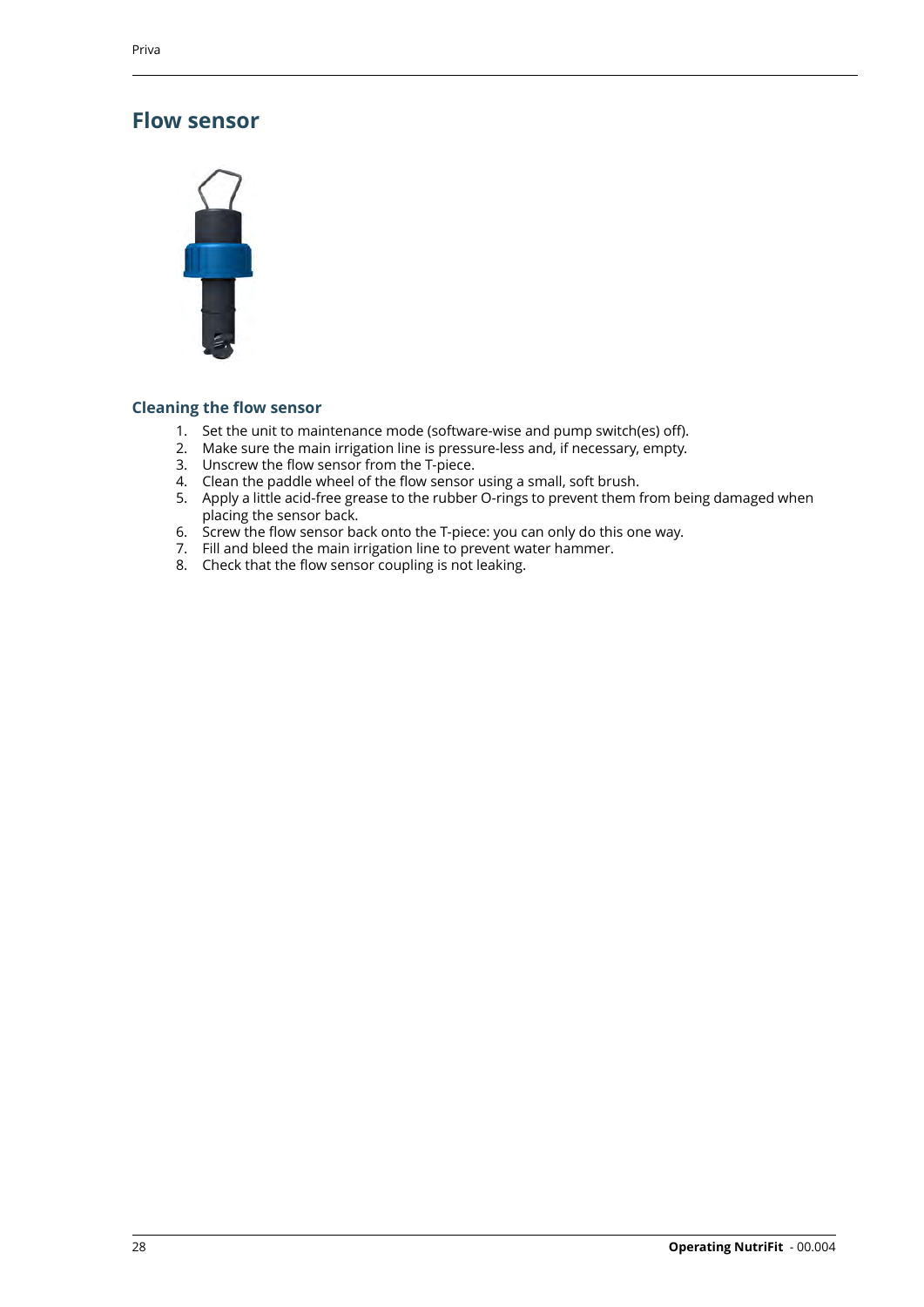## Flow sensor

### Cleaning the flow sensor

1. Set the unit to maintenance mode (software-wise and pump switch(es) off).
2. Make sure the main irrigation line is pressure-less and, if necessary, empty.
3. Unscrew the flow sensor from the T-piece.
4. Clean the paddle wheel of the flow sensor using a small, soft brush.
5. Apply a little acid-free grease to the rubber O-rings to prevent them from being damaged when placing the sensor back.
6. Screw the flow sensor back onto the T-piece: you can only do this one way.
7. Fill and bleed the main irrigation line to prevent water hammer.
8. Check that the flow sensor coupling is not leaking.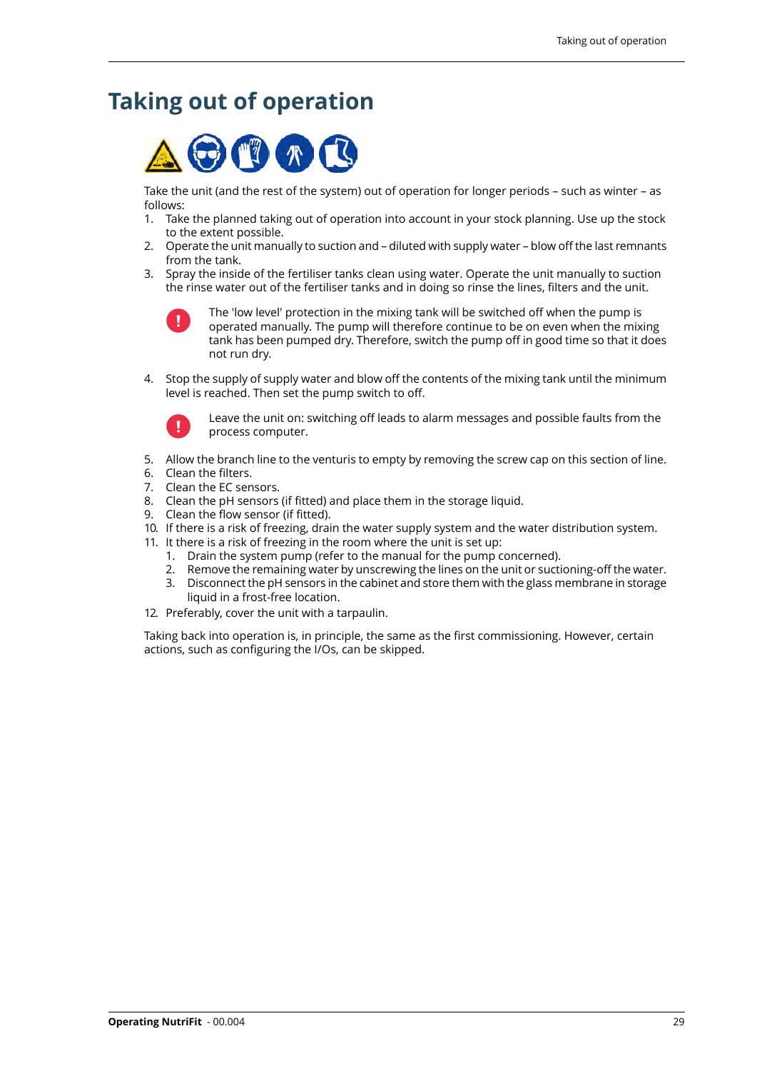# Taking out of operation

Take the unit (and the rest of the system) out of operation for longer periods – such as winter – as follows:

1. Take the planned taking out of operation into account in your stock planning. Use up the stock to the extent possible.
2. Operate the unit manually to suction and – diluted with supply water – blow off the last remnants from the tank.
3. Spray the inside of the fertiliser tanks clean using water. Operate the unit manually to suction the rinse water out of the fertiliser tanks and in doing so rinse the lines, filters and the unit.

   The 'low level' protection in the mixing tank will be switched off when the pump is operated manually. The pump will therefore continue to be on even when the mixing tank has been pumped dry. Therefore, switch the pump off in good time so that it does not run dry.

4. Stop the supply of supply water and blow off the contents of the mixing tank until the minimum level is reached. Then set the pump switch to off.

   Leave the unit on: switching off leads to alarm messages and possible faults from the process computer.

5. Allow the branch line to the venturis to empty by removing the screw cap on this section of line.
6. Clean the filters.
7. Clean the EC sensors.
8. Clean the pH sensors (if fitted) and place them in the storage liquid.
9. Clean the flow sensor (if fitted).
10. If there is a risk of freezing, drain the water supply system and the water distribution system.
11. It there is a risk of freezing in the room where the unit is set up:
    1. Drain the system pump (refer to the manual for the pump concerned).
    2. Remove the remaining water by unscrewing the lines on the unit or suctioning-off the water.
    3. Disconnect the pH sensors in the cabinet and store them with the glass membrane in storage liquid in a frost-free location.
12. Preferably, cover the unit with a tarpaulin.

Taking back into operation is, in principle, the same as the first commissioning. However, certain actions, such as configuring the I/Os, can be skipped.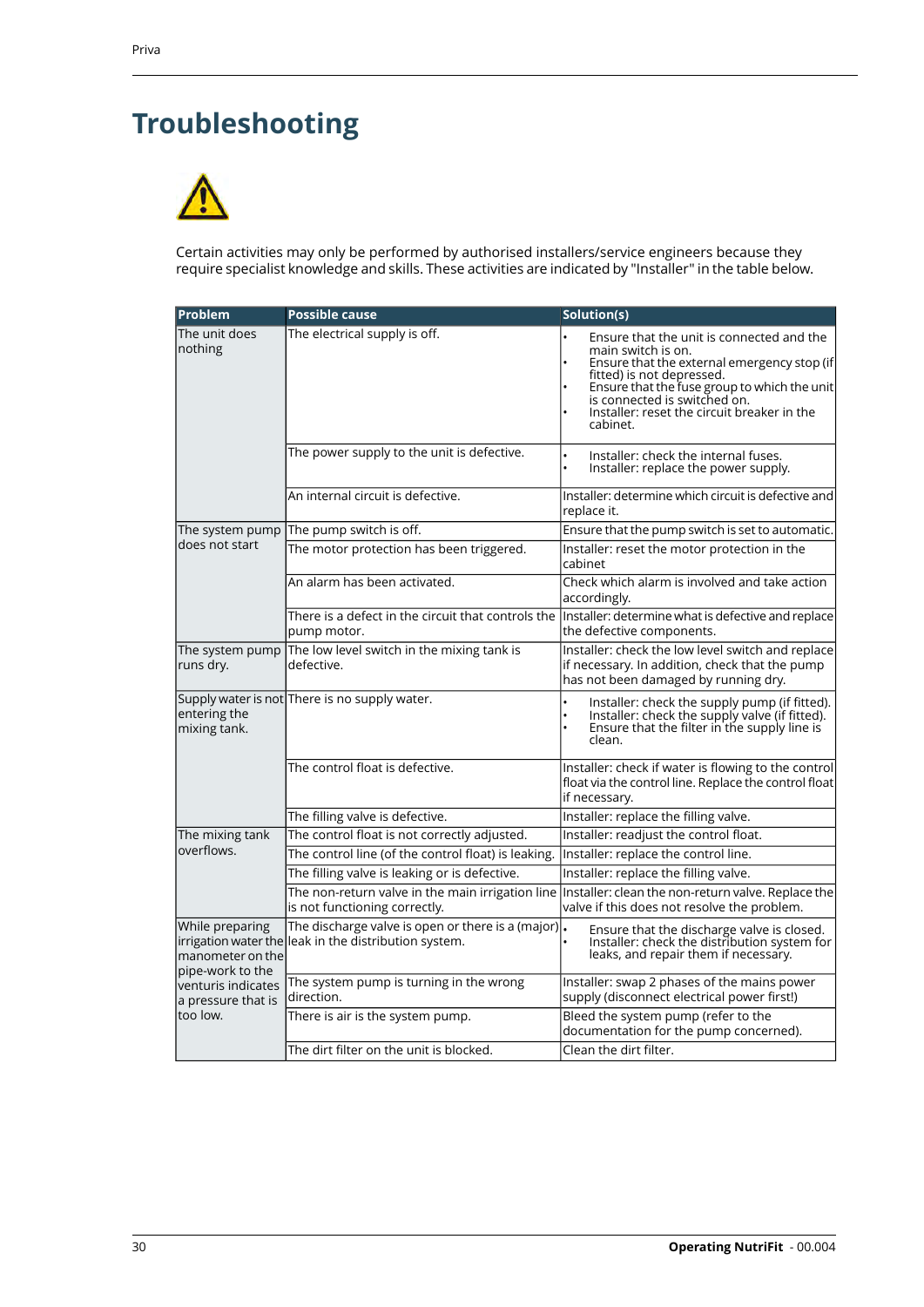# Troubleshooting

Certain activities may only be performed by authorised installers/service engineers because they require specialist knowledge and skills. These activities are indicated by "Installer" in the table below.

| Problem | Possible cause | Solution(s) |
|---|---|---|
| The unit does nothing | The electrical supply is off. | • Ensure that the unit is connected and the main switch is on.<br>• Ensure that the external emergency stop (if fitted) is not depressed.<br>• Ensure that the fuse group to which the unit is connected is switched on.<br>• Installer: reset the circuit breaker in the cabinet. |
| | The power supply to the unit is defective. | • Installer: check the internal fuses.<br>• Installer: replace the power supply. |
| | An internal circuit is defective. | Installer: determine which circuit is defective and replace it. |
| The system pump does not start | The pump switch is off. | Ensure that the pump switch is set to automatic. |
| | The motor protection has been triggered. | Installer: reset the motor protection in the cabinet |
| | An alarm has been activated. | Check which alarm is involved and take action accordingly. |
| | There is a defect in the circuit that controls the pump motor. | Installer: determine what is defective and replace the defective components. |
| The system pump runs dry. | The low level switch in the mixing tank is defective. | Installer: check the low level switch and replace if necessary. In addition, check that the pump has not been damaged by running dry. |
| Supply water is not entering the mixing tank. | There is no supply water. | • Installer: check the supply pump (if fitted).<br>• Installer: check the supply valve (if fitted).<br>• Ensure that the filter in the supply line is clean. |
| | The control float is defective. | Installer: check if water is flowing to the control float via the control line. Replace the control float if necessary. |
| | The filling valve is defective. | Installer: replace the filling valve. |
| The mixing tank overflows. | The control float is not correctly adjusted. | Installer: readjust the control float. |
| | The control line (of the control float) is leaking. | Installer: replace the control line. |
| | The filling valve is leaking or is defective. | Installer: replace the filling valve. |
| | The non-return valve in the main irrigation line is not functioning correctly. | Installer: clean the non-return valve. Replace the valve if this does not resolve the problem. |
| While preparing irrigation water the manometer on the pipe-work to the venturis indicates a pressure that is too low. | The discharge valve is open or there is a (major) leak in the distribution system. | • Ensure that the discharge valve is closed.<br>• Installer: check the distribution system for leaks, and repair them if necessary. |
| | The system pump is turning in the wrong direction. | Installer: swap 2 phases of the mains power supply (disconnect electrical power first!) |
| | There is air is the system pump. | Bleed the system pump (refer to the documentation for the pump concerned). |
| | The dirt filter on the unit is blocked. | Clean the dirt filter. |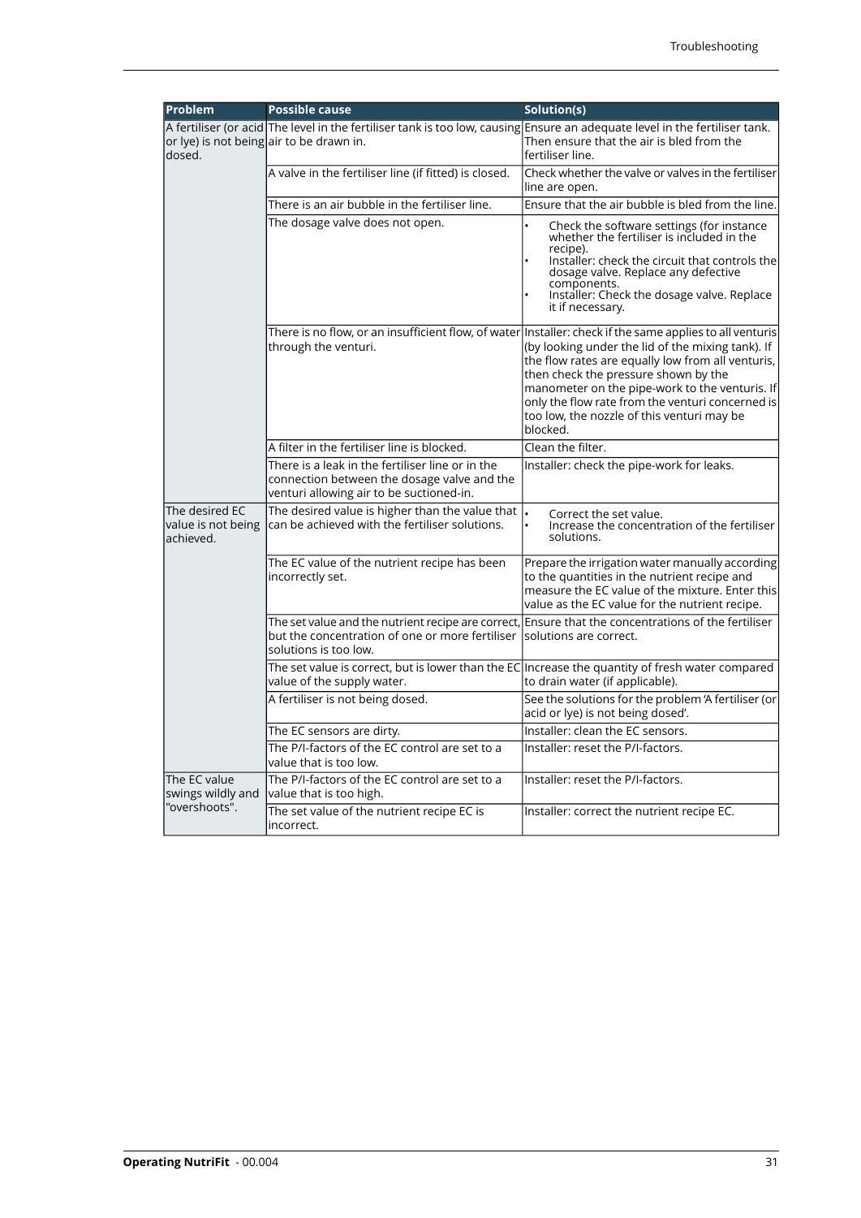| Problem | Possible cause | Solution(s) |
|---|---|---|
| A fertiliser (or acid or lye) is not being dosed. | The level in the fertiliser tank is too low, causing air to be drawn in. | Ensure an adequate level in the fertiliser tank. Then ensure that the air is bled from the fertiliser line. |
| | A valve in the fertiliser line (if fitted) is closed. | Check whether the valve or valves in the fertiliser line are open. |
| | There is an air bubble in the fertiliser line. | Ensure that the air bubble is bled from the line. |
| | The dosage valve does not open. | • Check the software settings (for instance whether the fertiliser is included in the recipe).<br>• Installer: check the circuit that controls the dosage valve. Replace any defective components.<br>• Installer: Check the dosage valve. Replace it if necessary. |
| | There is no flow, or an insufficient flow, of water through the venturi. | Installer: check if the same applies to all venturis (by looking under the lid of the mixing tank). If the flow rates are equally low from all venturis, then check the pressure shown by the manometer on the pipe-work to the venturis. If only the flow rate from the venturi concerned is too low, the nozzle of this venturi may be blocked. |
| | A filter in the fertiliser line is blocked. | Clean the filter. |
| | There is a leak in the fertiliser line or in the connection between the dosage valve and the venturi allowing air to be suctioned-in. | Installer: check the pipe-work for leaks. |
| The desired EC value is not being achieved. | The desired value is higher than the value that can be achieved with the fertiliser solutions. | • Correct the set value.<br>• Increase the concentration of the fertiliser solutions. |
| | The EC value of the nutrient recipe has been incorrectly set. | Prepare the irrigation water manually according to the quantities in the nutrient recipe and measure the EC value of the mixture. Enter this value as the EC value for the nutrient recipe. |
| | The set value and the nutrient recipe are correct, but the concentration of one or more fertiliser solutions is too low. | Ensure that the concentrations of the fertiliser solutions are correct. |
| | The set value is correct, but is lower than the EC value of the supply water. | Increase the quantity of fresh water compared to drain water (if applicable). |
| | A fertiliser is not being dosed. | See the solutions for the problem 'A fertiliser (or acid or lye) is not being dosed'. |
| | The EC sensors are dirty. | Installer: clean the EC sensors. |
| | The P/I-factors of the EC control are set to a value that is too low. | Installer: reset the P/I-factors. |
| The EC value swings wildly and "overshoots". | The P/I-factors of the EC control are set to a value that is too high. | Installer: reset the P/I-factors. |
| | The set value of the nutrient recipe EC is incorrect. | Installer: correct the nutrient recipe EC. |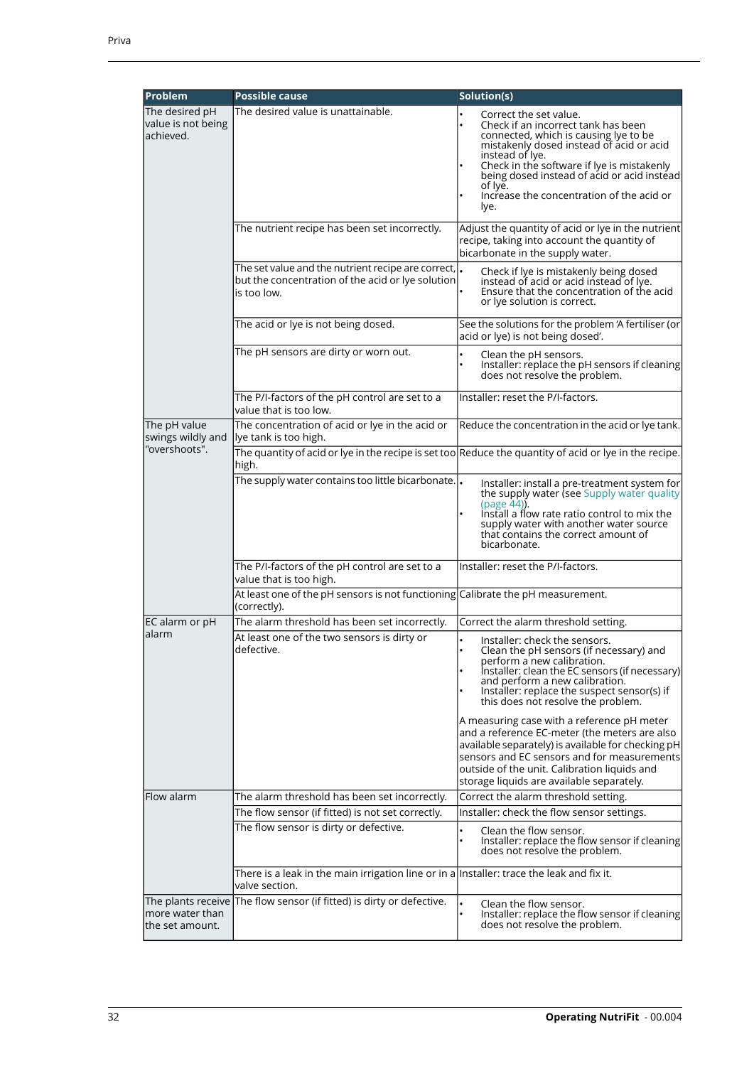| Problem | Possible cause | Solution(s) |
|---|---|---|
| The desired pH value is not being achieved. | The desired value is unattainable. | • Correct the set value.<br>• Check if an incorrect tank has been connected, which is causing lye to be mistakenly dosed instead of acid or acid instead of lye.<br>• Check in the software if lye is mistakenly being dosed instead of acid or acid instead of lye.<br>• Increase the concentration of the acid or lye. |
| | The nutrient recipe has been set incorrectly. | Adjust the quantity of acid or lye in the nutrient recipe, taking into account the quantity of bicarbonate in the supply water. |
| | The set value and the nutrient recipe are correct, but the concentration of the acid or lye solution is too low. | • Check if lye is mistakenly being dosed instead of acid or acid instead of lye.<br>• Ensure that the concentration of the acid or lye solution is correct. |
| | The acid or lye is not being dosed. | See the solutions for the problem 'A fertiliser (or acid or lye) is not being dosed'. |
| | The pH sensors are dirty or worn out. | • Clean the pH sensors.<br>• Installer: replace the pH sensors if cleaning does not resolve the problem. |
| | The P/I-factors of the pH control are set to a value that is too low. | Installer: reset the P/I-factors. |
| The pH value swings wildly and "overshoots". | The concentration of acid or lye in the acid or lye tank is too high. | Reduce the concentration in the acid or lye tank. |
| | The quantity of acid or lye in the recipe is set too high. | Reduce the quantity of acid or lye in the recipe. |
| | The supply water contains too little bicarbonate. | • Installer: install a pre-treatment system for the supply water (see Supply water quality (page 44)).<br>• Install a flow rate ratio control to mix the supply water with another water source that contains the correct amount of bicarbonate. |
| | The P/I-factors of the pH control are set to a value that is too high. | Installer: reset the P/I-factors. |
| | At least one of the pH sensors is not functioning (correctly). | Calibrate the pH measurement. |
| EC alarm or pH alarm | The alarm threshold has been set incorrectly. | Correct the alarm threshold setting. |
| | At least one of the two sensors is dirty or defective. | • Installer: check the sensors.<br>• Clean the pH sensors (if necessary) and perform a new calibration.<br>• Installer: clean the EC sensors (if necessary) and perform a new calibration.<br>• Installer: replace the suspect sensor(s) if this does not resolve the problem.<br><br>A measuring case with a reference pH meter and a reference EC-meter (the meters are also available separately) is available for checking pH sensors and EC sensors and for measurements outside of the unit. Calibration liquids and storage liquids are available separately. |
| Flow alarm | The alarm threshold has been set incorrectly. | Correct the alarm threshold setting. |
| | The flow sensor (if fitted) is not set correctly. | Installer: check the flow sensor settings. |
| | The flow sensor is dirty or defective. | • Clean the flow sensor.<br>• Installer: replace the flow sensor if cleaning does not resolve the problem. |
| | There is a leak in the main irrigation line or in a valve section. | Installer: trace the leak and fix it. |
| The plants receive more water than the set amount. | The flow sensor (if fitted) is dirty or defective. | • Clean the flow sensor.<br>• Installer: replace the flow sensor if cleaning does not resolve the problem. |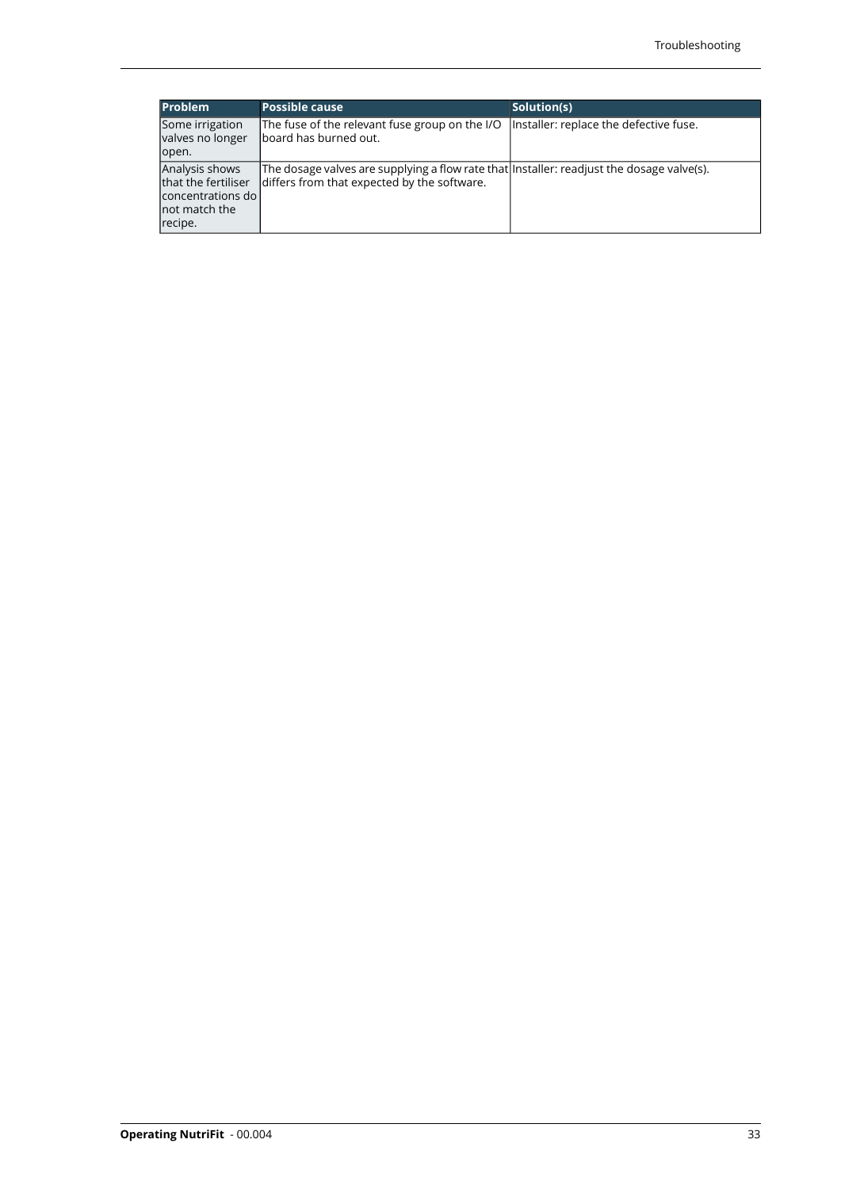| Problem | Possible cause | Solution(s) |
| --- | --- | --- |
| Some irrigation valves no longer open. | The fuse of the relevant fuse group on the I/O board has burned out. | Installer: replace the defective fuse. |
| Analysis shows that the fertiliser concentrations do not match the recipe. | The dosage valves are supplying a flow rate that differs from that expected by the software. | Installer: readjust the dosage valve(s). |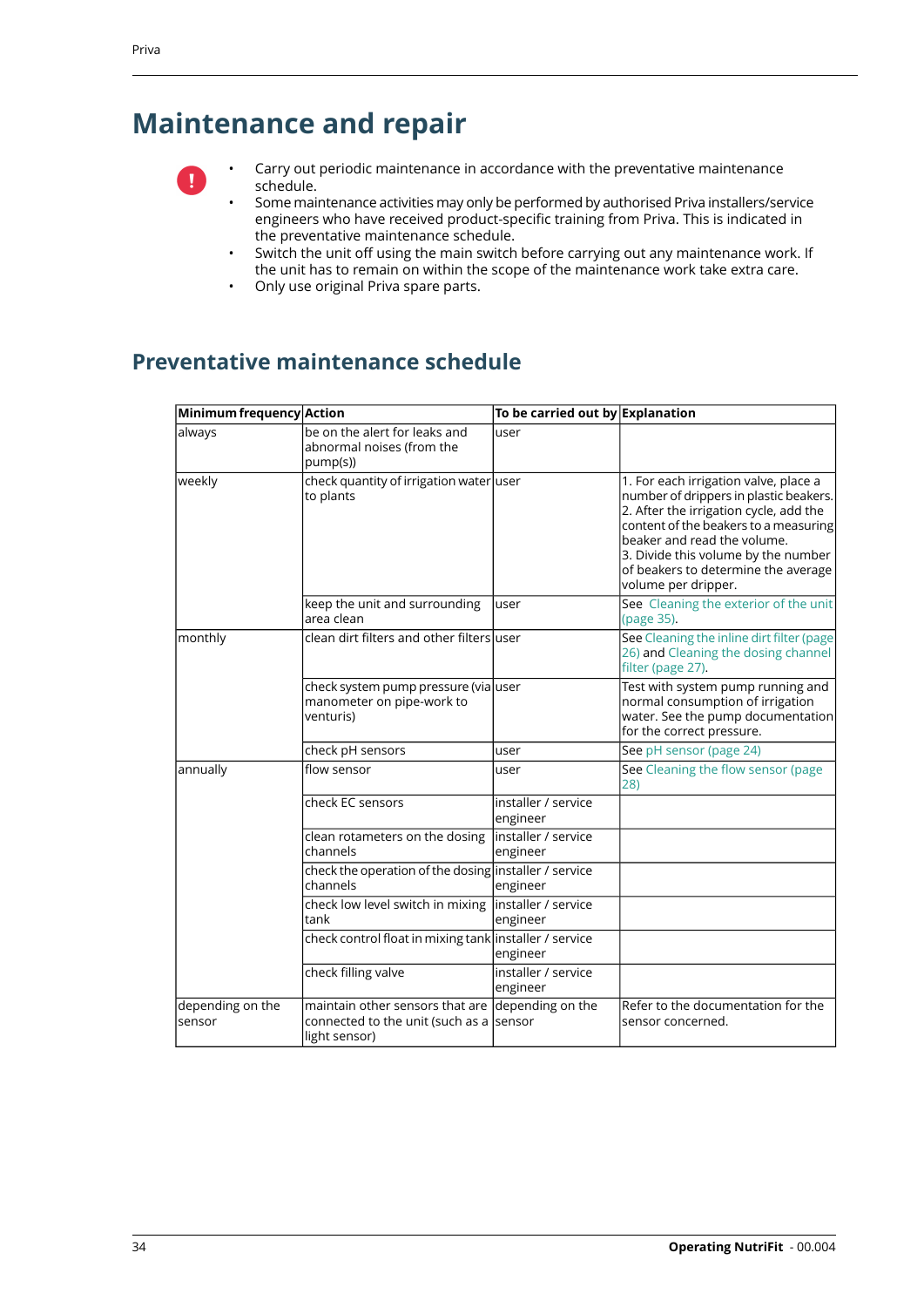# Maintenance and repair

- Carry out periodic maintenance in accordance with the preventative maintenance schedule.
- Some maintenance activities may only be performed by authorised Priva installers/service engineers who have received product-specific training from Priva. This is indicated in the preventative maintenance schedule.
- Switch the unit off using the main switch before carrying out any maintenance work. If the unit has to remain on within the scope of the maintenance work take extra care.
- Only use original Priva spare parts.

## Preventative maintenance schedule

| Minimum frequency | Action | To be carried out by | Explanation |
|---|---|---|---|
| always | be on the alert for leaks and abnormal noises (from the pump(s)) | user | |
| weekly | check quantity of irrigation water to plants | user | 1. For each irrigation valve, place a number of drippers in plastic beakers. 2. After the irrigation cycle, add the content of the beakers to a measuring beaker and read the volume. 3. Divide this volume by the number of beakers to determine the average volume per dripper. |
| | keep the unit and surrounding area clean | user | See Cleaning the exterior of the unit (page 35). |
| monthly | clean dirt filters and other filters | user | See Cleaning the inline dirt filter (page 26) and Cleaning the dosing channel filter (page 27). |
| | check system pump pressure (via manometer on pipe-work to venturis) | user | Test with system pump running and normal consumption of irrigation water. See the pump documentation for the correct pressure. |
| | check pH sensors | user | See pH sensor (page 24) |
| annually | flow sensor | user | See Cleaning the flow sensor (page 28) |
| | check EC sensors | installer / service engineer | |
| | clean rotameters on the dosing channels | installer / service engineer | |
| | check the operation of the dosing channels | installer / service engineer | |
| | check low level switch in mixing tank | installer / service engineer | |
| | check control float in mixing tank | installer / service engineer | |
| | check filling valve | installer / service engineer | |
| depending on the sensor | maintain other sensors that are connected to the unit (such as a light sensor) | depending on the sensor | Refer to the documentation for the sensor concerned. |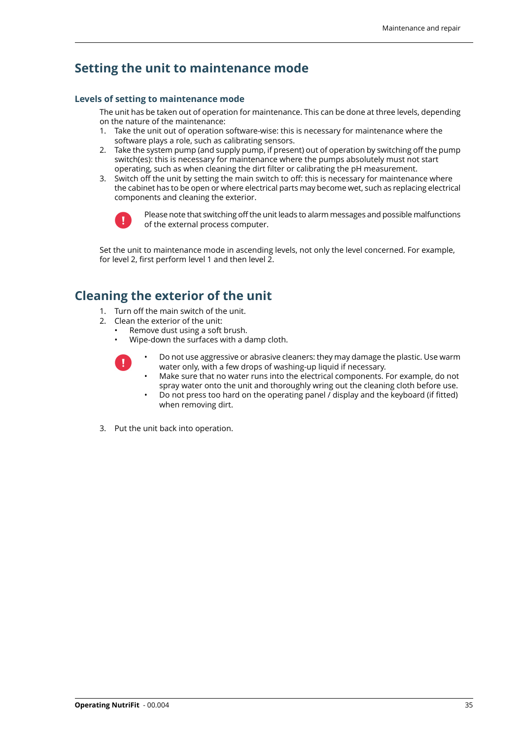# Setting the unit to maintenance mode

### Levels of setting to maintenance mode

The unit has be taken out of operation for maintenance. This can be done at three levels, depending on the nature of the maintenance:

1. Take the unit out of operation software-wise: this is necessary for maintenance where the software plays a role, such as calibrating sensors.
2. Take the system pump (and supply pump, if present) out of operation by switching off the pump switch(es): this is necessary for maintenance where the pumps absolutely must not start operating, such as when cleaning the dirt filter or calibrating the pH measurement.
3. Switch off the unit by setting the main switch to off: this is necessary for maintenance where the cabinet has to be open or where electrical parts may become wet, such as replacing electrical components and cleaning the exterior.

> ! Please note that switching off the unit leads to alarm messages and possible malfunctions of the external process computer.

Set the unit to maintenance mode in ascending levels, not only the level concerned. For example, for level 2, first perform level 1 and then level 2.

# Cleaning the exterior of the unit

1. Turn off the main switch of the unit.
2. Clean the exterior of the unit:
   - Remove dust using a soft brush.
   - Wipe-down the surfaces with a damp cloth.

> !
> - Do not use aggressive or abrasive cleaners: they may damage the plastic. Use warm water only, with a few drops of washing-up liquid if necessary.
> - Make sure that no water runs into the electrical components. For example, do not spray water onto the unit and thoroughly wring out the cleaning cloth before use.
> - Do not press too hard on the operating panel / display and the keyboard (if fitted) when removing dirt.

3. Put the unit back into operation.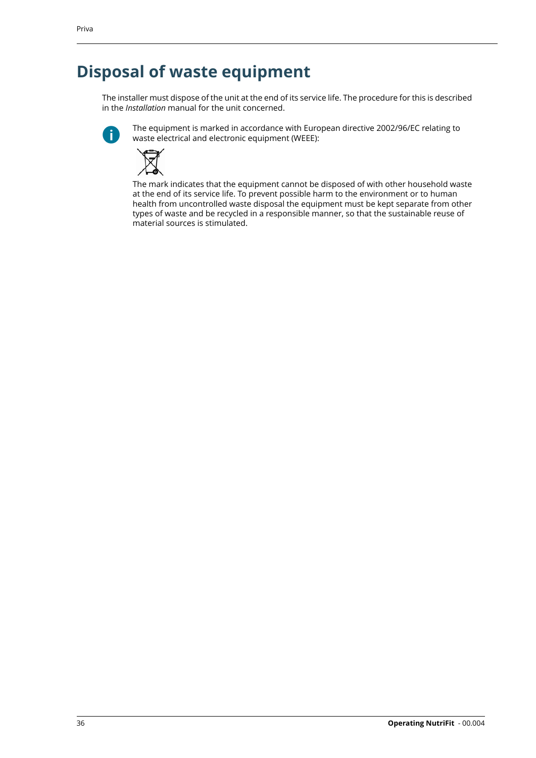# Disposal of waste equipment

The installer must dispose of the unit at the end of its service life. The procedure for this is described in the *Installation* manual for the unit concerned.

The equipment is marked in accordance with European directive 2002/96/EC relating to waste electrical and electronic equipment (WEEE):

The mark indicates that the equipment cannot be disposed of with other household waste at the end of its service life. To prevent possible harm to the environment or to human health from uncontrolled waste disposal the equipment must be kept separate from other types of waste and be recycled in a responsible manner, so that the sustainable reuse of material sources is stimulated.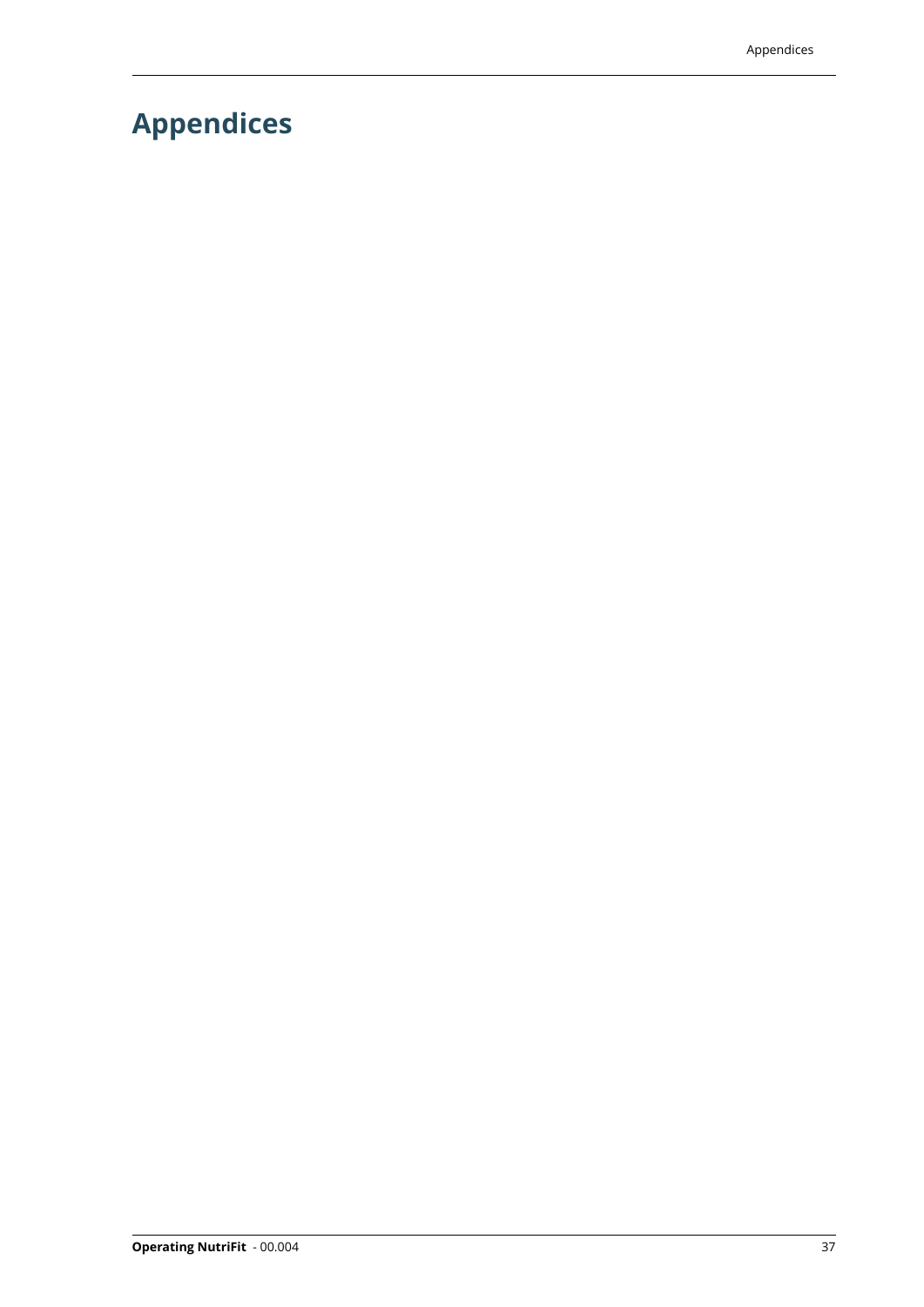# Appendices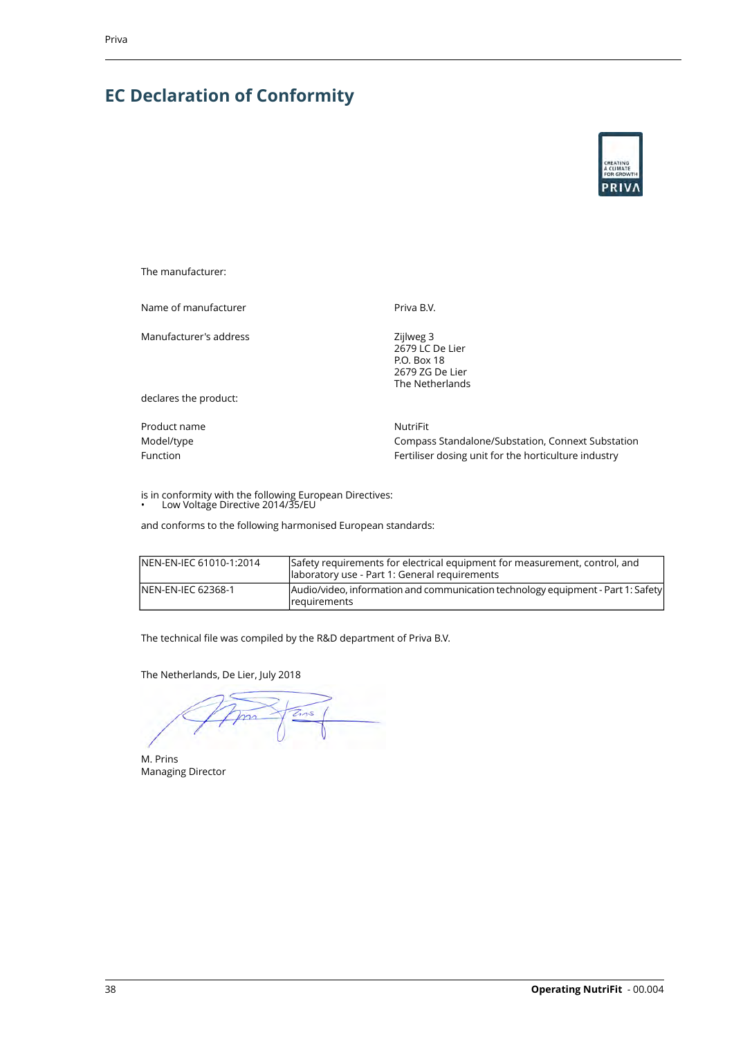# EC Declaration of Conformity

The manufacturer:

| | |
|---|---|
| Name of manufacturer | Priva B.V. |
| Manufacturer's address | Zijlweg 3<br>2679 LC De Lier<br>P.O. Box 18<br>2679 ZG De Lier<br>The Netherlands |

declares the product:

| | |
|---|---|
| Product name | NutriFit |
| Model/type | Compass Standalone/Substation, Connext Substation |
| Function | Fertiliser dosing unit for the horticulture industry |

is in conformity with the following European Directives:

- Low Voltage Directive 2014/35/EU

and conforms to the following harmonised European standards:

| | |
|---|---|
| NEN-EN-IEC 61010-1:2014 | Safety requirements for electrical equipment for measurement, control, and laboratory use - Part 1: General requirements |
| NEN-EN-IEC 62368-1 | Audio/video, information and communication technology equipment - Part 1: Safety requirements |

The technical file was compiled by the R&D department of Priva B.V.

The Netherlands, De Lier, July 2018

M. Prins
Managing Director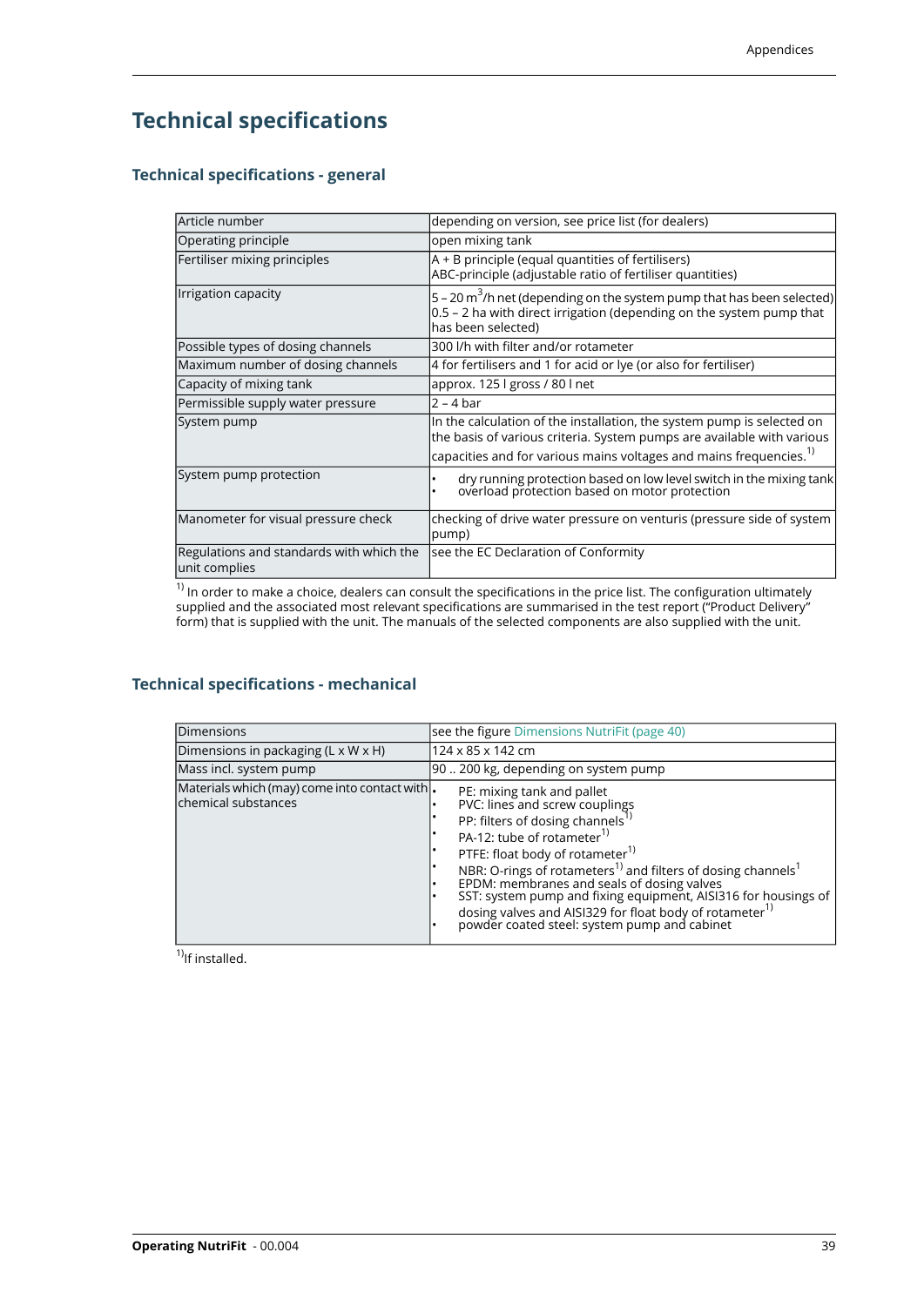# Technical specifications

## Technical specifications - general

| | |
|---|---|
| Article number | depending on version, see price list (for dealers) |
| Operating principle | open mixing tank |
| Fertiliser mixing principles | A + B principle (equal quantities of fertilisers)<br>ABC-principle (adjustable ratio of fertiliser quantities) |
| Irrigation capacity | 5 – 20 $m^3$/h net (depending on the system pump that has been selected)<br>0.5 – 2 ha with direct irrigation (depending on the system pump that has been selected) |
| Possible types of dosing channels | 300 l/h with filter and/or rotameter |
| Maximum number of dosing channels | 4 for fertilisers and 1 for acid or lye (or also for fertiliser) |
| Capacity of mixing tank | approx. 125 l gross / 80 l net |
| Permissible supply water pressure | 2 – 4 bar |
| System pump | In the calculation of the installation, the system pump is selected on the basis of various criteria. System pumps are available with various capacities and for various mains voltages and mains frequencies. [1)] |
| System pump protection | • dry running protection based on low level switch in the mixing tank<br>• overload protection based on motor protection |
| Manometer for visual pressure check | checking of drive water pressure on venturis (pressure side of system pump) |
| Regulations and standards with which the unit complies | see the EC Declaration of Conformity |

[1)] In order to make a choice, dealers can consult the specifications in the price list. The configuration ultimately supplied and the associated most relevant specifications are summarised in the test report ("Product Delivery" form) that is supplied with the unit. The manuals of the selected components are also supplied with the unit.

## Technical specifications - mechanical

| | |
|---|---|
| Dimensions | see the figure Dimensions NutriFit (page 40) |
| Dimensions in packaging (L x W x H) | 124 x 85 x 142 cm |
| Mass incl. system pump | 90 .. 200 kg, depending on system pump |
| Materials which (may) come into contact with chemical substances | • PE: mixing tank and pallet<br>• PVC: lines and screw couplings<br>• PP: filters of dosing channels[1)]<br>• PA-12: tube of rotameter[1)]<br>• PTFE: float body of rotameter[1)]<br>• NBR: O-rings of rotameters[1)] and filters of dosing channels[1]<br>• EPDM: membranes and seals of dosing valves<br>• SST: system pump and fixing equipment, AISI316 for housings of dosing valves and AISI329 for float body of rotameter[1)]<br>• powder coated steel: system pump and cabinet |

[1)]If installed.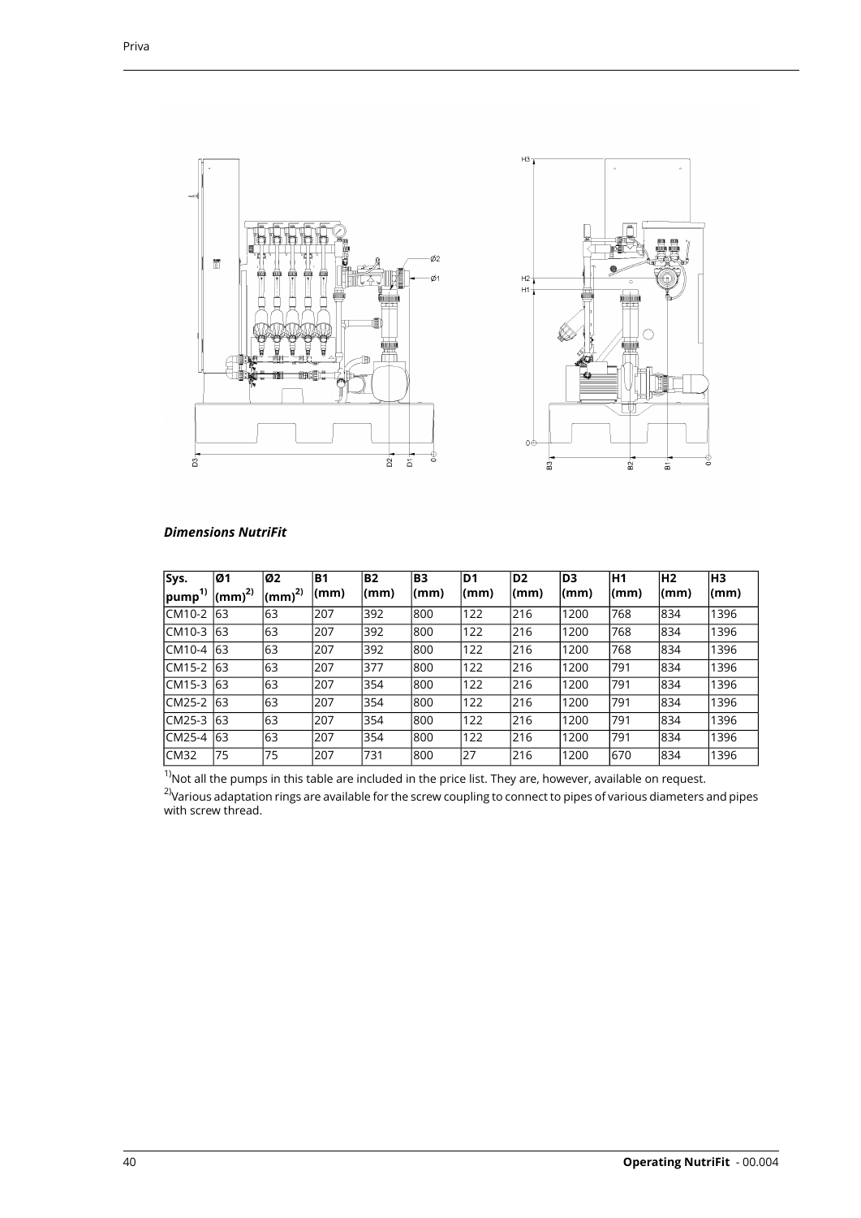*Dimensions NutriFit*

| Sys. pump[1] | Ø1 (mm)[2] | Ø2 (mm)[2] | B1 (mm) | B2 (mm) | B3 (mm) | D1 (mm) | D2 (mm) | D3 (mm) | H1 (mm) | H2 (mm) | H3 (mm) |
|---|---|---|---|---|---|---|---|---|---|---|---|
| CM10-2 | 63 | 63 | 207 | 392 | 800 | 122 | 216 | 1200 | 768 | 834 | 1396 |
| CM10-3 | 63 | 63 | 207 | 392 | 800 | 122 | 216 | 1200 | 768 | 834 | 1396 |
| CM10-4 | 63 | 63 | 207 | 392 | 800 | 122 | 216 | 1200 | 768 | 834 | 1396 |
| CM15-2 | 63 | 63 | 207 | 377 | 800 | 122 | 216 | 1200 | 791 | 834 | 1396 |
| CM15-3 | 63 | 63 | 207 | 354 | 800 | 122 | 216 | 1200 | 791 | 834 | 1396 |
| CM25-2 | 63 | 63 | 207 | 354 | 800 | 122 | 216 | 1200 | 791 | 834 | 1396 |
| CM25-3 | 63 | 63 | 207 | 354 | 800 | 122 | 216 | 1200 | 791 | 834 | 1396 |
| CM25-4 | 63 | 63 | 207 | 354 | 800 | 122 | 216 | 1200 | 791 | 834 | 1396 |
| CM32 | 75 | 75 | 207 | 731 | 800 | 27 | 216 | 1200 | 670 | 834 | 1396 |

[1]Not all the pumps in this table are included in the price list. They are, however, available on request.

[2]Various adaptation rings are available for the screw coupling to connect to pipes of various diameters and pipes with screw thread.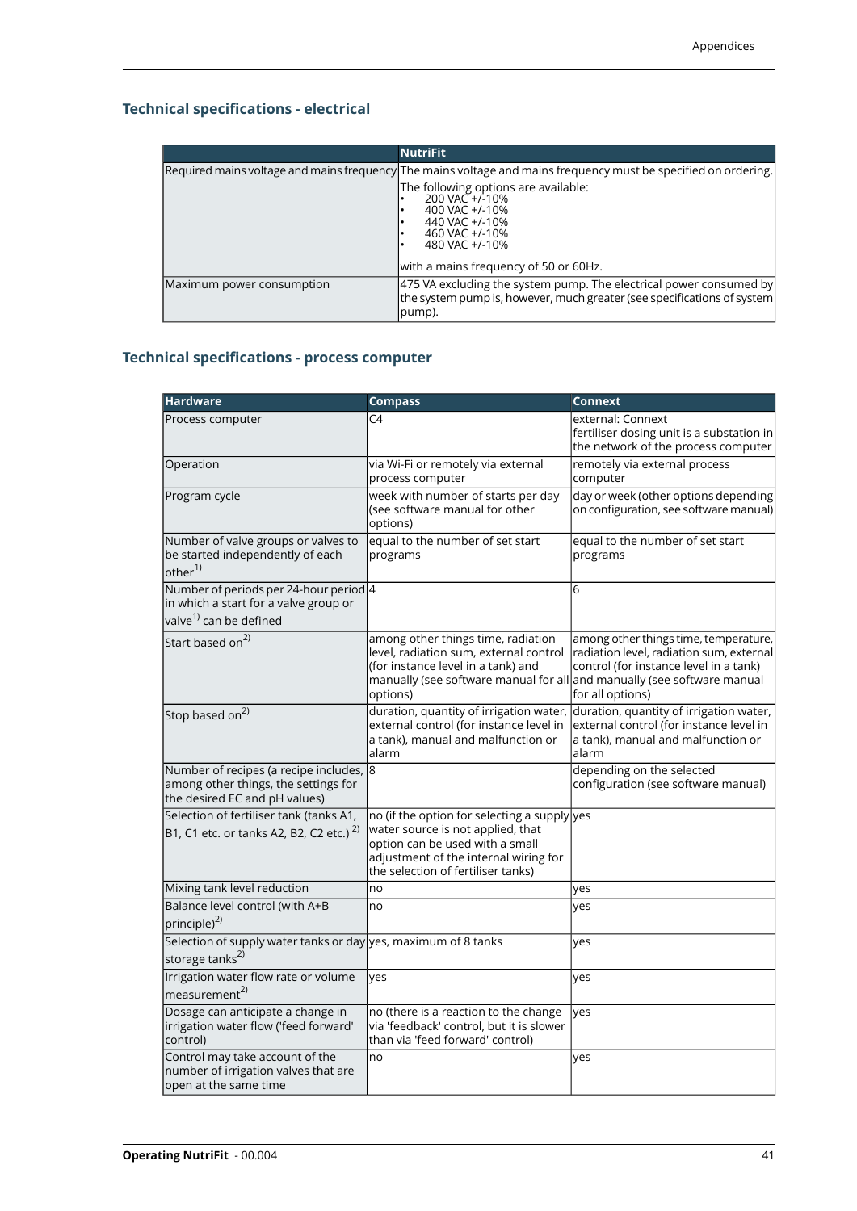## Technical specifications - electrical

| | NutriFit |
|---|---|
| Required mains voltage and mains frequency | The mains voltage and mains frequency must be specified on ordering.<br><br>The following options are available:<br>• 200 VAC +/-10%<br>• 400 VAC +/-10%<br>• 440 VAC +/-10%<br>• 460 VAC +/-10%<br>• 480 VAC +/-10%<br><br>with a mains frequency of 50 or 60Hz. |
| Maximum power consumption | 475 VA excluding the system pump. The electrical power consumed by the system pump is, however, much greater (see specifications of system pump). |

## Technical specifications - process computer

| Hardware | Compass | Connext |
|---|---|---|
| Process computer | C4 | external: Connext<br>fertiliser dosing unit is a substation in the network of the process computer |
| Operation | via Wi-Fi or remotely via external process computer | remotely via external process computer |
| Program cycle | week with number of starts per day (see software manual for other options) | day or week (other options depending on configuration, see software manual) |
| Number of valve groups or valves to be started independently of each other[1)] | equal to the number of set start programs | equal to the number of set start programs |
| Number of periods per 24-hour period in which a start for a valve group or valve[1)] can be defined | 4 | 6 |
| Start based on[2)] | among other things time, radiation level, radiation sum, external control (for instance level in a tank) and manually (see software manual for all options) | among other things time, temperature, radiation level, radiation sum, external control (for instance level in a tank) and manually (see software manual for all options) |
| Stop based on[2)] | duration, quantity of irrigation water, external control (for instance level in a tank), manual and malfunction or alarm | duration, quantity of irrigation water, external control (for instance level in a tank), manual and malfunction or alarm |
| Number of recipes (a recipe includes, among other things, the settings for the desired EC and pH values) | 8 | depending on the selected configuration (see software manual) |
| Selection of fertiliser tank (tanks A1, B1, C1 etc. or tanks A2, B2, C2 etc.) [2)] | no (if the option for selecting a supply water source is not applied, that option can be used with a small adjustment of the internal wiring for the selection of fertiliser tanks) | yes |
| Mixing tank level reduction | no | yes |
| Balance level control (with A+B principle)[2)] | no | yes |
| Selection of supply water tanks or day storage tanks[2)] | yes, maximum of 8 tanks | yes |
| Irrigation water flow rate or volume measurement[2)] | yes | yes |
| Dosage can anticipate a change in irrigation water flow ('feed forward' control) | no (there is a reaction to the change via 'feedback' control, but it is slower than via 'feed forward' control) | yes |
| Control may take account of the number of irrigation valves that are open at the same time | no | yes |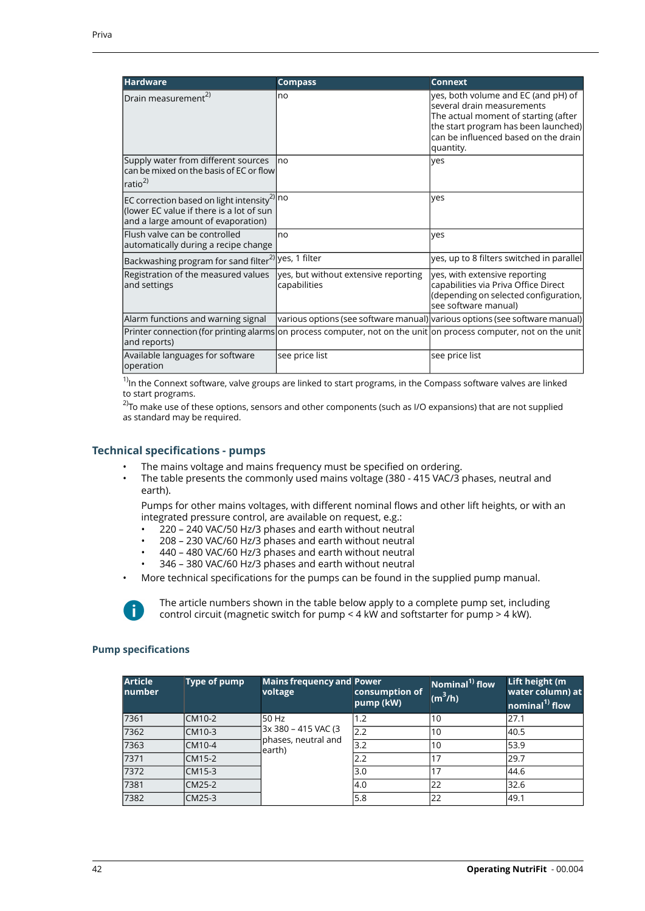| Hardware | Compass | Connext |
|---|---|---|
| Drain measurement[2) ] | no | yes, both volume and EC (and pH) of several drain measurements The actual moment of starting (after the start program has been launched) can be influenced based on the drain quantity. |
| Supply water from different sources can be mixed on the basis of EC or flow ratio[2)] | no | yes |
| EC correction based on light intensity[2)] (lower EC value if there is a lot of sun and a large amount of evaporation) | no | yes |
| Flush valve can be controlled automatically during a recipe change | no | yes |
| Backwashing program for sand filter[2)] | yes, 1 filter | yes, up to 8 filters switched in parallel |
| Registration of the measured values and settings | yes, but without extensive reporting capabilities | yes, with extensive reporting capabilities via Priva Office Direct (depending on selected configuration, see software manual) |
| Alarm functions and warning signal | various options (see software manual) | various options (see software manual) |
| Printer connection (for printing alarms and reports) | on process computer, not on the unit | on process computer, not on the unit |
| Available languages for software operation | see price list | see price list |

[1)]In the Connext software, valve groups are linked to start programs, in the Compass software valves are linked to start programs.

[2)]To make use of these options, sensors and other components (such as I/O expansions) that are not supplied as standard may be required.

## Technical specifications - pumps

- The mains voltage and mains frequency must be specified on ordering.
- The table presents the commonly used mains voltage (380 - 415 VAC/3 phases, neutral and earth).

  Pumps for other mains voltages, with different nominal flows and other lift heights, or with an integrated pressure control, are available on request, e.g.:
  - 220 – 240 VAC/50 Hz/3 phases and earth without neutral
  - 208 – 230 VAC/60 Hz/3 phases and earth without neutral
  - 440 – 480 VAC/60 Hz/3 phases and earth without neutral
  - 346 – 380 VAC/60 Hz/3 phases and earth without neutral
- More technical specifications for the pumps can be found in the supplied pump manual.

The article numbers shown in the table below apply to a complete pump set, including control circuit (magnetic switch for pump < 4 kW and softstarter for pump > 4 kW).

### Pump specifications

| Article number | Type of pump | Mains frequency and voltage | Power consumption of pump (kW) | Nominal[1)] flow ($m^3$/h) | Lift height (m water column) at nominal[1)] flow |
|---|---|---|---|---|---|
| 7361 | CM10-2 | 50 Hz 3x 380 – 415 VAC (3 phases, neutral and earth) | 1.2 | 10 | 27.1 |
| 7362 | CM10-3 | | 2.2 | 10 | 40.5 |
| 7363 | CM10-4 | | 3.2 | 10 | 53.9 |
| 7371 | CM15-2 | | 2.2 | 17 | 29.7 |
| 7372 | CM15-3 | | 3.0 | 17 | 44.6 |
| 7381 | CM25-2 | | 4.0 | 22 | 32.6 |
| 7382 | CM25-3 | | 5.8 | 22 | 49.1 |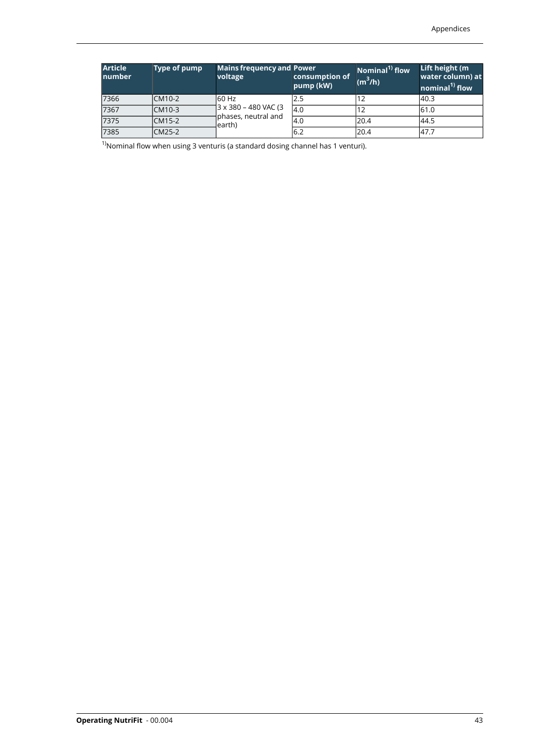| Article number | Type of pump | Mains frequency and voltage | Power consumption of pump (kW) | Nominal[1] flow ($m^3/h$) | Lift height (m water column) at nominal[1] flow |
|---|---|---|---|---|---|
| 7366 | CM10-2 | 60 Hz 3 x 380 – 480 VAC (3 phases, neutral and earth) | 2.5 | 12 | 40.3 |
| 7367 | CM10-3 | | 4.0 | 12 | 61.0 |
| 7375 | CM15-2 | | 4.0 | 20.4 | 44.5 |
| 7385 | CM25-2 | | 6.2 | 20.4 | 47.7 |

[1]Nominal flow when using 3 venturis (a standard dosing channel has 1 venturi).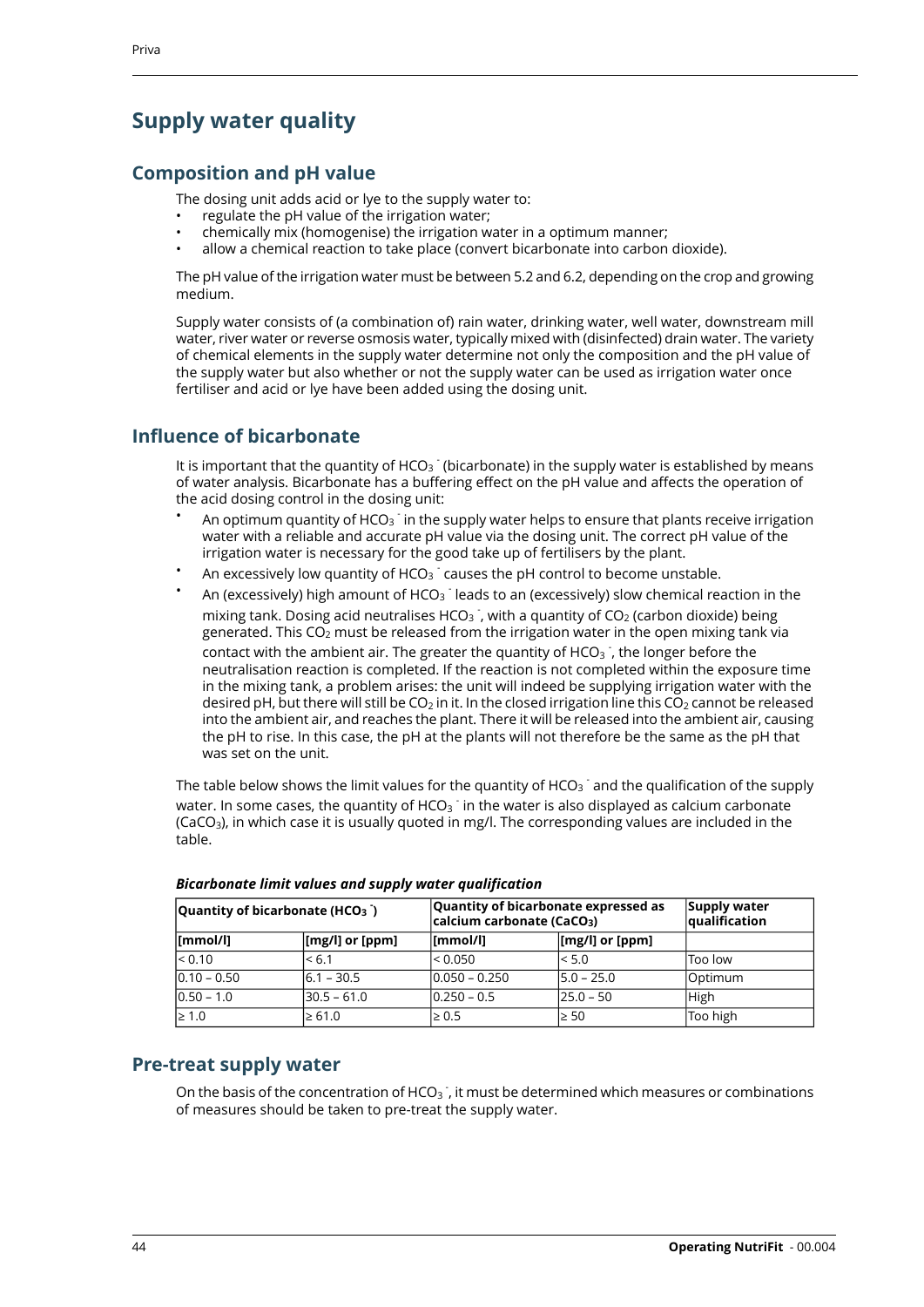# Supply water quality

## Composition and pH value

The dosing unit adds acid or lye to the supply water to:

- regulate the pH value of the irrigation water;
- chemically mix (homogenise) the irrigation water in a optimum manner;
- allow a chemical reaction to take place (convert bicarbonate into carbon dioxide).

The pH value of the irrigation water must be between 5.2 and 6.2, depending on the crop and growing medium.

Supply water consists of (a combination of) rain water, drinking water, well water, downstream mill water, river water or reverse osmosis water, typically mixed with (disinfected) drain water. The variety of chemical elements in the supply water determine not only the composition and the pH value of the supply water but also whether or not the supply water can be used as irrigation water once fertiliser and acid or lye have been added using the dosing unit.

## Influence of bicarbonate

It is important that the quantity of $HCO_3^-$ (bicarbonate) in the supply water is established by means of water analysis. Bicarbonate has a buffering effect on the pH value and affects the operation of the acid dosing control in the dosing unit:

- An optimum quantity of $HCO_3^-$ in the supply water helps to ensure that plants receive irrigation water with a reliable and accurate pH value via the dosing unit. The correct pH value of the irrigation water is necessary for the good take up of fertilisers by the plant.
- An excessively low quantity of $HCO_3^-$ causes the pH control to become unstable.
- An (excessively) high amount of $HCO_3^-$ leads to an (excessively) slow chemical reaction in the mixing tank. Dosing acid neutralises $HCO_3^-$, with a quantity of $CO_2$ (carbon dioxide) being generated. This $CO_2$ must be released from the irrigation water in the open mixing tank via contact with the ambient air. The greater the quantity of $HCO_3^-$, the longer before the neutralisation reaction is completed. If the reaction is not completed within the exposure time in the mixing tank, a problem arises: the unit will indeed be supplying irrigation water with the desired pH, but there will still be $CO_2$ in it. In the closed irrigation line this $CO_2$ cannot be released into the ambient air, and reaches the plant. There it will be released into the ambient air, causing the pH to rise. In this case, the pH at the plants will not therefore be the same as the pH that was set on the unit.

The table below shows the limit values for the quantity of $HCO_3^-$ and the qualification of the supply water. In some cases, the quantity of $HCO_3^-$ in the water is also displayed as calcium carbonate ($CaCO_3$), in which case it is usually quoted in mg/l. The corresponding values are included in the table.

***Bicarbonate limit values and supply water qualification***

| Quantity of bicarbonate ($HCO_3^-$) | | Quantity of bicarbonate expressed as calcium carbonate ($CaCO_3$) | | Supply water qualification |
|---|---|---|---|---|
| [mmol/l] | [mg/l] or [ppm] | [mmol/l] | [mg/l] or [ppm] | |
| < 0.10 | < 6.1 | < 0.050 | < 5.0 | Too low |
| 0.10 – 0.50 | 6.1 – 30.5 | 0.050 – 0.250 | 5.0 – 25.0 | Optimum |
| 0.50 – 1.0 | 30.5 – 61.0 | 0.250 – 0.5 | 25.0 – 50 | High |
| ≥ 1.0 | ≥ 61.0 | ≥ 0.5 | ≥ 50 | Too high |

## Pre-treat supply water

On the basis of the concentration of $HCO_3^-$, it must be determined which measures or combinations of measures should be taken to pre-treat the supply water.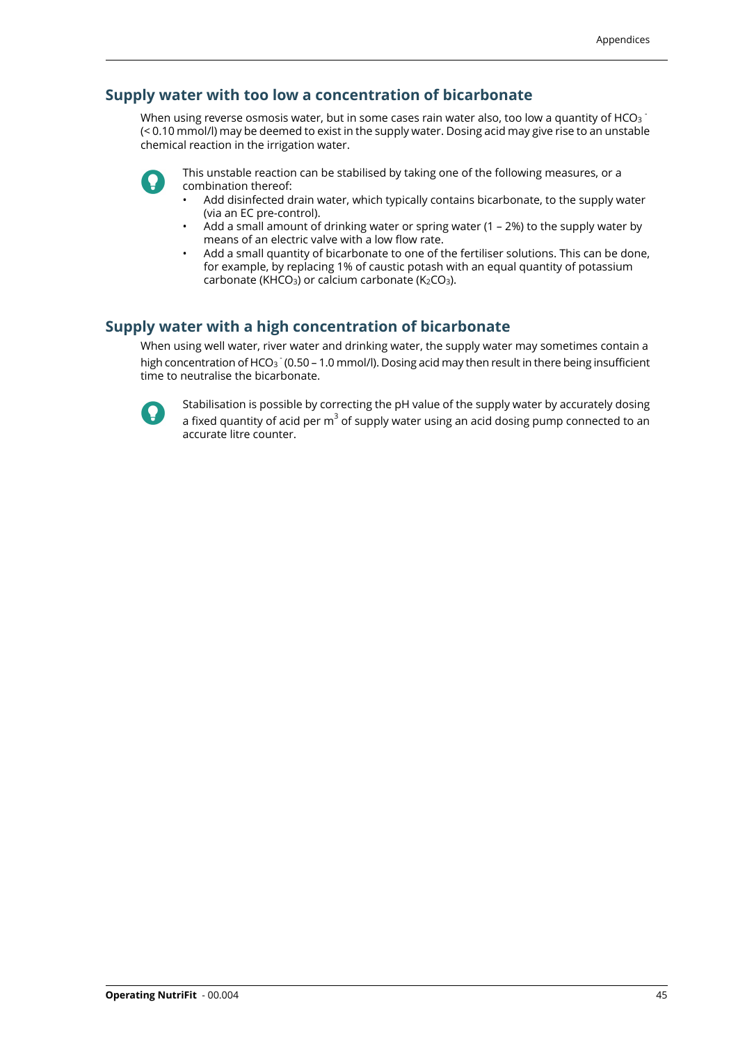## Supply water with too low a concentration of bicarbonate

When using reverse osmosis water, but in some cases rain water also, too low a quantity of $HCO_3^-$ (< 0.10 mmol/l) may be deemed to exist in the supply water. Dosing acid may give rise to an unstable chemical reaction in the irrigation water.

This unstable reaction can be stabilised by taking one of the following measures, or a combination thereof:

- Add disinfected drain water, which typically contains bicarbonate, to the supply water (via an EC pre-control).
- Add a small amount of drinking water or spring water (1 – 2%) to the supply water by means of an electric valve with a low flow rate.
- Add a small quantity of bicarbonate to one of the fertiliser solutions. This can be done, for example, by replacing 1% of caustic potash with an equal quantity of potassium carbonate ($KHCO_3$) or calcium carbonate ($K_2CO_3$).

## Supply water with a high concentration of bicarbonate

When using well water, river water and drinking water, the supply water may sometimes contain a high concentration of $HCO_3^-$ (0.50 – 1.0 mmol/l). Dosing acid may then result in there being insufficient time to neutralise the bicarbonate.

Stabilisation is possible by correcting the pH value of the supply water by accurately dosing a fixed quantity of acid per $m^3$ of supply water using an acid dosing pump connected to an accurate litre counter.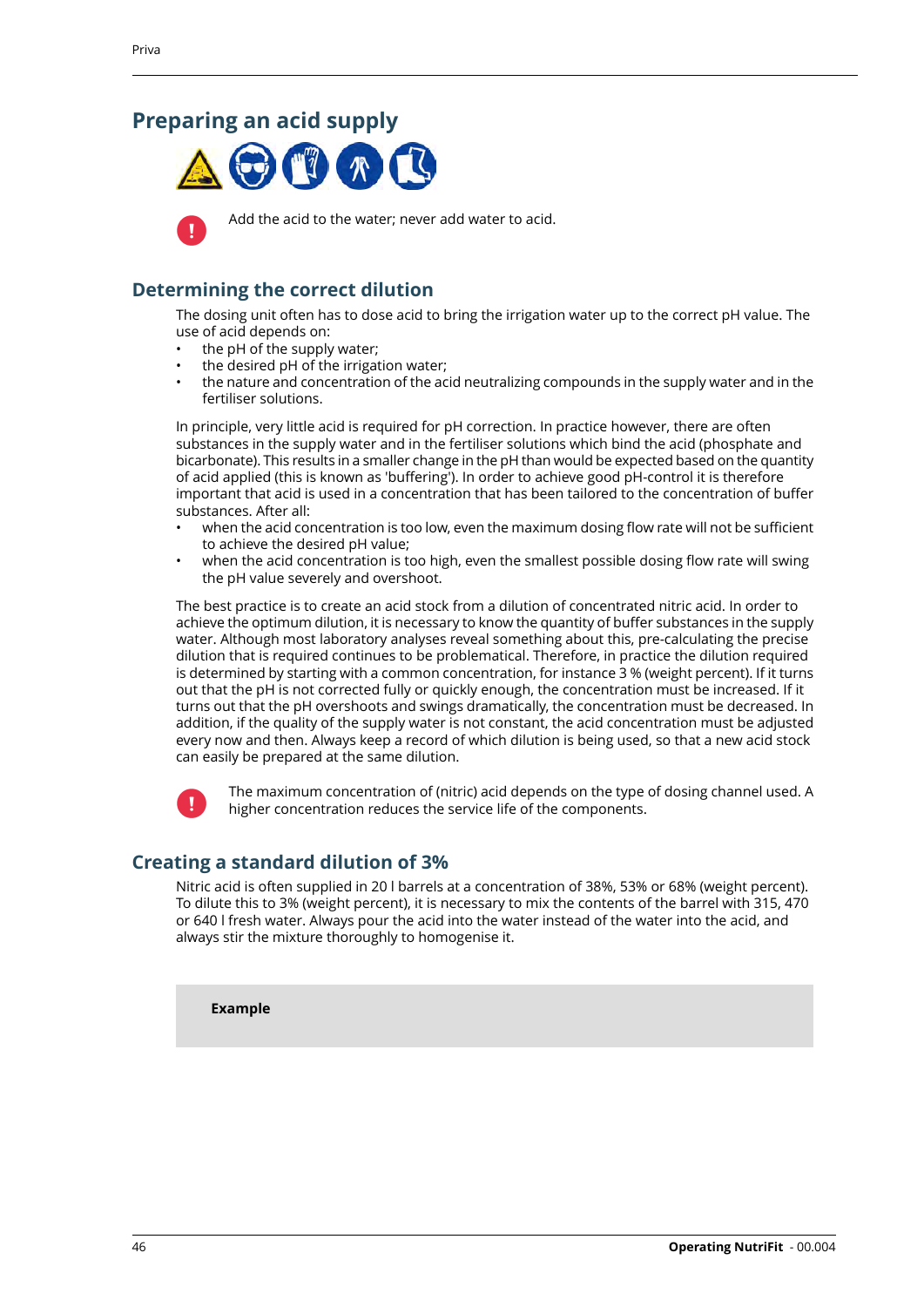## Preparing an acid supply

Add the acid to the water; never add water to acid.

### Determining the correct dilution

The dosing unit often has to dose acid to bring the irrigation water up to the correct pH value. The use of acid depends on:

- the pH of the supply water;
- the desired pH of the irrigation water;
- the nature and concentration of the acid neutralizing compounds in the supply water and in the fertiliser solutions.

In principle, very little acid is required for pH correction. In practice however, there are often substances in the supply water and in the fertiliser solutions which bind the acid (phosphate and bicarbonate). This results in a smaller change in the pH than would be expected based on the quantity of acid applied (this is known as 'buffering'). In order to achieve good pH-control it is therefore important that acid is used in a concentration that has been tailored to the concentration of buffer substances. After all:

- when the acid concentration is too low, even the maximum dosing flow rate will not be sufficient to achieve the desired pH value;
- when the acid concentration is too high, even the smallest possible dosing flow rate will swing the pH value severely and overshoot.

The best practice is to create an acid stock from a dilution of concentrated nitric acid. In order to achieve the optimum dilution, it is necessary to know the quantity of buffer substances in the supply water. Although most laboratory analyses reveal something about this, pre-calculating the precise dilution that is required continues to be problematical. Therefore, in practice the dilution required is determined by starting with a common concentration, for instance 3 % (weight percent). If it turns out that the pH is not corrected fully or quickly enough, the concentration must be increased. If it turns out that the pH overshoots and swings dramatically, the concentration must be decreased. In addition, if the quality of the supply water is not constant, the acid concentration must be adjusted every now and then. Always keep a record of which dilution is being used, so that a new acid stock can easily be prepared at the same dilution.

The maximum concentration of (nitric) acid depends on the type of dosing channel used. A higher concentration reduces the service life of the components.

### Creating a standard dilution of 3%

Nitric acid is often supplied in 20 l barrels at a concentration of 38%, 53% or 68% (weight percent). To dilute this to 3% (weight percent), it is necessary to mix the contents of the barrel with 315, 470 or 640 l fresh water. Always pour the acid into the water instead of the water into the acid, and always stir the mixture thoroughly to homogenise it.

**Example**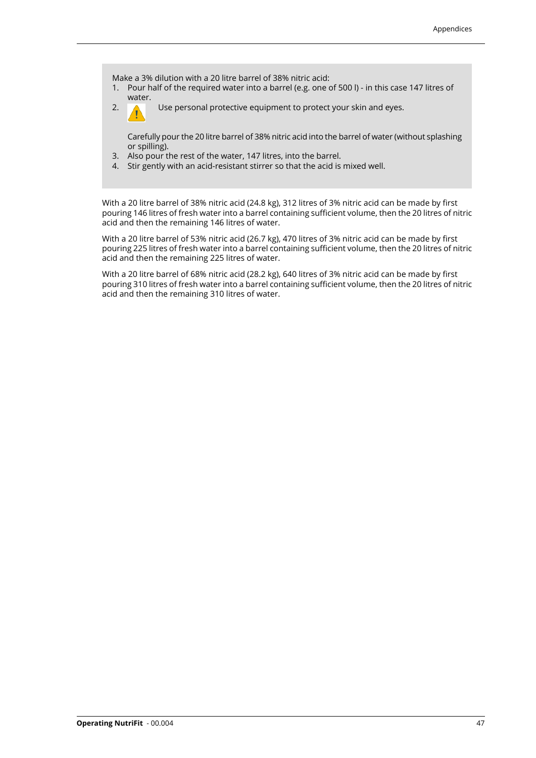Make a 3% dilution with a 20 litre barrel of 38% nitric acid:

1. Pour half of the required water into a barrel (e.g. one of 500 l) - in this case 147 litres of water.
2. ⚠ Use personal protective equipment to protect your skin and eyes.

   Carefully pour the 20 litre barrel of 38% nitric acid into the barrel of water (without splashing or spilling).
3. Also pour the rest of the water, 147 litres, into the barrel.
4. Stir gently with an acid-resistant stirrer so that the acid is mixed well.

With a 20 litre barrel of 38% nitric acid (24.8 kg), 312 litres of 3% nitric acid can be made by first pouring 146 litres of fresh water into a barrel containing sufficient volume, then the 20 litres of nitric acid and then the remaining 146 litres of water.

With a 20 litre barrel of 53% nitric acid (26.7 kg), 470 litres of 3% nitric acid can be made by first pouring 225 litres of fresh water into a barrel containing sufficient volume, then the 20 litres of nitric acid and then the remaining 225 litres of water.

With a 20 litre barrel of 68% nitric acid (28.2 kg), 640 litres of 3% nitric acid can be made by first pouring 310 litres of fresh water into a barrel containing sufficient volume, then the 20 litres of nitric acid and then the remaining 310 litres of water.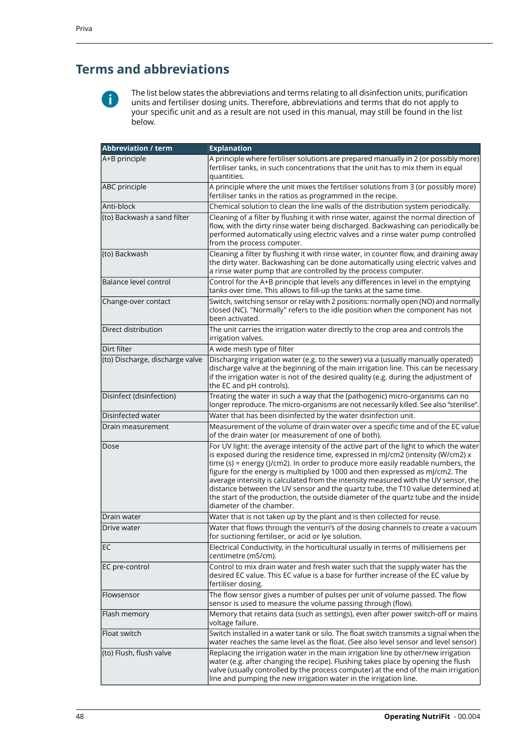## Terms and abbreviations

The list below states the abbreviations and terms relating to all disinfection units, purification units and fertiliser dosing units. Therefore, abbreviations and terms that do not apply to your specific unit and as a result are not used in this manual, may still be found in the list below.

| Abbreviation / term | Explanation |
|---|---|
| A+B principle | A principle where fertiliser solutions are prepared manually in 2 (or possibly more) fertiliser tanks, in such concentrations that the unit has to mix them in equal quantities. |
| ABC principle | A principle where the unit mixes the fertiliser solutions from 3 (or possibly more) fertiliser tanks in the ratios as programmed in the recipe. |
| Anti-block | Chemical solution to clean the line walls of the distribution system periodically. |
| (to) Backwash a sand filter | Cleaning of a filter by flushing it with rinse water, against the normal direction of flow, with the dirty rinse water being discharged. Backwashing can periodically be performed automatically using electric valves and a rinse water pump controlled from the process computer. |
| (to) Backwash | Cleaning a filter by flushing it with rinse water, in counter flow, and draining away the dirty water. Backwashing can be done automatically using electric valves and a rinse water pump that are controlled by the process computer. |
| Balance level control | Control for the A+B principle that levels any differences in level in the emptying tanks over time. This allows to fill-up the tanks at the same time. |
| Change-over contact | Switch, switching sensor or relay with 2 positions: normally open (NO) and normally closed (NC). "Normally" refers to the idle position when the component has not been activated. |
| Direct distribution | The unit carries the irrigation water directly to the crop area and controls the irrigation valves. |
| Dirt filter | A wide mesh type of filter |
| (to) Discharge, discharge valve | Discharging irrigation water (e.g. to the sewer) via a (usually manually operated) discharge valve at the beginning of the main irrigation line. This can be necessary if the irrigation water is not of the desired quality (e.g. during the adjustment of the EC and pH controls). |
| Disinfect (disinfection) | Treating the water in such a way that the (pathogenic) micro-organisms can no longer reproduce. The micro-organisms are not necessarily killed. See also "sterilise". |
| Disinfected water | Water that has been disinfected by the water disinfection unit. |
| Drain measurement | Measurement of the volume of drain water over a specific time and of the EC value of the drain water (or measurement of one of both). |
| Dose | For UV light: the average intensity of the active part of the light to which the water is exposed during the residence time, expressed in mJ/cm2 (intensity (W/cm2) x time (s) = energy (J/cm2). In order to produce more easily readable numbers, the figure for the energy is multiplied by 1000 and then expressed as mJ/cm2. The average intensity is calculated from the intensity measured with the UV sensor, the distance between the UV sensor and the quartz tube, the T10 value determined at the start of the production, the outside diameter of the quartz tube and the inside diameter of the chamber. |
| Drain water | Water that is not taken up by the plant and is then collected for reuse. |
| Drive water | Water that flows through the venturi's of the dosing channels to create a vacuum for suctioning fertiliser, or acid or lye solution. |
| EC | Electrical Conductivity, in the horticultural usually in terms of millisiemens per centimetre (mS/cm). |
| EC pre-control | Control to mix drain water and fresh water such that the supply water has the desired EC value. This EC value is a base for further increase of the EC value by fertiliser dosing. |
| Flowsensor | The flow sensor gives a number of pulses per unit of volume passed. The flow sensor is used to measure the volume passing through (flow). |
| Flash memory | Memory that retains data (such as settings), even after power switch-off or mains voltage failure. |
| Float switch | Switch installed in a water tank or silo. The float switch transmits a signal when the water reaches the same level as the float. (See also level sensor and level sensor) |
| (to) Flush, flush valve | Replacing the irrigation water in the main irrigation line by other/new irrigation water (e.g. after changing the recipe). Flushing takes place by opening the flush valve (usually controlled by the process computer) at the end of the main irrigation line and pumping the new irrigation water in the irrigation line. |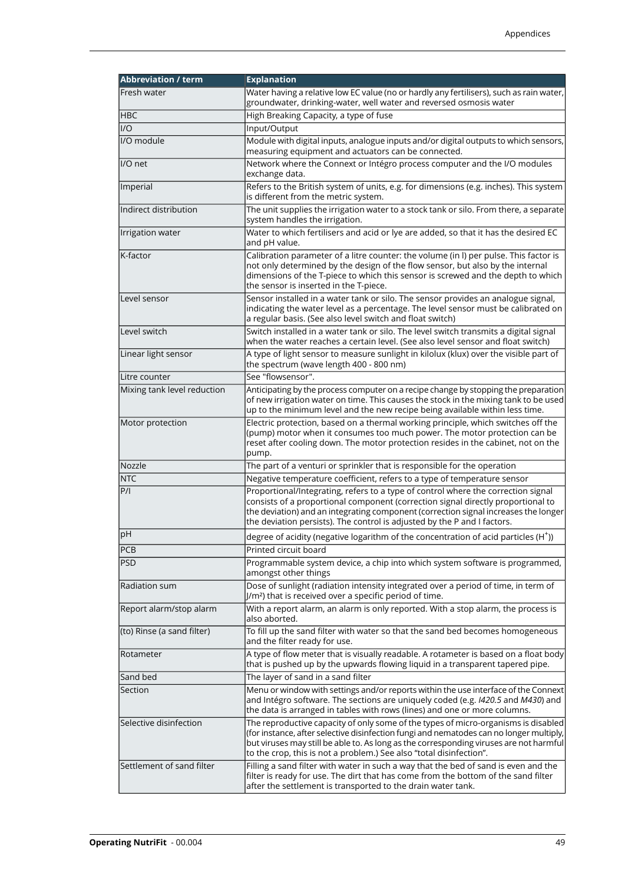| Abbreviation / term | Explanation |
|---|---|
| Fresh water | Water having a relative low EC value (no or hardly any fertilisers), such as rain water, groundwater, drinking-water, well water and reversed osmosis water |
| HBC | High Breaking Capacity, a type of fuse |
| I/O | Input/Output |
| I/O module | Module with digital inputs, analogue inputs and/or digital outputs to which sensors, measuring equipment and actuators can be connected. |
| I/O net | Network where the Connext or Intégro process computer and the I/O modules exchange data. |
| Imperial | Refers to the British system of units, e.g. for dimensions (e.g. inches). This system is different from the metric system. |
| Indirect distribution | The unit supplies the irrigation water to a stock tank or silo. From there, a separate system handles the irrigation. |
| Irrigation water | Water to which fertilisers and acid or lye are added, so that it has the desired EC and pH value. |
| K-factor | Calibration parameter of a litre counter: the volume (in l) per pulse. This factor is not only determined by the design of the flow sensor, but also by the internal dimensions of the T-piece to which this sensor is screwed and the depth to which the sensor is inserted in the T-piece. |
| Level sensor | Sensor installed in a water tank or silo. The sensor provides an analogue signal, indicating the water level as a percentage. The level sensor must be calibrated on a regular basis. (See also level switch and float switch) |
| Level switch | Switch installed in a water tank or silo. The level switch transmits a digital signal when the water reaches a certain level. (See also level sensor and float switch) |
| Linear light sensor | A type of light sensor to measure sunlight in kilolux (klux) over the visible part of the spectrum (wave length 400 - 800 nm) |
| Litre counter | See "flowsensor". |
| Mixing tank level reduction | Anticipating by the process computer on a recipe change by stopping the preparation of new irrigation water on time. This causes the stock in the mixing tank to be used up to the minimum level and the new recipe being available within less time. |
| Motor protection | Electric protection, based on a thermal working principle, which switches off the (pump) motor when it consumes too much power. The motor protection can be reset after cooling down. The motor protection resides in the cabinet, not on the pump. |
| Nozzle | The part of a venturi or sprinkler that is responsible for the operation |
| NTC | Negative temperature coefficient, refers to a type of temperature sensor |
| P/I | Proportional/Integrating, refers to a type of control where the correction signal consists of a proportional component (correction signal directly proportional to the deviation) and an integrating component (correction signal increases the longer the deviation persists). The control is adjusted by the P and I factors. |
| pH | degree of acidity (negative logarithm of the concentration of acid particles ($H^+$)) |
| PCB | Printed circuit board |
| PSD | Programmable system device, a chip into which system software is programmed, amongst other things |
| Radiation sum | Dose of sunlight (radiation intensity integrated over a period of time, in term of $J/m^2$) that is received over a specific period of time. |
| Report alarm/stop alarm | With a report alarm, an alarm is only reported. With a stop alarm, the process is also aborted. |
| (to) Rinse (a sand filter) | To fill up the sand filter with water so that the sand bed becomes homogeneous and the filter ready for use. |
| Rotameter | A type of flow meter that is visually readable. A rotameter is based on a float body that is pushed up by the upwards flowing liquid in a transparent tapered pipe. |
| Sand bed | The layer of sand in a sand filter |
| Section | Menu or window with settings and/or reports within the use interface of the Connext and Intégro software. The sections are uniquely coded (e.g. *I420.5* and *M430*) and the data is arranged in tables with rows (lines) and one or more columns. |
| Selective disinfection | The reproductive capacity of only some of the types of micro-organisms is disabled (for instance, after selective disinfection fungi and nematodes can no longer multiply, but viruses may still be able to. As long as the corresponding viruses are not harmful to the crop, this is not a problem.) See also "total disinfection". |
| Settlement of sand filter | Filling a sand filter with water in such a way that the bed of sand is even and the filter is ready for use. The dirt that has come from the bottom of the sand filter after the settlement is transported to the drain water tank. |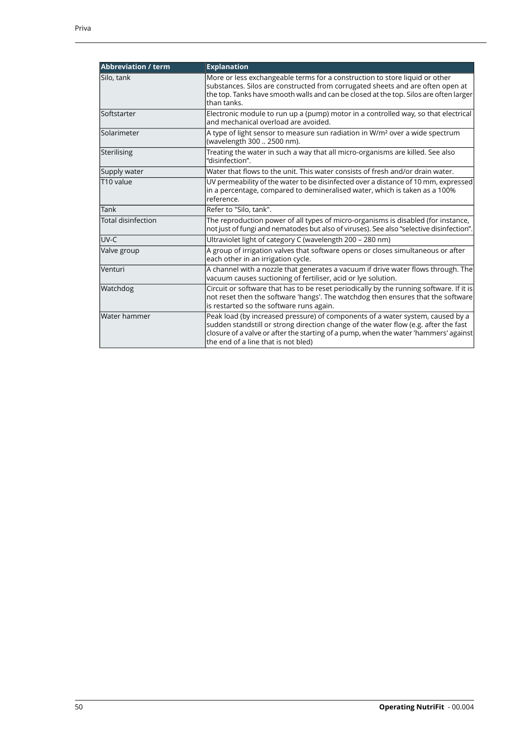| Abbreviation / term | Explanation |
|---|---|
| Silo, tank | More or less exchangeable terms for a construction to store liquid or other substances. Silos are constructed from corrugated sheets and are often open at the top. Tanks have smooth walls and can be closed at the top. Silos are often larger than tanks. |
| Softstarter | Electronic module to run up a (pump) motor in a controlled way, so that electrical and mechanical overload are avoided. |
| Solarimeter | A type of light sensor to measure sun radiation in W/m² over a wide spectrum (wavelength 300 .. 2500 nm). |
| Sterilising | Treating the water in such a way that all micro-organisms are killed. See also "disinfection". |
| Supply water | Water that flows to the unit. This water consists of fresh and/or drain water. |
| T10 value | UV permeability of the water to be disinfected over a distance of 10 mm, expressed in a percentage, compared to demineralised water, which is taken as a 100% reference. |
| Tank | Refer to "Silo, tank". |
| Total disinfection | The reproduction power of all types of micro-organisms is disabled (for instance, not just of fungi and nematodes but also of viruses). See also "selective disinfection". |
| UV-C | Ultraviolet light of category C (wavelength 200 – 280 nm) |
| Valve group | A group of irrigation valves that software opens or closes simultaneous or after each other in an irrigation cycle. |
| Venturi | A channel with a nozzle that generates a vacuum if drive water flows through. The vacuum causes suctioning of fertiliser, acid or lye solution. |
| Watchdog | Circuit or software that has to be reset periodically by the running software. If it is not reset then the software 'hangs'. The watchdog then ensures that the software is restarted so the software runs again. |
| Water hammer | Peak load (by increased pressure) of components of a water system, caused by a sudden standstill or strong direction change of the water flow (e.g. after the fast closure of a valve or after the starting of a pump, when the water 'hammers' against the end of a line that is not bled) |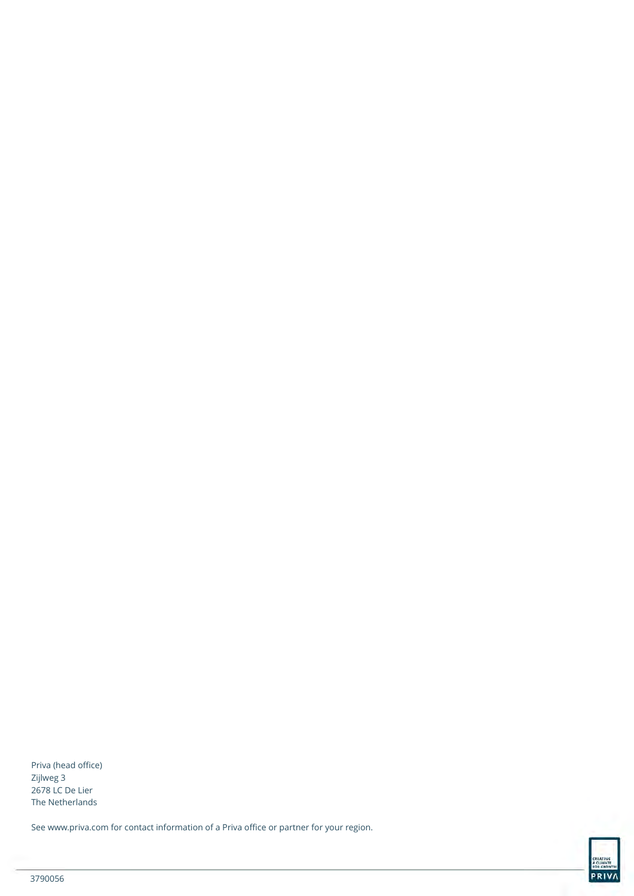Priva (head office)
Zijlweg 3
2678 LC De Lier
The Netherlands

See www.priva.com for contact information of a Priva office or partner for your region.

3790056